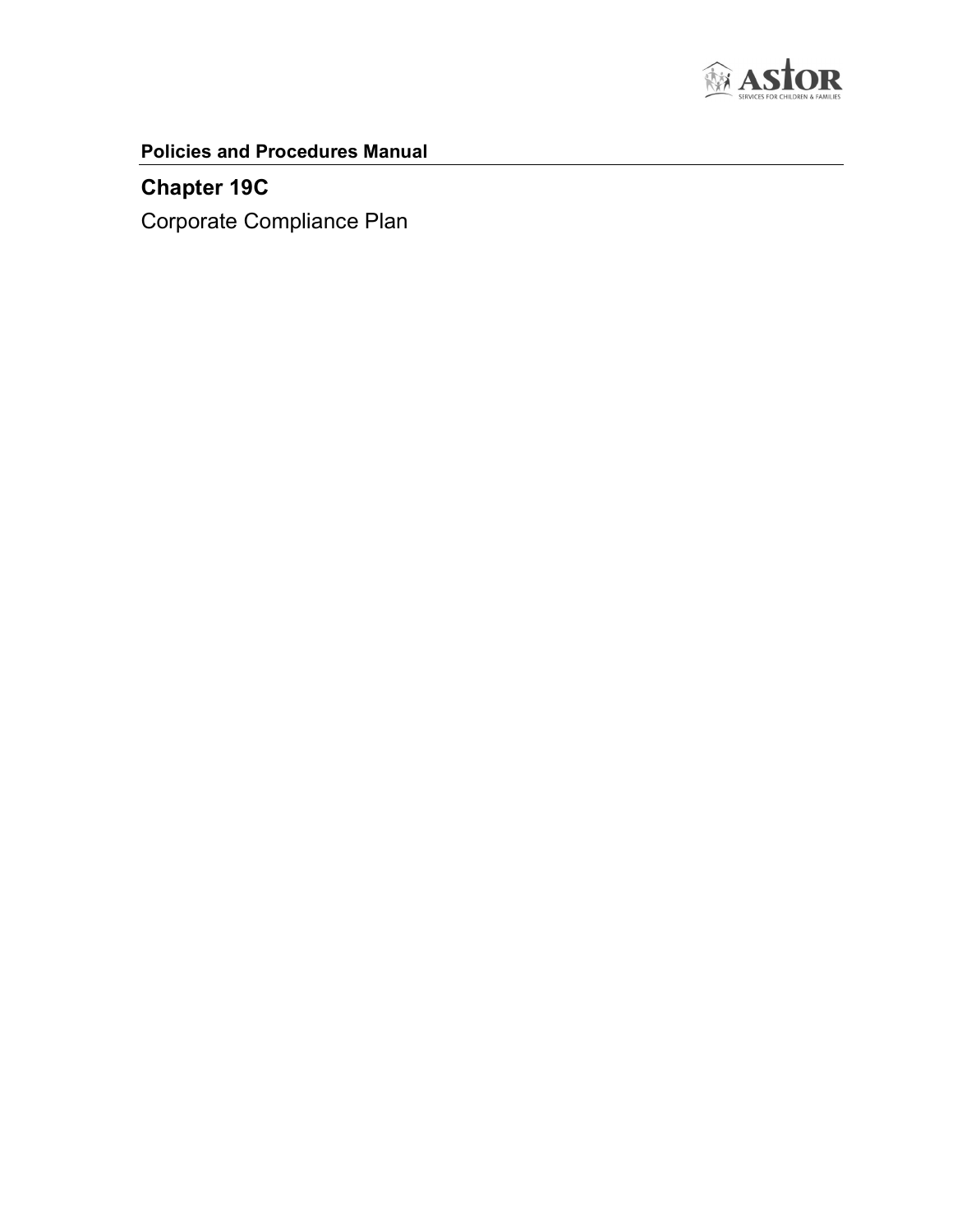**Policies and Procedures Manual**

# Chapter 19C

Corporate Compliance Plan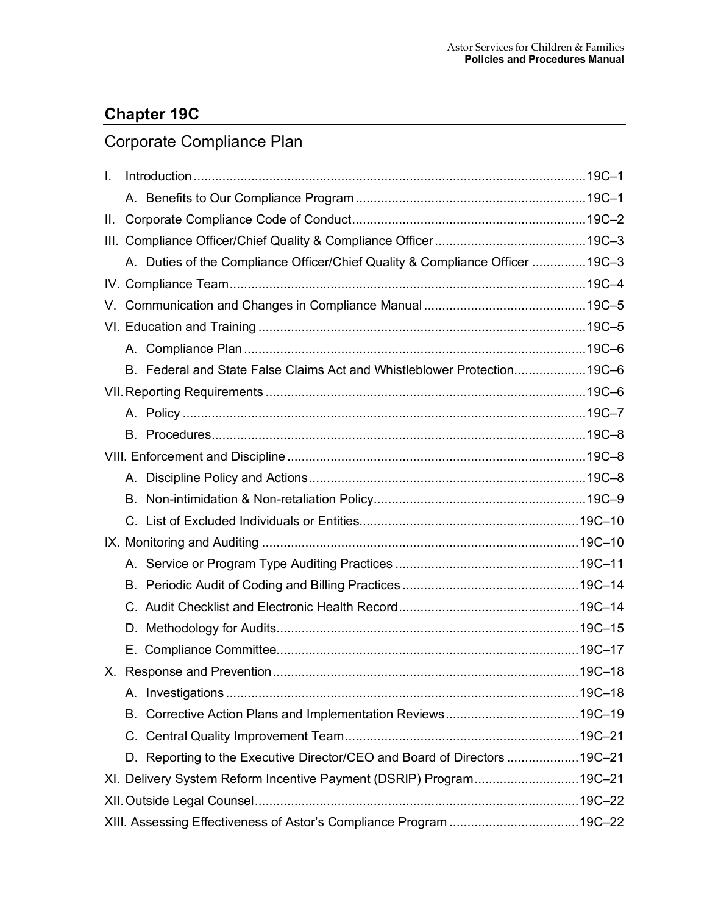## Chapter 19C

### Corporate Compliance Plan

I. Introduction ............................................................ 19C–1
   A. Benefits to Our Compliance Program ............................................................ 19C–1
II. Corporate Compliance Code of Conduct ............................................................ 19C–2
III. Compliance Officer/Chief Quality & Compliance Officer ............................................................ 19C–3
   A. Duties of the Compliance Officer/Chief Quality & Compliance Officer ............................................................ 19C–3
IV. Compliance Team ............................................................ 19C–4
V. Communication and Changes in Compliance Manual ............................................................ 19C–5
VI. Education and Training ............................................................ 19C–5
   A. Compliance Plan ............................................................ 19C–6
   B. Federal and State False Claims Act and Whistleblower Protection ............................................................ 19C–6
VII. Reporting Requirements ............................................................ 19C–6
   A. Policy ............................................................ 19C–7
   B. Procedures ............................................................ 19C–8
VIII. Enforcement and Discipline ............................................................ 19C–8
   A. Discipline Policy and Actions ............................................................ 19C–8
   B. Non-intimidation & Non-retaliation Policy ............................................................ 19C–9
   C. List of Excluded Individuals or Entities ............................................................ 19C–10
IX. Monitoring and Auditing ............................................................ 19C–10
   A. Service or Program Type Auditing Practices ............................................................ 19C–11
   B. Periodic Audit of Coding and Billing Practices ............................................................ 19C–14
   C. Audit Checklist and Electronic Health Record ............................................................ 19C–14
   D. Methodology for Audits ............................................................ 19C–15
   E. Compliance Committee ............................................................ 19C–17
X. Response and Prevention ............................................................ 19C–18
   A. Investigations ............................................................ 19C–18
   B. Corrective Action Plans and Implementation Reviews ............................................................ 19C–19
   C. Central Quality Improvement Team ............................................................ 19C–21
   D. Reporting to the Executive Director/CEO and Board of Directors ............................................................ 19C–21
XI. Delivery System Reform Incentive Payment (DSRIP) Program ............................................................ 19C–21
XII. Outside Legal Counsel ............................................................ 19C–22
XIII. Assessing Effectiveness of Astor's Compliance Program ............................................................ 19C–22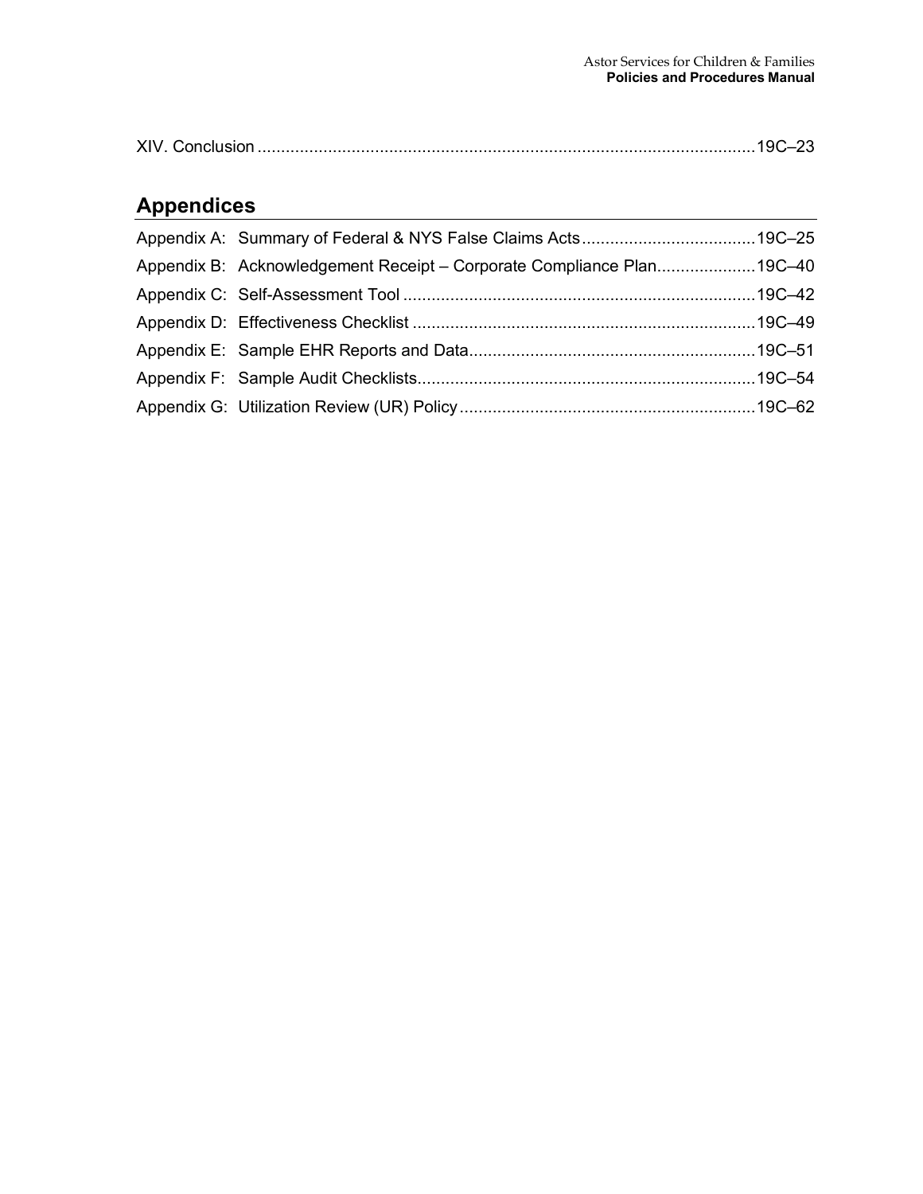XIV. Conclusion ......................................................................................................... 19C–23

## Appendices

Appendix A: Summary of Federal & NYS False Claims Acts ..................................... 19C–25

Appendix B: Acknowledgement Receipt – Corporate Compliance Plan ..................... 19C–40

Appendix C: Self-Assessment Tool ........................................................................... 19C–42

Appendix D: Effectiveness Checklist ......................................................................... 19C–49

Appendix E: Sample EHR Reports and Data ............................................................. 19C–51

Appendix F: Sample Audit Checklists ........................................................................ 19C–54

Appendix G: Utilization Review (UR) Policy ............................................................... 19C–62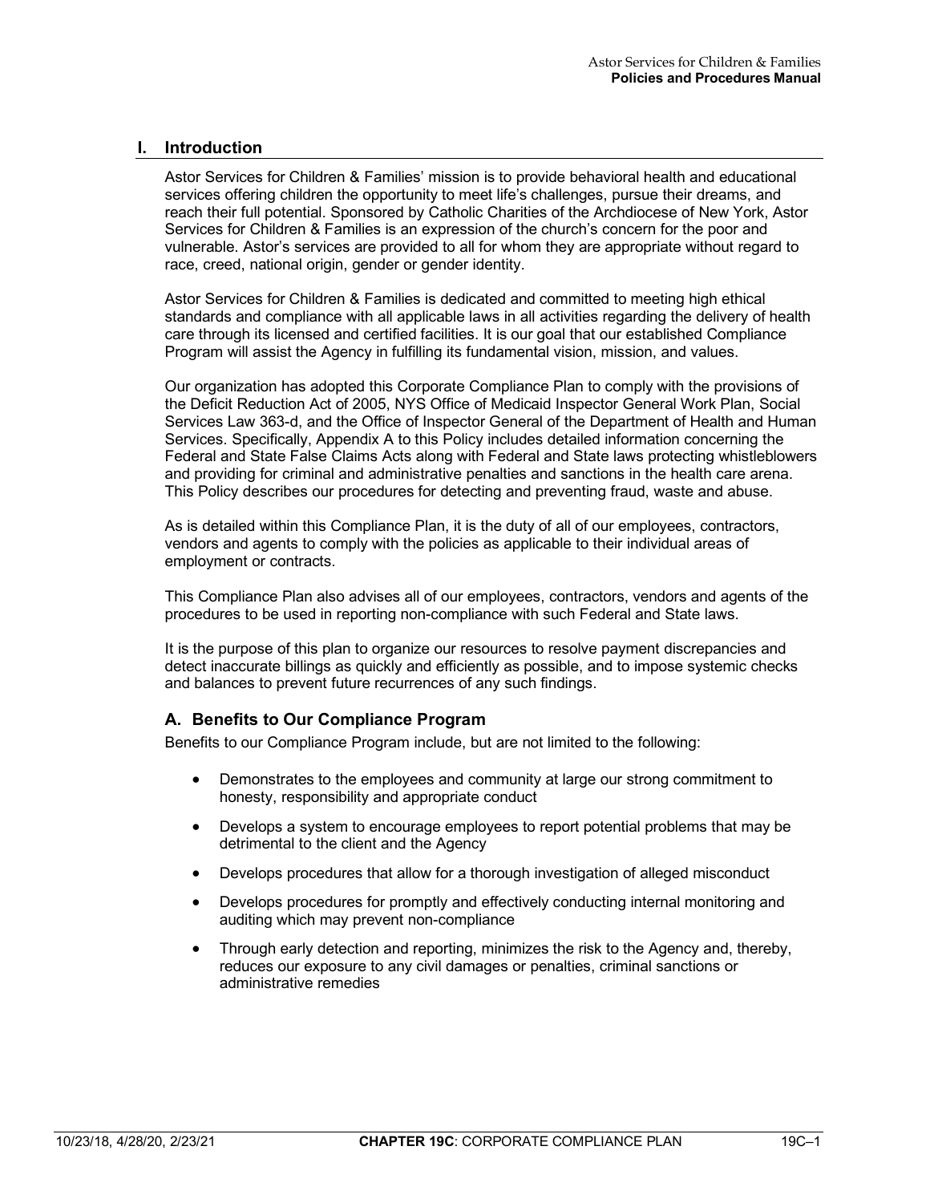## I. Introduction

Astor Services for Children & Families' mission is to provide behavioral health and educational services offering children the opportunity to meet life's challenges, pursue their dreams, and reach their full potential. Sponsored by Catholic Charities of the Archdiocese of New York, Astor Services for Children & Families is an expression of the church's concern for the poor and vulnerable. Astor's services are provided to all for whom they are appropriate without regard to race, creed, national origin, gender or gender identity.

Astor Services for Children & Families is dedicated and committed to meeting high ethical standards and compliance with all applicable laws in all activities regarding the delivery of health care through its licensed and certified facilities. It is our goal that our established Compliance Program will assist the Agency in fulfilling its fundamental vision, mission, and values.

Our organization has adopted this Corporate Compliance Plan to comply with the provisions of the Deficit Reduction Act of 2005, NYS Office of Medicaid Inspector General Work Plan, Social Services Law 363-d, and the Office of Inspector General of the Department of Health and Human Services. Specifically, Appendix A to this Policy includes detailed information concerning the Federal and State False Claims Acts along with Federal and State laws protecting whistleblowers and providing for criminal and administrative penalties and sanctions in the health care arena. This Policy describes our procedures for detecting and preventing fraud, waste and abuse.

As is detailed within this Compliance Plan, it is the duty of all of our employees, contractors, vendors and agents to comply with the policies as applicable to their individual areas of employment or contracts.

This Compliance Plan also advises all of our employees, contractors, vendors and agents of the procedures to be used in reporting non-compliance with such Federal and State laws.

It is the purpose of this plan to organize our resources to resolve payment discrepancies and detect inaccurate billings as quickly and efficiently as possible, and to impose systemic checks and balances to prevent future recurrences of any such findings.

### A. Benefits to Our Compliance Program

Benefits to our Compliance Program include, but are not limited to the following:

- Demonstrates to the employees and community at large our strong commitment to honesty, responsibility and appropriate conduct
- Develops a system to encourage employees to report potential problems that may be detrimental to the client and the Agency
- Develops procedures that allow for a thorough investigation of alleged misconduct
- Develops procedures for promptly and effectively conducting internal monitoring and auditing which may prevent non-compliance
- Through early detection and reporting, minimizes the risk to the Agency and, thereby, reduces our exposure to any civil damages or penalties, criminal sanctions or administrative remedies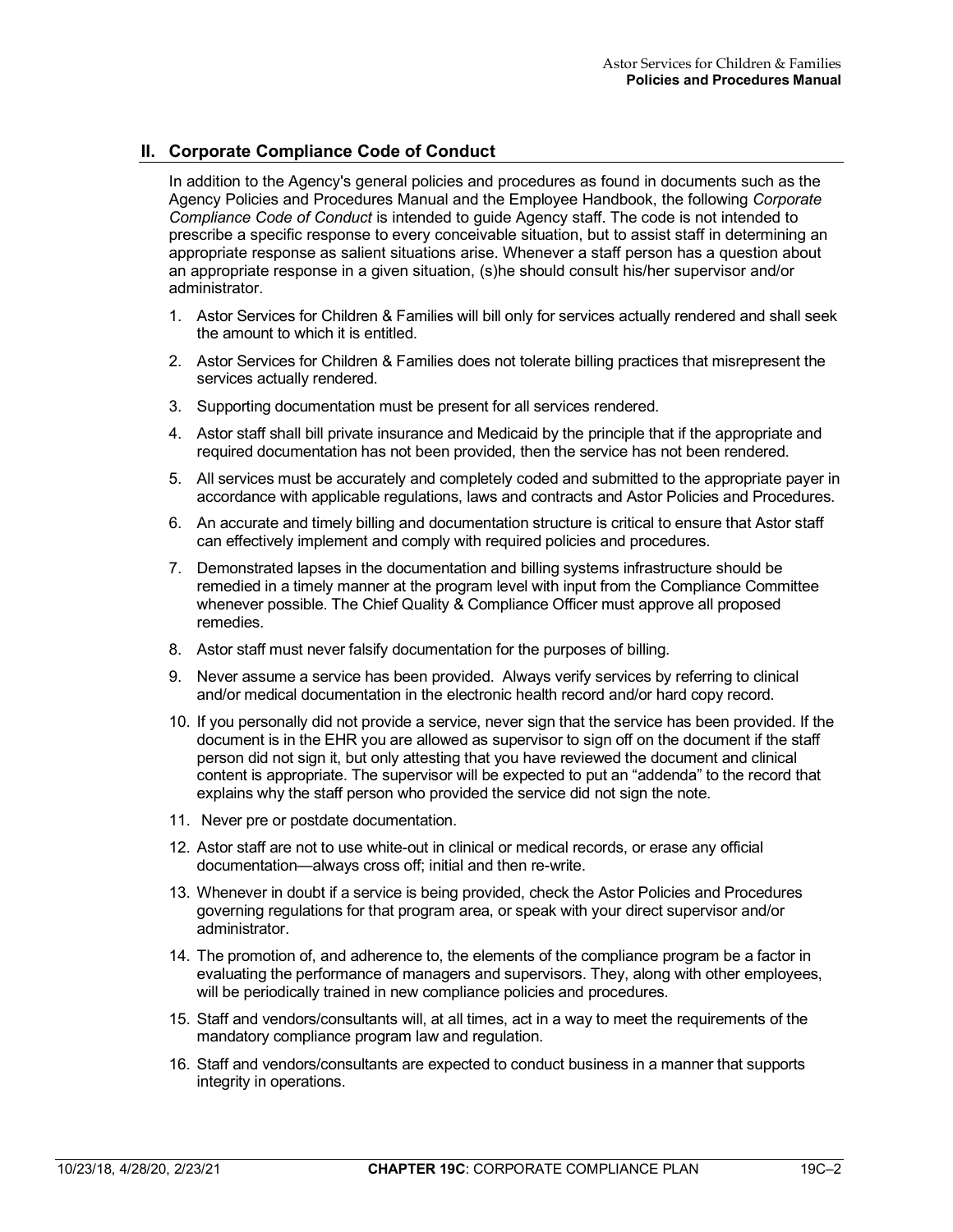## II. Corporate Compliance Code of Conduct

In addition to the Agency's general policies and procedures as found in documents such as the Agency Policies and Procedures Manual and the Employee Handbook, the following *Corporate Compliance Code of Conduct* is intended to guide Agency staff. The code is not intended to prescribe a specific response to every conceivable situation, but to assist staff in determining an appropriate response as salient situations arise. Whenever a staff person has a question about an appropriate response in a given situation, (s)he should consult his/her supervisor and/or administrator.

1. Astor Services for Children & Families will bill only for services actually rendered and shall seek the amount to which it is entitled.
2. Astor Services for Children & Families does not tolerate billing practices that misrepresent the services actually rendered.
3. Supporting documentation must be present for all services rendered.
4. Astor staff shall bill private insurance and Medicaid by the principle that if the appropriate and required documentation has not been provided, then the service has not been rendered.
5. All services must be accurately and completely coded and submitted to the appropriate payer in accordance with applicable regulations, laws and contracts and Astor Policies and Procedures.
6. An accurate and timely billing and documentation structure is critical to ensure that Astor staff can effectively implement and comply with required policies and procedures.
7. Demonstrated lapses in the documentation and billing systems infrastructure should be remedied in a timely manner at the program level with input from the Compliance Committee whenever possible. The Chief Quality & Compliance Officer must approve all proposed remedies.
8. Astor staff must never falsify documentation for the purposes of billing.
9. Never assume a service has been provided. Always verify services by referring to clinical and/or medical documentation in the electronic health record and/or hard copy record.
10. If you personally did not provide a service, never sign that the service has been provided. If the document is in the EHR you are allowed as supervisor to sign off on the document if the staff person did not sign it, but only attesting that you have reviewed the document and clinical content is appropriate. The supervisor will be expected to put an "addenda" to the record that explains why the staff person who provided the service did not sign the note.
11. Never pre or postdate documentation.
12. Astor staff are not to use white-out in clinical or medical records, or erase any official documentation—always cross off; initial and then re-write.
13. Whenever in doubt if a service is being provided, check the Astor Policies and Procedures governing regulations for that program area, or speak with your direct supervisor and/or administrator.
14. The promotion of, and adherence to, the elements of the compliance program be a factor in evaluating the performance of managers and supervisors. They, along with other employees, will be periodically trained in new compliance policies and procedures.
15. Staff and vendors/consultants will, at all times, act in a way to meet the requirements of the mandatory compliance program law and regulation.
16. Staff and vendors/consultants are expected to conduct business in a manner that supports integrity in operations.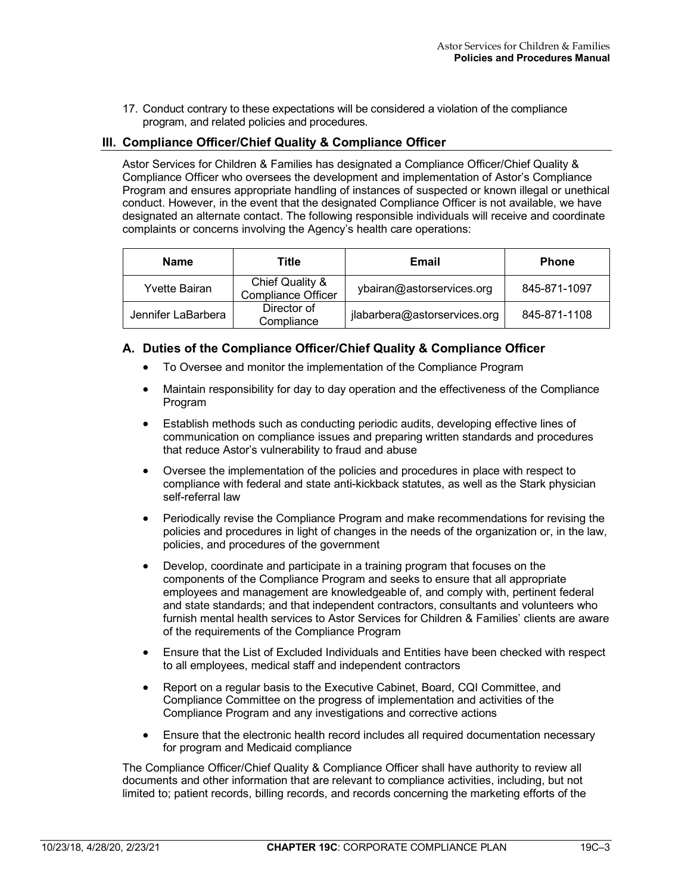17. Conduct contrary to these expectations will be considered a violation of the compliance program, and related policies and procedures.

## III. Compliance Officer/Chief Quality & Compliance Officer

Astor Services for Children & Families has designated a Compliance Officer/Chief Quality & Compliance Officer who oversees the development and implementation of Astor's Compliance Program and ensures appropriate handling of instances of suspected or known illegal or unethical conduct. However, in the event that the designated Compliance Officer is not available, we have designated an alternate contact. The following responsible individuals will receive and coordinate complaints or concerns involving the Agency's health care operations:

| Name | Title | Email | Phone |
|---|---|---|---|
| Yvette Bairan | Chief Quality & Compliance Officer | ybairan@astorservices.org | 845-871-1097 |
| Jennifer LaBarbera | Director of Compliance | jlabarbera@astorservices.org | 845-871-1108 |

### A. Duties of the Compliance Officer/Chief Quality & Compliance Officer

- To Oversee and monitor the implementation of the Compliance Program
- Maintain responsibility for day to day operation and the effectiveness of the Compliance Program
- Establish methods such as conducting periodic audits, developing effective lines of communication on compliance issues and preparing written standards and procedures that reduce Astor's vulnerability to fraud and abuse
- Oversee the implementation of the policies and procedures in place with respect to compliance with federal and state anti-kickback statutes, as well as the Stark physician self-referral law
- Periodically revise the Compliance Program and make recommendations for revising the policies and procedures in light of changes in the needs of the organization or, in the law, policies, and procedures of the government
- Develop, coordinate and participate in a training program that focuses on the components of the Compliance Program and seeks to ensure that all appropriate employees and management are knowledgeable of, and comply with, pertinent federal and state standards; and that independent contractors, consultants and volunteers who furnish mental health services to Astor Services for Children & Families' clients are aware of the requirements of the Compliance Program
- Ensure that the List of Excluded Individuals and Entities have been checked with respect to all employees, medical staff and independent contractors
- Report on a regular basis to the Executive Cabinet, Board, CQI Committee, and Compliance Committee on the progress of implementation and activities of the Compliance Program and any investigations and corrective actions
- Ensure that the electronic health record includes all required documentation necessary for program and Medicaid compliance

The Compliance Officer/Chief Quality & Compliance Officer shall have authority to review all documents and other information that are relevant to compliance activities, including, but not limited to; patient records, billing records, and records concerning the marketing efforts of the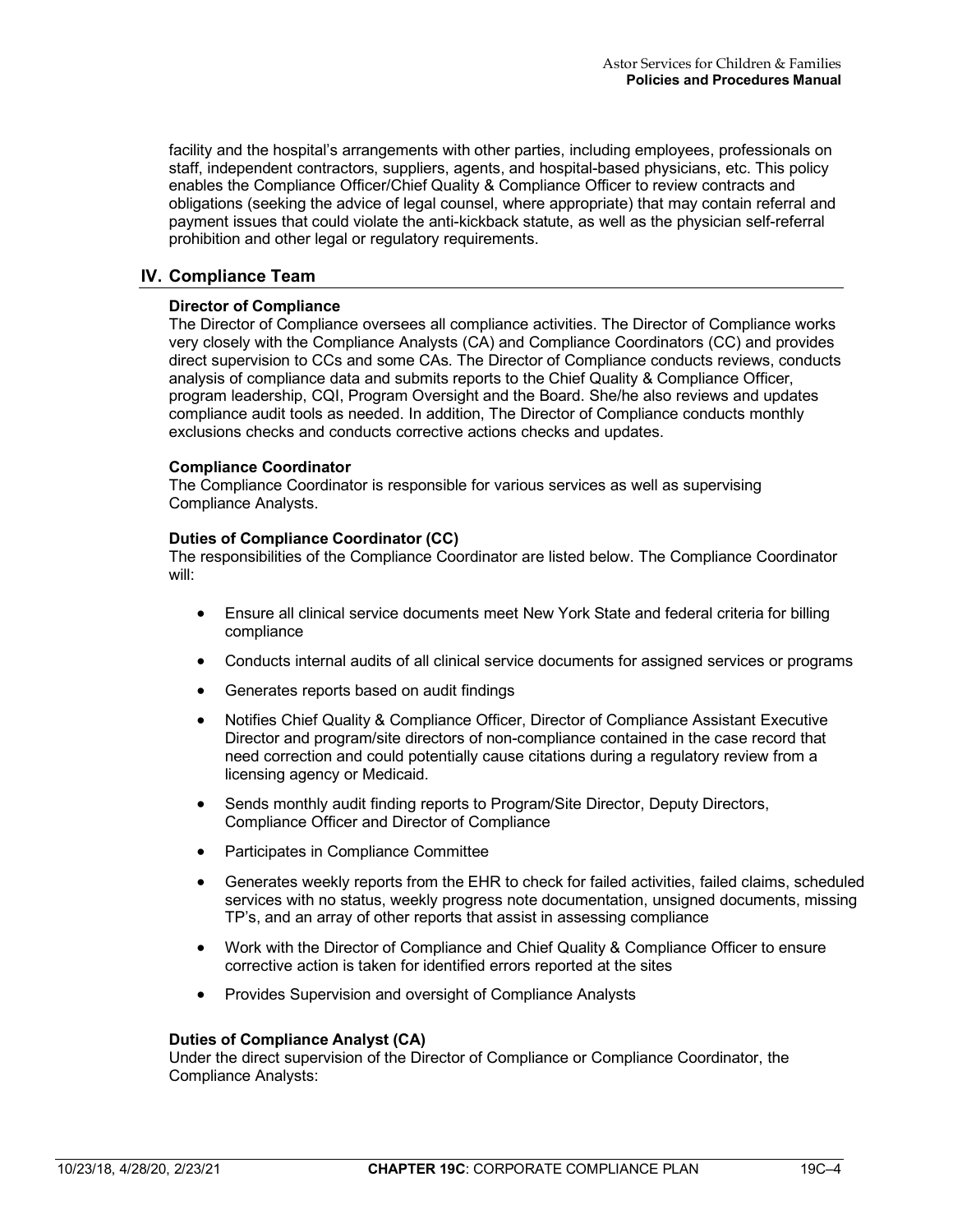facility and the hospital's arrangements with other parties, including employees, professionals on staff, independent contractors, suppliers, agents, and hospital-based physicians, etc. This policy enables the Compliance Officer/Chief Quality & Compliance Officer to review contracts and obligations (seeking the advice of legal counsel, where appropriate) that may contain referral and payment issues that could violate the anti-kickback statute, as well as the physician self-referral prohibition and other legal or regulatory requirements.

## IV. Compliance Team

**Director of Compliance**

The Director of Compliance oversees all compliance activities. The Director of Compliance works very closely with the Compliance Analysts (CA) and Compliance Coordinators (CC) and provides direct supervision to CCs and some CAs. The Director of Compliance conducts reviews, conducts analysis of compliance data and submits reports to the Chief Quality & Compliance Officer, program leadership, CQI, Program Oversight and the Board. She/he also reviews and updates compliance audit tools as needed. In addition, The Director of Compliance conducts monthly exclusions checks and conducts corrective actions checks and updates.

**Compliance Coordinator**

The Compliance Coordinator is responsible for various services as well as supervising Compliance Analysts.

**Duties of Compliance Coordinator (CC)**

The responsibilities of the Compliance Coordinator are listed below. The Compliance Coordinator will:

- Ensure all clinical service documents meet New York State and federal criteria for billing compliance
- Conducts internal audits of all clinical service documents for assigned services or programs
- Generates reports based on audit findings
- Notifies Chief Quality & Compliance Officer, Director of Compliance Assistant Executive Director and program/site directors of non-compliance contained in the case record that need correction and could potentially cause citations during a regulatory review from a licensing agency or Medicaid.
- Sends monthly audit finding reports to Program/Site Director, Deputy Directors, Compliance Officer and Director of Compliance
- Participates in Compliance Committee
- Generates weekly reports from the EHR to check for failed activities, failed claims, scheduled services with no status, weekly progress note documentation, unsigned documents, missing TP's, and an array of other reports that assist in assessing compliance
- Work with the Director of Compliance and Chief Quality & Compliance Officer to ensure corrective action is taken for identified errors reported at the sites
- Provides Supervision and oversight of Compliance Analysts

**Duties of Compliance Analyst (CA)**

Under the direct supervision of the Director of Compliance or Compliance Coordinator, the Compliance Analysts: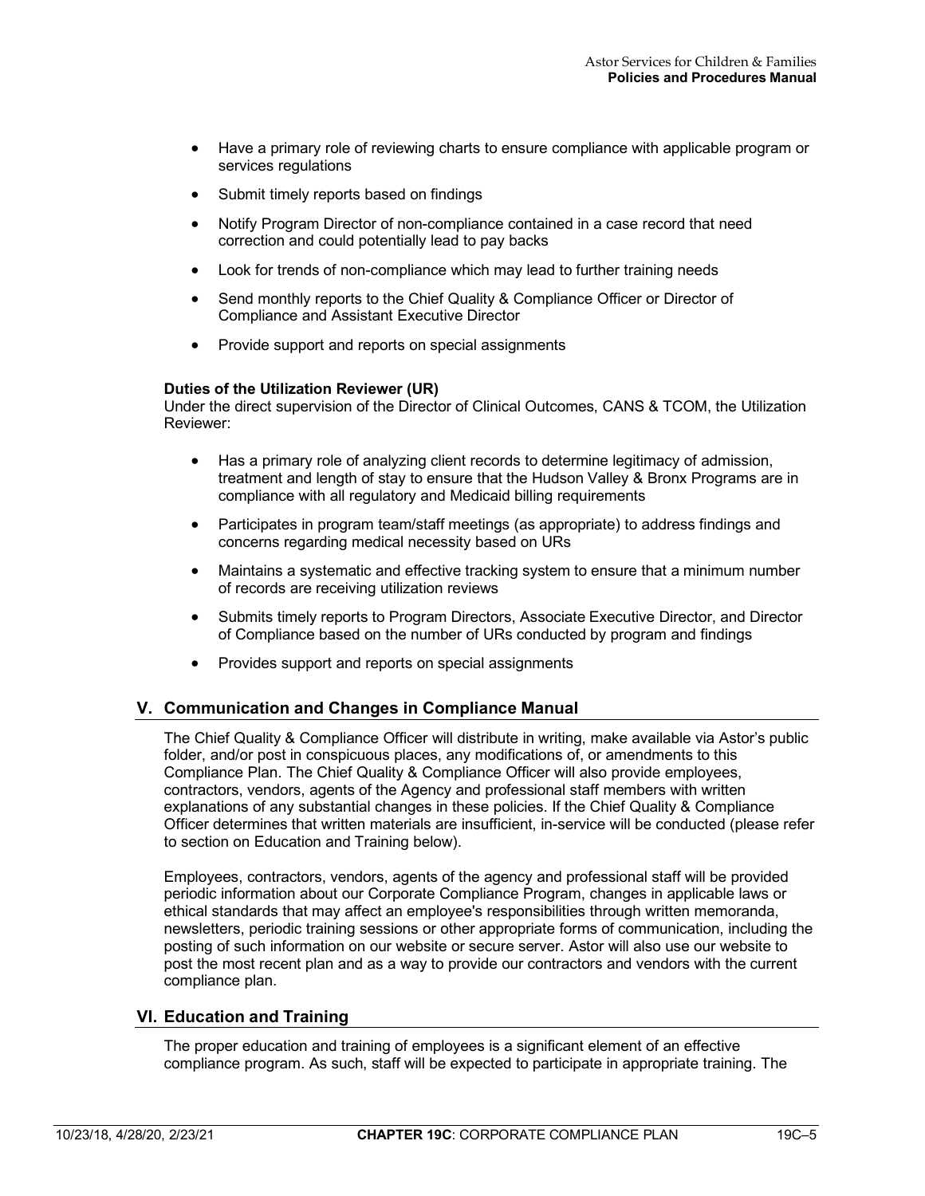- Have a primary role of reviewing charts to ensure compliance with applicable program or services regulations
- Submit timely reports based on findings
- Notify Program Director of non-compliance contained in a case record that need correction and could potentially lead to pay backs
- Look for trends of non-compliance which may lead to further training needs
- Send monthly reports to the Chief Quality & Compliance Officer or Director of Compliance and Assistant Executive Director
- Provide support and reports on special assignments

**Duties of the Utilization Reviewer (UR)**
Under the direct supervision of the Director of Clinical Outcomes, CANS & TCOM, the Utilization Reviewer:

- Has a primary role of analyzing client records to determine legitimacy of admission, treatment and length of stay to ensure that the Hudson Valley & Bronx Programs are in compliance with all regulatory and Medicaid billing requirements
- Participates in program team/staff meetings (as appropriate) to address findings and concerns regarding medical necessity based on URs
- Maintains a systematic and effective tracking system to ensure that a minimum number of records are receiving utilization reviews
- Submits timely reports to Program Directors, Associate Executive Director, and Director of Compliance based on the number of URs conducted by program and findings
- Provides support and reports on special assignments

## V. Communication and Changes in Compliance Manual

The Chief Quality & Compliance Officer will distribute in writing, make available via Astor's public folder, and/or post in conspicuous places, any modifications of, or amendments to this Compliance Plan. The Chief Quality & Compliance Officer will also provide employees, contractors, vendors, agents of the Agency and professional staff members with written explanations of any substantial changes in these policies. If the Chief Quality & Compliance Officer determines that written materials are insufficient, in-service will be conducted (please refer to section on Education and Training below).

Employees, contractors, vendors, agents of the agency and professional staff will be provided periodic information about our Corporate Compliance Program, changes in applicable laws or ethical standards that may affect an employee's responsibilities through written memoranda, newsletters, periodic training sessions or other appropriate forms of communication, including the posting of such information on our website or secure server. Astor will also use our website to post the most recent plan and as a way to provide our contractors and vendors with the current compliance plan.

## VI. Education and Training

The proper education and training of employees is a significant element of an effective compliance program. As such, staff will be expected to participate in appropriate training. The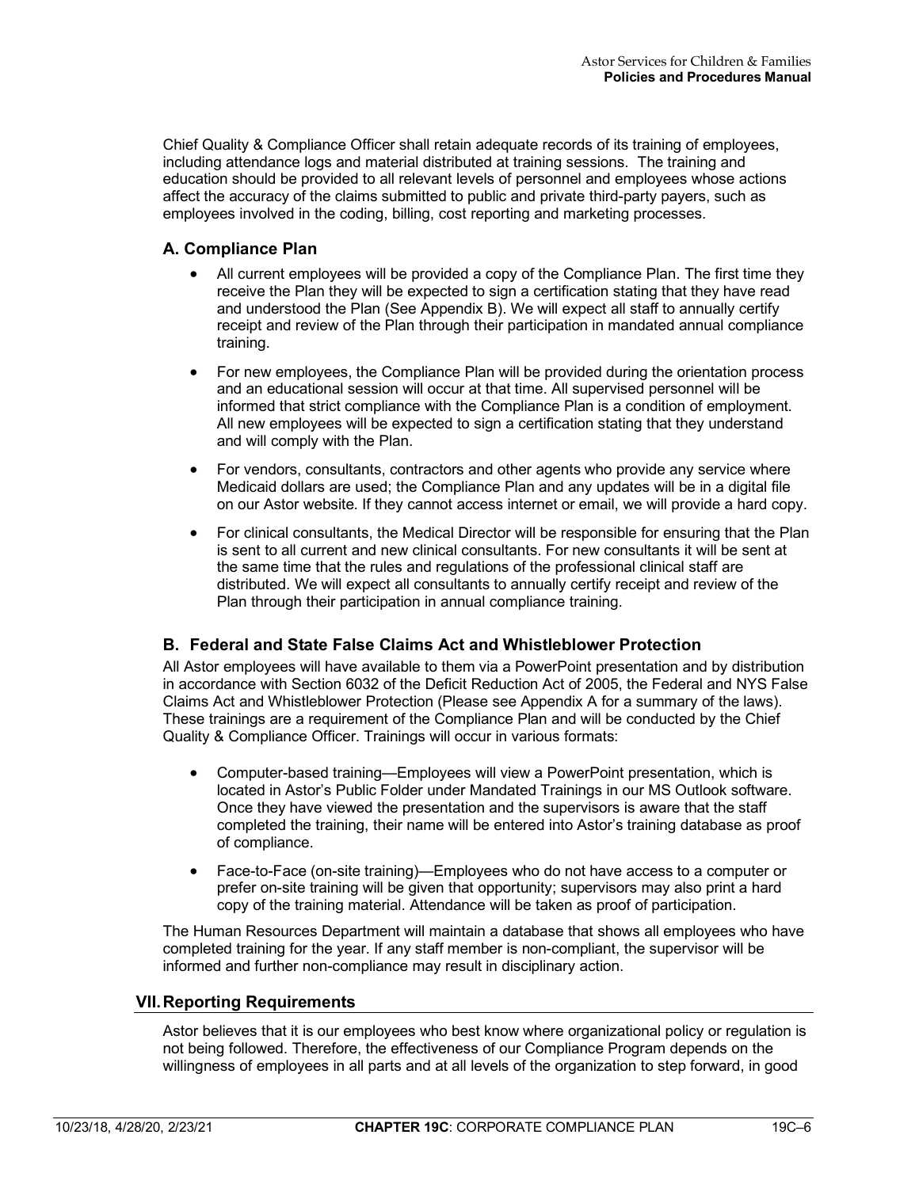Chief Quality & Compliance Officer shall retain adequate records of its training of employees, including attendance logs and material distributed at training sessions. The training and education should be provided to all relevant levels of personnel and employees whose actions affect the accuracy of the claims submitted to public and private third-party payers, such as employees involved in the coding, billing, cost reporting and marketing processes.

### A. Compliance Plan

- All current employees will be provided a copy of the Compliance Plan. The first time they receive the Plan they will be expected to sign a certification stating that they have read and understood the Plan (See Appendix B). We will expect all staff to annually certify receipt and review of the Plan through their participation in mandated annual compliance training.
- For new employees, the Compliance Plan will be provided during the orientation process and an educational session will occur at that time. All supervised personnel will be informed that strict compliance with the Compliance Plan is a condition of employment. All new employees will be expected to sign a certification stating that they understand and will comply with the Plan.
- For vendors, consultants, contractors and other agents who provide any service where Medicaid dollars are used; the Compliance Plan and any updates will be in a digital file on our Astor website. If they cannot access internet or email, we will provide a hard copy.
- For clinical consultants, the Medical Director will be responsible for ensuring that the Plan is sent to all current and new clinical consultants. For new consultants it will be sent at the same time that the rules and regulations of the professional clinical staff are distributed. We will expect all consultants to annually certify receipt and review of the Plan through their participation in annual compliance training.

### B. Federal and State False Claims Act and Whistleblower Protection

All Astor employees will have available to them via a PowerPoint presentation and by distribution in accordance with Section 6032 of the Deficit Reduction Act of 2005, the Federal and NYS False Claims Act and Whistleblower Protection (Please see Appendix A for a summary of the laws). These trainings are a requirement of the Compliance Plan and will be conducted by the Chief Quality & Compliance Officer. Trainings will occur in various formats:

- Computer-based training—Employees will view a PowerPoint presentation, which is located in Astor's Public Folder under Mandated Trainings in our MS Outlook software. Once they have viewed the presentation and the supervisors is aware that the staff completed the training, their name will be entered into Astor's training database as proof of compliance.
- Face-to-Face (on-site training)—Employees who do not have access to a computer or prefer on-site training will be given that opportunity; supervisors may also print a hard copy of the training material. Attendance will be taken as proof of participation.

The Human Resources Department will maintain a database that shows all employees who have completed training for the year. If any staff member is non-compliant, the supervisor will be informed and further non-compliance may result in disciplinary action.

## VII. Reporting Requirements

Astor believes that it is our employees who best know where organizational policy or regulation is not being followed. Therefore, the effectiveness of our Compliance Program depends on the willingness of employees in all parts and at all levels of the organization to step forward, in good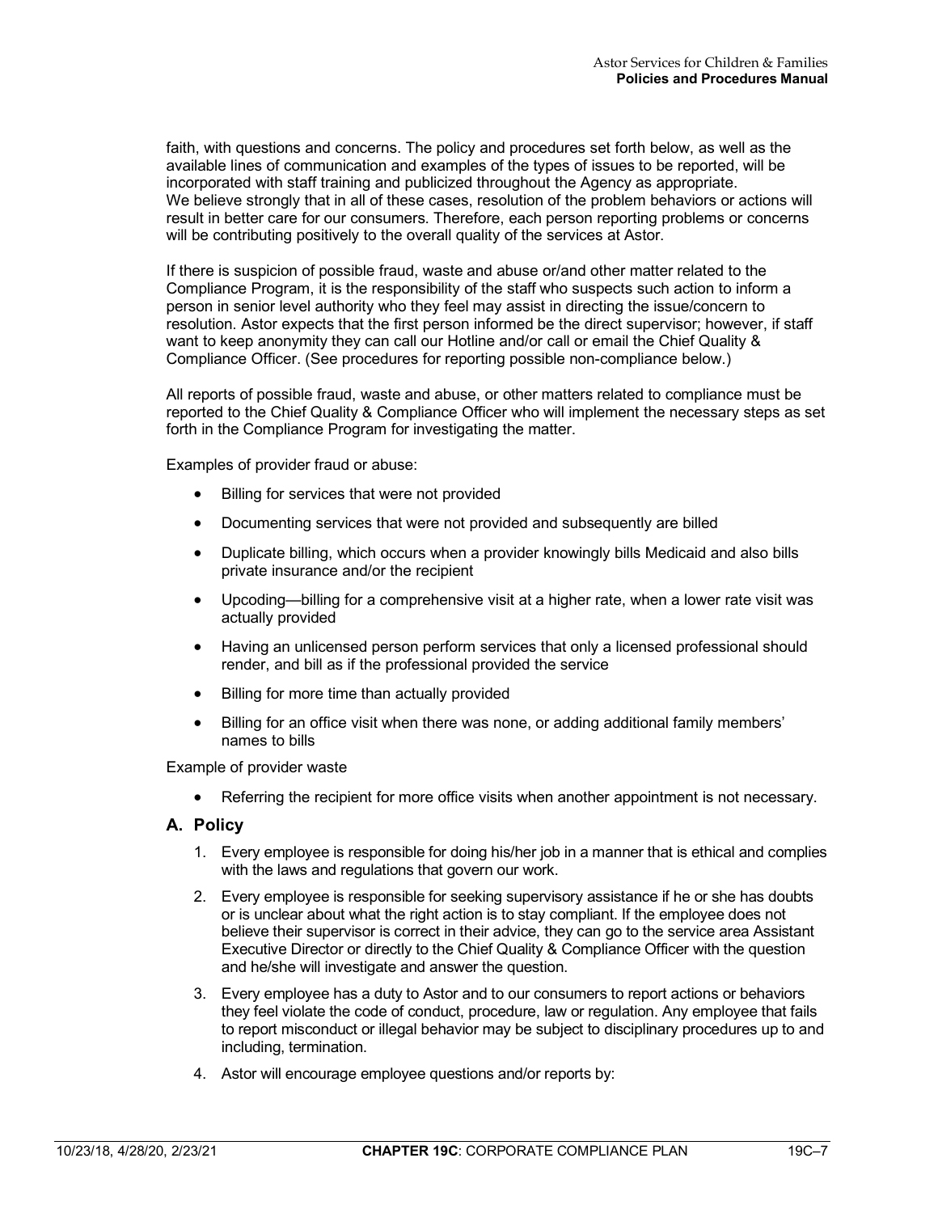faith, with questions and concerns. The policy and procedures set forth below, as well as the available lines of communication and examples of the types of issues to be reported, will be incorporated with staff training and publicized throughout the Agency as appropriate. We believe strongly that in all of these cases, resolution of the problem behaviors or actions will result in better care for our consumers. Therefore, each person reporting problems or concerns will be contributing positively to the overall quality of the services at Astor.

If there is suspicion of possible fraud, waste and abuse or/and other matter related to the Compliance Program, it is the responsibility of the staff who suspects such action to inform a person in senior level authority who they feel may assist in directing the issue/concern to resolution. Astor expects that the first person informed be the direct supervisor; however, if staff want to keep anonymity they can call our Hotline and/or call or email the Chief Quality & Compliance Officer. (See procedures for reporting possible non-compliance below.)

All reports of possible fraud, waste and abuse, or other matters related to compliance must be reported to the Chief Quality & Compliance Officer who will implement the necessary steps as set forth in the Compliance Program for investigating the matter.

Examples of provider fraud or abuse:

- Billing for services that were not provided
- Documenting services that were not provided and subsequently are billed
- Duplicate billing, which occurs when a provider knowingly bills Medicaid and also bills private insurance and/or the recipient
- Upcoding—billing for a comprehensive visit at a higher rate, when a lower rate visit was actually provided
- Having an unlicensed person perform services that only a licensed professional should render, and bill as if the professional provided the service
- Billing for more time than actually provided
- Billing for an office visit when there was none, or adding additional family members' names to bills

Example of provider waste

- Referring the recipient for more office visits when another appointment is not necessary.

## A. Policy

1. Every employee is responsible for doing his/her job in a manner that is ethical and complies with the laws and regulations that govern our work.
2. Every employee is responsible for seeking supervisory assistance if he or she has doubts or is unclear about what the right action is to stay compliant. If the employee does not believe their supervisor is correct in their advice, they can go to the service area Assistant Executive Director or directly to the Chief Quality & Compliance Officer with the question and he/she will investigate and answer the question.
3. Every employee has a duty to Astor and to our consumers to report actions or behaviors they feel violate the code of conduct, procedure, law or regulation. Any employee that fails to report misconduct or illegal behavior may be subject to disciplinary procedures up to and including, termination.
4. Astor will encourage employee questions and/or reports by: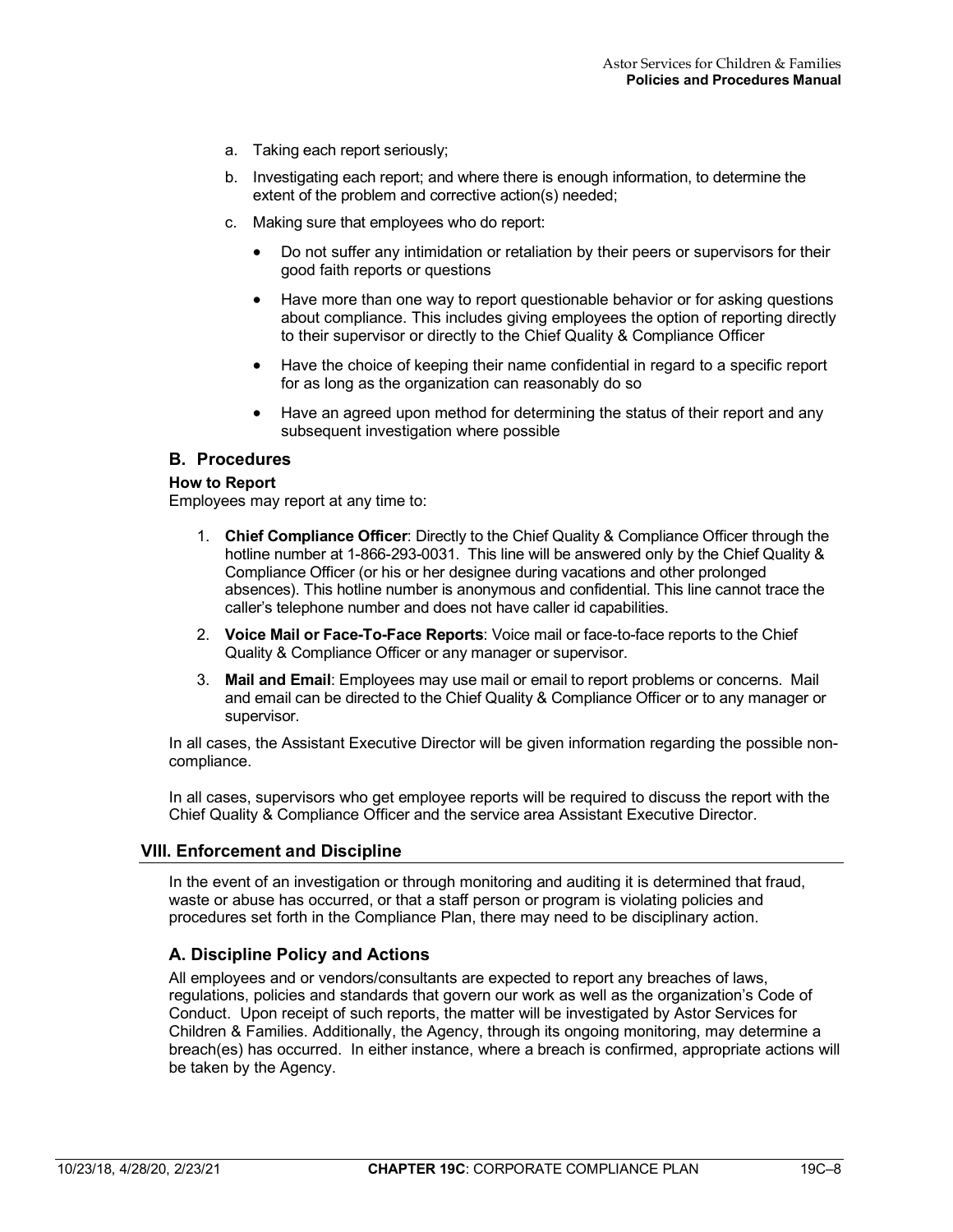a. Taking each report seriously;

b. Investigating each report; and where there is enough information, to determine the extent of the problem and corrective action(s) needed;

c. Making sure that employees who do report:

- Do not suffer any intimidation or retaliation by their peers or supervisors for their good faith reports or questions
- Have more than one way to report questionable behavior or for asking questions about compliance. This includes giving employees the option of reporting directly to their supervisor or directly to the Chief Quality & Compliance Officer
- Have the choice of keeping their name confidential in regard to a specific report for as long as the organization can reasonably do so
- Have an agreed upon method for determining the status of their report and any subsequent investigation where possible

### B. Procedures

**How to Report**

Employees may report at any time to:

1. **Chief Compliance Officer**: Directly to the Chief Quality & Compliance Officer through the hotline number at 1-866-293-0031. This line will be answered only by the Chief Quality & Compliance Officer (or his or her designee during vacations and other prolonged absences). This hotline number is anonymous and confidential. This line cannot trace the caller's telephone number and does not have caller id capabilities.
2. **Voice Mail or Face-To-Face Reports**: Voice mail or face-to-face reports to the Chief Quality & Compliance Officer or any manager or supervisor.
3. **Mail and Email**: Employees may use mail or email to report problems or concerns. Mail and email can be directed to the Chief Quality & Compliance Officer or to any manager or supervisor.

In all cases, the Assistant Executive Director will be given information regarding the possible non-compliance.

In all cases, supervisors who get employee reports will be required to discuss the report with the Chief Quality & Compliance Officer and the service area Assistant Executive Director.

## VIII. Enforcement and Discipline

In the event of an investigation or through monitoring and auditing it is determined that fraud, waste or abuse has occurred, or that a staff person or program is violating policies and procedures set forth in the Compliance Plan, there may need to be disciplinary action.

### A. Discipline Policy and Actions

All employees and or vendors/consultants are expected to report any breaches of laws, regulations, policies and standards that govern our work as well as the organization's Code of Conduct. Upon receipt of such reports, the matter will be investigated by Astor Services for Children & Families. Additionally, the Agency, through its ongoing monitoring, may determine a breach(es) has occurred. In either instance, where a breach is confirmed, appropriate actions will be taken by the Agency.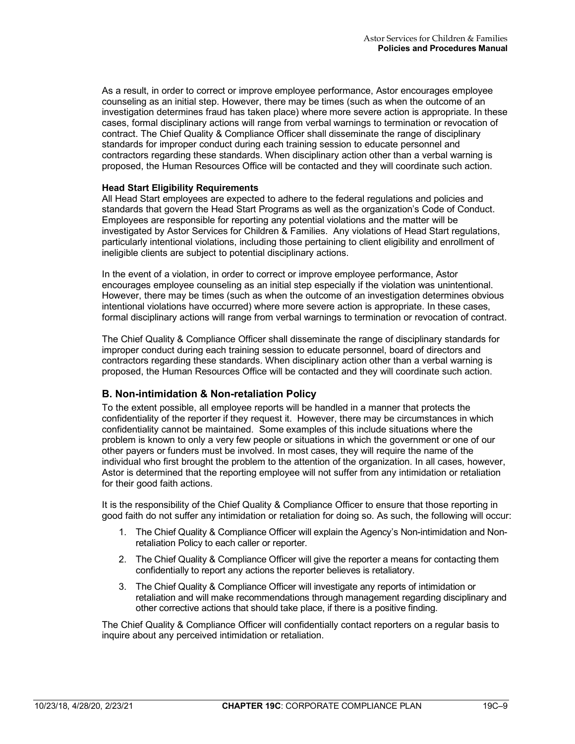As a result, in order to correct or improve employee performance, Astor encourages employee counseling as an initial step. However, there may be times (such as when the outcome of an investigation determines fraud has taken place) where more severe action is appropriate. In these cases, formal disciplinary actions will range from verbal warnings to termination or revocation of contract. The Chief Quality & Compliance Officer shall disseminate the range of disciplinary standards for improper conduct during each training session to educate personnel and contractors regarding these standards. When disciplinary action other than a verbal warning is proposed, the Human Resources Office will be contacted and they will coordinate such action.

**Head Start Eligibility Requirements**

All Head Start employees are expected to adhere to the federal regulations and policies and standards that govern the Head Start Programs as well as the organization's Code of Conduct. Employees are responsible for reporting any potential violations and the matter will be investigated by Astor Services for Children & Families. Any violations of Head Start regulations, particularly intentional violations, including those pertaining to client eligibility and enrollment of ineligible clients are subject to potential disciplinary actions.

In the event of a violation, in order to correct or improve employee performance, Astor encourages employee counseling as an initial step especially if the violation was unintentional. However, there may be times (such as when the outcome of an investigation determines obvious intentional violations have occurred) where more severe action is appropriate. In these cases, formal disciplinary actions will range from verbal warnings to termination or revocation of contract.

The Chief Quality & Compliance Officer shall disseminate the range of disciplinary standards for improper conduct during each training session to educate personnel, board of directors and contractors regarding these standards. When disciplinary action other than a verbal warning is proposed, the Human Resources Office will be contacted and they will coordinate such action.

## B. Non-intimidation & Non-retaliation Policy

To the extent possible, all employee reports will be handled in a manner that protects the confidentiality of the reporter if they request it. However, there may be circumstances in which confidentiality cannot be maintained. Some examples of this include situations where the problem is known to only a very few people or situations in which the government or one of our other payers or funders must be involved. In most cases, they will require the name of the individual who first brought the problem to the attention of the organization. In all cases, however, Astor is determined that the reporting employee will not suffer from any intimidation or retaliation for their good faith actions.

It is the responsibility of the Chief Quality & Compliance Officer to ensure that those reporting in good faith do not suffer any intimidation or retaliation for doing so. As such, the following will occur:

1. The Chief Quality & Compliance Officer will explain the Agency's Non-intimidation and Non-retaliation Policy to each caller or reporter.
2. The Chief Quality & Compliance Officer will give the reporter a means for contacting them confidentially to report any actions the reporter believes is retaliatory.
3. The Chief Quality & Compliance Officer will investigate any reports of intimidation or retaliation and will make recommendations through management regarding disciplinary and other corrective actions that should take place, if there is a positive finding.

The Chief Quality & Compliance Officer will confidentially contact reporters on a regular basis to inquire about any perceived intimidation or retaliation.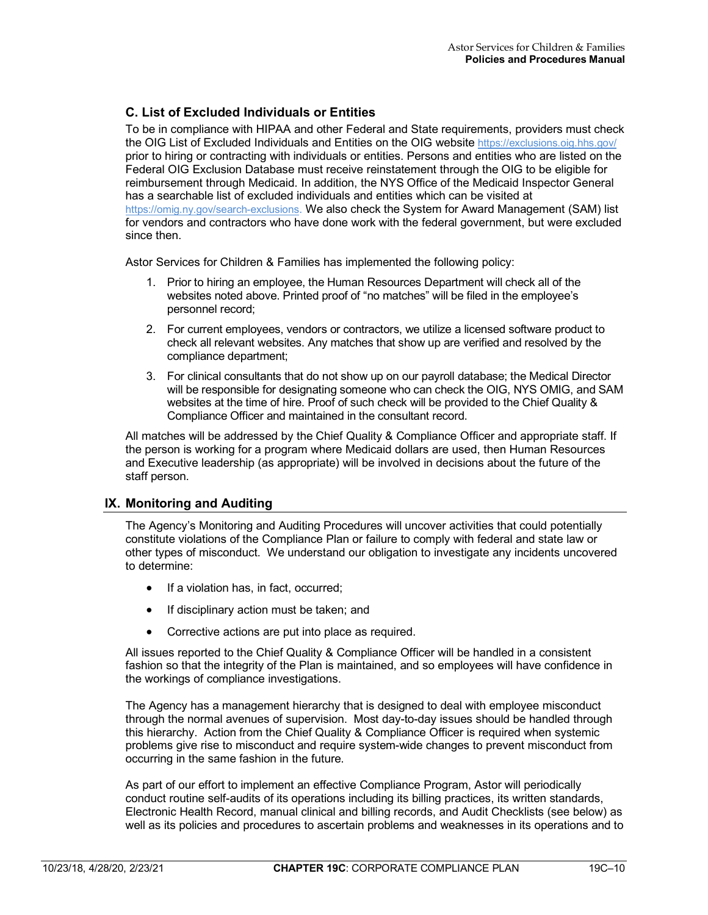### C. List of Excluded Individuals or Entities

To be in compliance with HIPAA and other Federal and State requirements, providers must check the OIG List of Excluded Individuals and Entities on the OIG website https://exclusions.oig.hhs.gov/ prior to hiring or contracting with individuals or entities. Persons and entities who are listed on the Federal OIG Exclusion Database must receive reinstatement through the OIG to be eligible for reimbursement through Medicaid. In addition, the NYS Office of the Medicaid Inspector General has a searchable list of excluded individuals and entities which can be visited at https://omig.ny.gov/search-exclusions. We also check the System for Award Management (SAM) list for vendors and contractors who have done work with the federal government, but were excluded since then.

Astor Services for Children & Families has implemented the following policy:

1. Prior to hiring an employee, the Human Resources Department will check all of the websites noted above. Printed proof of "no matches" will be filed in the employee's personnel record;
2. For current employees, vendors or contractors, we utilize a licensed software product to check all relevant websites. Any matches that show up are verified and resolved by the compliance department;
3. For clinical consultants that do not show up on our payroll database; the Medical Director will be responsible for designating someone who can check the OIG, NYS OMIG, and SAM websites at the time of hire. Proof of such check will be provided to the Chief Quality & Compliance Officer and maintained in the consultant record.

All matches will be addressed by the Chief Quality & Compliance Officer and appropriate staff. If the person is working for a program where Medicaid dollars are used, then Human Resources and Executive leadership (as appropriate) will be involved in decisions about the future of the staff person.

## IX. Monitoring and Auditing

The Agency's Monitoring and Auditing Procedures will uncover activities that could potentially constitute violations of the Compliance Plan or failure to comply with federal and state law or other types of misconduct. We understand our obligation to investigate any incidents uncovered to determine:

- If a violation has, in fact, occurred;
- If disciplinary action must be taken; and
- Corrective actions are put into place as required.

All issues reported to the Chief Quality & Compliance Officer will be handled in a consistent fashion so that the integrity of the Plan is maintained, and so employees will have confidence in the workings of compliance investigations.

The Agency has a management hierarchy that is designed to deal with employee misconduct through the normal avenues of supervision. Most day-to-day issues should be handled through this hierarchy. Action from the Chief Quality & Compliance Officer is required when systemic problems give rise to misconduct and require system-wide changes to prevent misconduct from occurring in the same fashion in the future.

As part of our effort to implement an effective Compliance Program, Astor will periodically conduct routine self-audits of its operations including its billing practices, its written standards, Electronic Health Record, manual clinical and billing records, and Audit Checklists (see below) as well as its policies and procedures to ascertain problems and weaknesses in its operations and to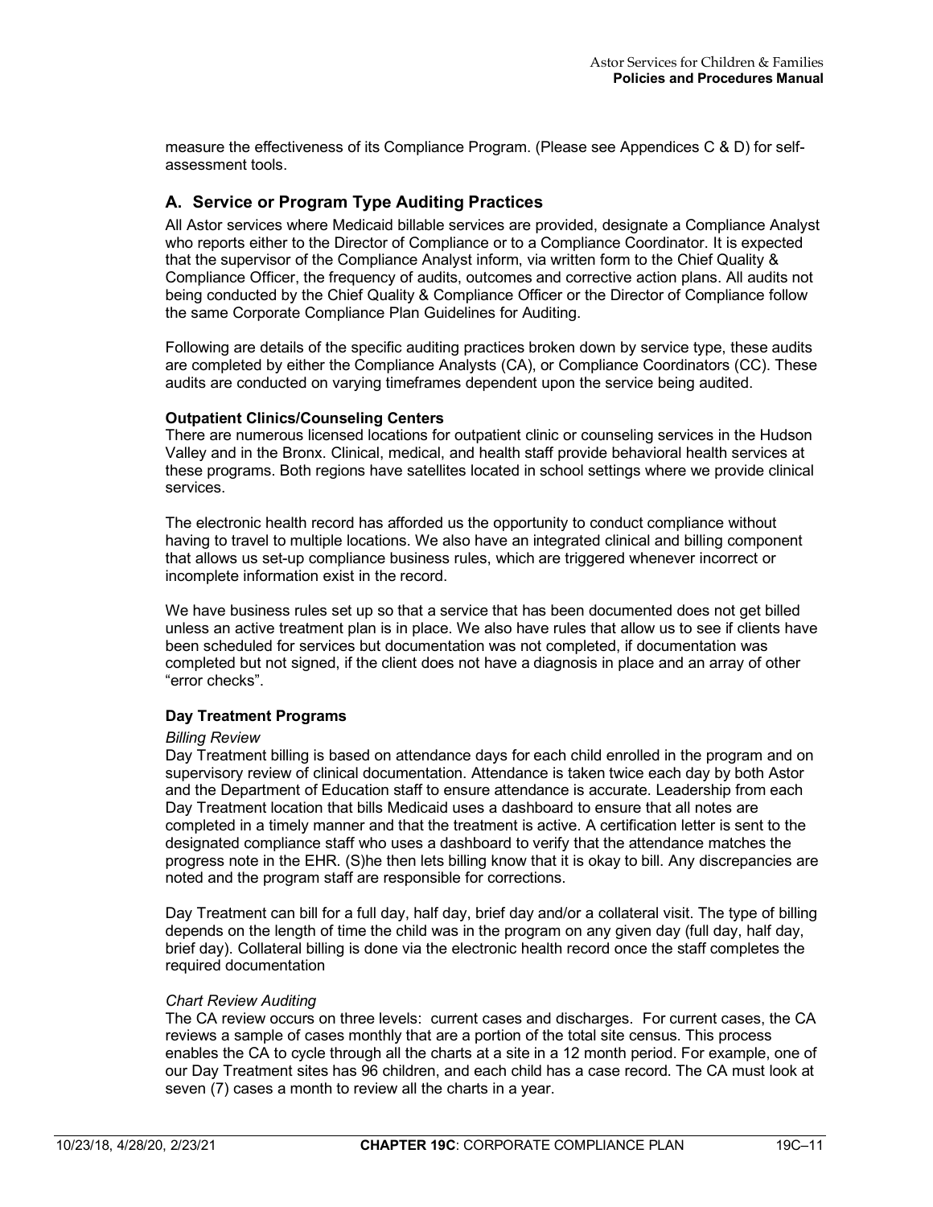measure the effectiveness of its Compliance Program. (Please see Appendices C & D) for self-assessment tools.

## A. Service or Program Type Auditing Practices

All Astor services where Medicaid billable services are provided, designate a Compliance Analyst who reports either to the Director of Compliance or to a Compliance Coordinator. It is expected that the supervisor of the Compliance Analyst inform, via written form to the Chief Quality & Compliance Officer, the frequency of audits, outcomes and corrective action plans. All audits not being conducted by the Chief Quality & Compliance Officer or the Director of Compliance follow the same Corporate Compliance Plan Guidelines for Auditing.

Following are details of the specific auditing practices broken down by service type, these audits are completed by either the Compliance Analysts (CA), or Compliance Coordinators (CC). These audits are conducted on varying timeframes dependent upon the service being audited.

**Outpatient Clinics/Counseling Centers**

There are numerous licensed locations for outpatient clinic or counseling services in the Hudson Valley and in the Bronx. Clinical, medical, and health staff provide behavioral health services at these programs. Both regions have satellites located in school settings where we provide clinical services.

The electronic health record has afforded us the opportunity to conduct compliance without having to travel to multiple locations. We also have an integrated clinical and billing component that allows us set-up compliance business rules, which are triggered whenever incorrect or incomplete information exist in the record.

We have business rules set up so that a service that has been documented does not get billed unless an active treatment plan is in place. We also have rules that allow us to see if clients have been scheduled for services but documentation was not completed, if documentation was completed but not signed, if the client does not have a diagnosis in place and an array of other "error checks".

**Day Treatment Programs**

*Billing Review*

Day Treatment billing is based on attendance days for each child enrolled in the program and on supervisory review of clinical documentation. Attendance is taken twice each day by both Astor and the Department of Education staff to ensure attendance is accurate. Leadership from each Day Treatment location that bills Medicaid uses a dashboard to ensure that all notes are completed in a timely manner and that the treatment is active. A certification letter is sent to the designated compliance staff who uses a dashboard to verify that the attendance matches the progress note in the EHR. (S)he then lets billing know that it is okay to bill. Any discrepancies are noted and the program staff are responsible for corrections.

Day Treatment can bill for a full day, half day, brief day and/or a collateral visit. The type of billing depends on the length of time the child was in the program on any given day (full day, half day, brief day). Collateral billing is done via the electronic health record once the staff completes the required documentation

*Chart Review Auditing*

The CA review occurs on three levels: current cases and discharges. For current cases, the CA reviews a sample of cases monthly that are a portion of the total site census. This process enables the CA to cycle through all the charts at a site in a 12 month period. For example, one of our Day Treatment sites has 96 children, and each child has a case record. The CA must look at seven (7) cases a month to review all the charts in a year.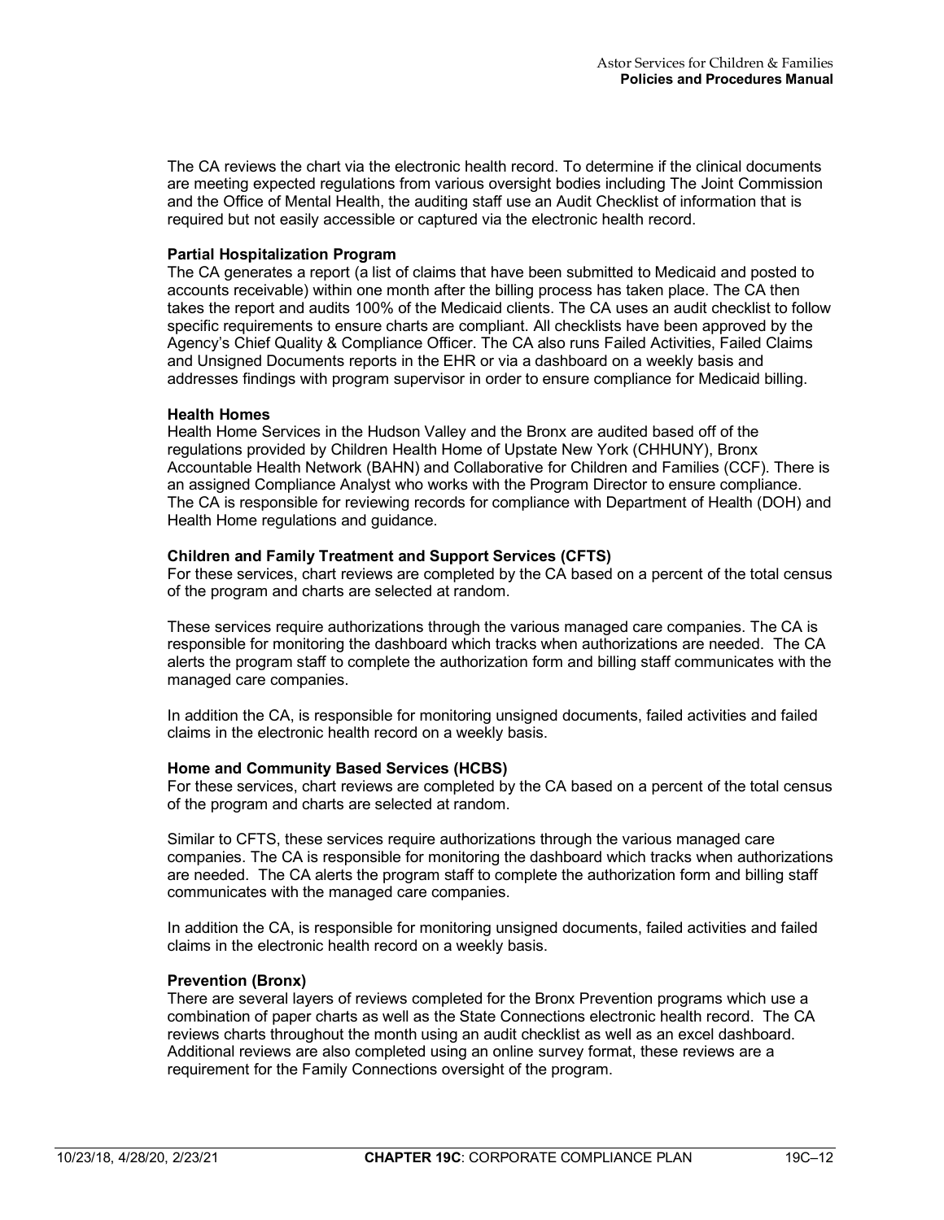The CA reviews the chart via the electronic health record. To determine if the clinical documents are meeting expected regulations from various oversight bodies including The Joint Commission and the Office of Mental Health, the auditing staff use an Audit Checklist of information that is required but not easily accessible or captured via the electronic health record.

**Partial Hospitalization Program**

The CA generates a report (a list of claims that have been submitted to Medicaid and posted to accounts receivable) within one month after the billing process has taken place. The CA then takes the report and audits 100% of the Medicaid clients. The CA uses an audit checklist to follow specific requirements to ensure charts are compliant. All checklists have been approved by the Agency's Chief Quality & Compliance Officer. The CA also runs Failed Activities, Failed Claims and Unsigned Documents reports in the EHR or via a dashboard on a weekly basis and addresses findings with program supervisor in order to ensure compliance for Medicaid billing.

**Health Homes**

Health Home Services in the Hudson Valley and the Bronx are audited based off of the regulations provided by Children Health Home of Upstate New York (CHHUNY), Bronx Accountable Health Network (BAHN) and Collaborative for Children and Families (CCF). There is an assigned Compliance Analyst who works with the Program Director to ensure compliance. The CA is responsible for reviewing records for compliance with Department of Health (DOH) and Health Home regulations and guidance.

**Children and Family Treatment and Support Services (CFTS)**

For these services, chart reviews are completed by the CA based on a percent of the total census of the program and charts are selected at random.

These services require authorizations through the various managed care companies. The CA is responsible for monitoring the dashboard which tracks when authorizations are needed. The CA alerts the program staff to complete the authorization form and billing staff communicates with the managed care companies.

In addition the CA, is responsible for monitoring unsigned documents, failed activities and failed claims in the electronic health record on a weekly basis.

**Home and Community Based Services (HCBS)**

For these services, chart reviews are completed by the CA based on a percent of the total census of the program and charts are selected at random.

Similar to CFTS, these services require authorizations through the various managed care companies. The CA is responsible for monitoring the dashboard which tracks when authorizations are needed. The CA alerts the program staff to complete the authorization form and billing staff communicates with the managed care companies.

In addition the CA, is responsible for monitoring unsigned documents, failed activities and failed claims in the electronic health record on a weekly basis.

**Prevention (Bronx)**

There are several layers of reviews completed for the Bronx Prevention programs which use a combination of paper charts as well as the State Connections electronic health record. The CA reviews charts throughout the month using an audit checklist as well as an excel dashboard. Additional reviews are also completed using an online survey format, these reviews are a requirement for the Family Connections oversight of the program.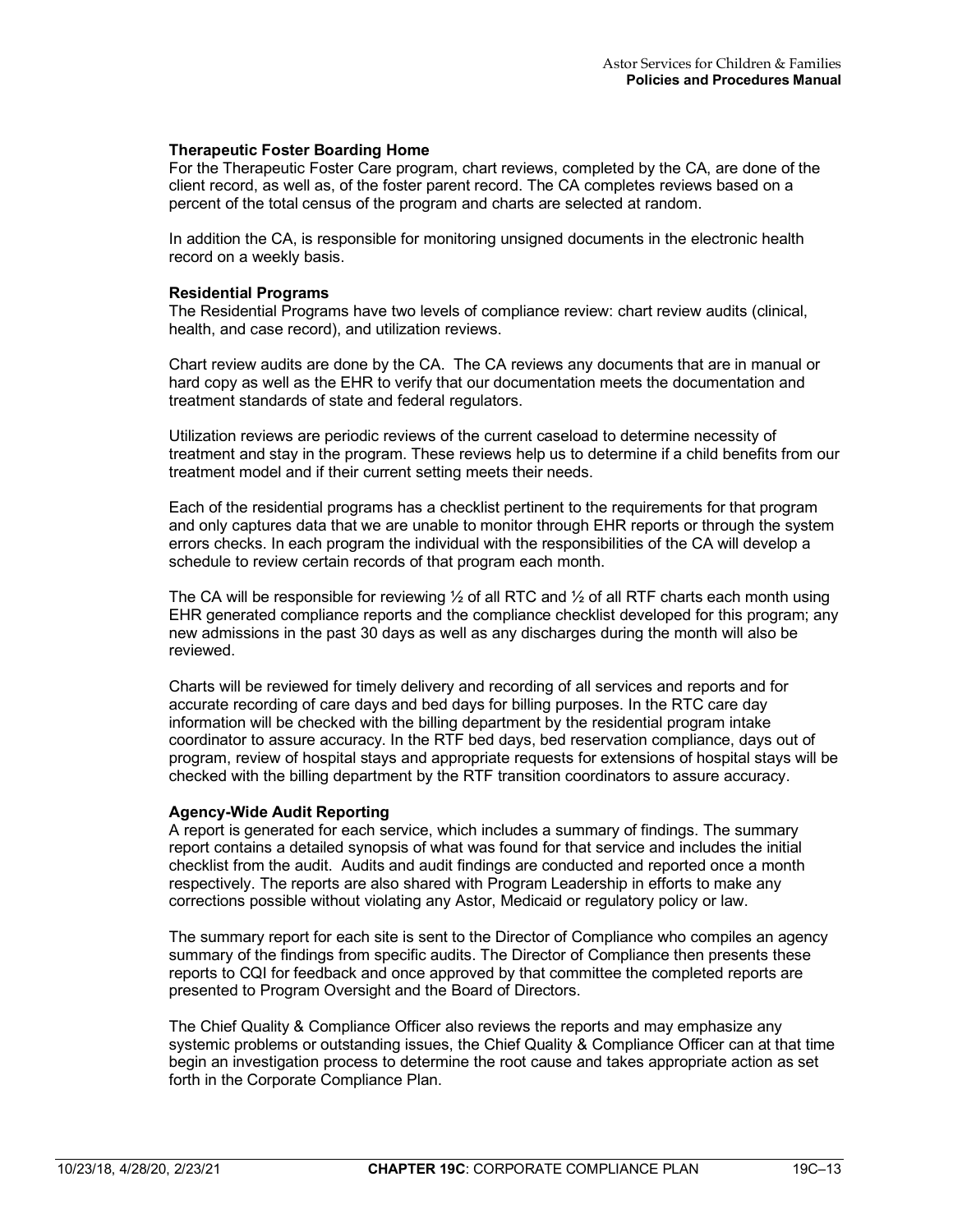**Therapeutic Foster Boarding Home**

For the Therapeutic Foster Care program, chart reviews, completed by the CA, are done of the client record, as well as, of the foster parent record. The CA completes reviews based on a percent of the total census of the program and charts are selected at random.

In addition the CA, is responsible for monitoring unsigned documents in the electronic health record on a weekly basis.

**Residential Programs**

The Residential Programs have two levels of compliance review: chart review audits (clinical, health, and case record), and utilization reviews.

Chart review audits are done by the CA. The CA reviews any documents that are in manual or hard copy as well as the EHR to verify that our documentation meets the documentation and treatment standards of state and federal regulators.

Utilization reviews are periodic reviews of the current caseload to determine necessity of treatment and stay in the program. These reviews help us to determine if a child benefits from our treatment model and if their current setting meets their needs.

Each of the residential programs has a checklist pertinent to the requirements for that program and only captures data that we are unable to monitor through EHR reports or through the system errors checks. In each program the individual with the responsibilities of the CA will develop a schedule to review certain records of that program each month.

The CA will be responsible for reviewing ½ of all RTC and ½ of all RTF charts each month using EHR generated compliance reports and the compliance checklist developed for this program; any new admissions in the past 30 days as well as any discharges during the month will also be reviewed.

Charts will be reviewed for timely delivery and recording of all services and reports and for accurate recording of care days and bed days for billing purposes. In the RTC care day information will be checked with the billing department by the residential program intake coordinator to assure accuracy. In the RTF bed days, bed reservation compliance, days out of program, review of hospital stays and appropriate requests for extensions of hospital stays will be checked with the billing department by the RTF transition coordinators to assure accuracy.

**Agency-Wide Audit Reporting**

A report is generated for each service, which includes a summary of findings. The summary report contains a detailed synopsis of what was found for that service and includes the initial checklist from the audit. Audits and audit findings are conducted and reported once a month respectively. The reports are also shared with Program Leadership in efforts to make any corrections possible without violating any Astor, Medicaid or regulatory policy or law.

The summary report for each site is sent to the Director of Compliance who compiles an agency summary of the findings from specific audits. The Director of Compliance then presents these reports to CQI for feedback and once approved by that committee the completed reports are presented to Program Oversight and the Board of Directors.

The Chief Quality & Compliance Officer also reviews the reports and may emphasize any systemic problems or outstanding issues, the Chief Quality & Compliance Officer can at that time begin an investigation process to determine the root cause and takes appropriate action as set forth in the Corporate Compliance Plan.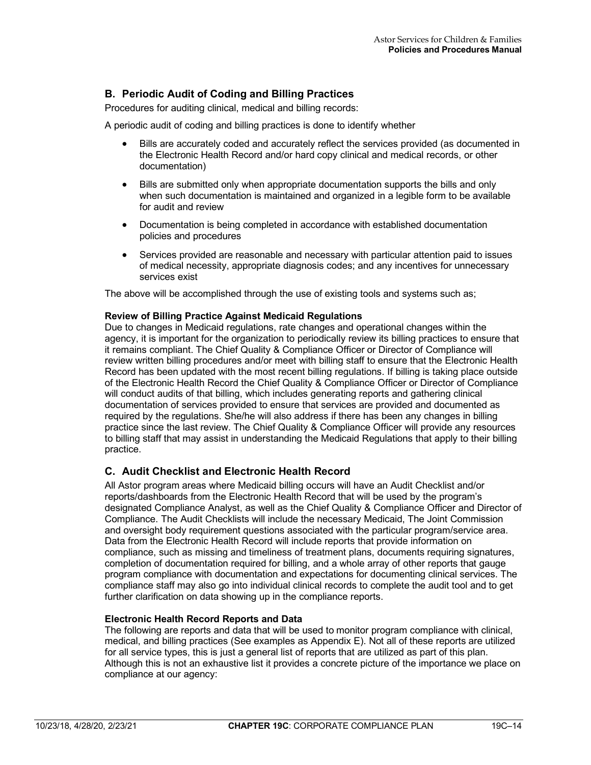## B. Periodic Audit of Coding and Billing Practices

Procedures for auditing clinical, medical and billing records:

A periodic audit of coding and billing practices is done to identify whether

- Bills are accurately coded and accurately reflect the services provided (as documented in the Electronic Health Record and/or hard copy clinical and medical records, or other documentation)
- Bills are submitted only when appropriate documentation supports the bills and only when such documentation is maintained and organized in a legible form to be available for audit and review
- Documentation is being completed in accordance with established documentation policies and procedures
- Services provided are reasonable and necessary with particular attention paid to issues of medical necessity, appropriate diagnosis codes; and any incentives for unnecessary services exist

The above will be accomplished through the use of existing tools and systems such as;

**Review of Billing Practice Against Medicaid Regulations**

Due to changes in Medicaid regulations, rate changes and operational changes within the agency, it is important for the organization to periodically review its billing practices to ensure that it remains compliant. The Chief Quality & Compliance Officer or Director of Compliance will review written billing procedures and/or meet with billing staff to ensure that the Electronic Health Record has been updated with the most recent billing regulations. If billing is taking place outside of the Electronic Health Record the Chief Quality & Compliance Officer or Director of Compliance will conduct audits of that billing, which includes generating reports and gathering clinical documentation of services provided to ensure that services are provided and documented as required by the regulations. She/he will also address if there has been any changes in billing practice since the last review. The Chief Quality & Compliance Officer will provide any resources to billing staff that may assist in understanding the Medicaid Regulations that apply to their billing practice.

## C. Audit Checklist and Electronic Health Record

All Astor program areas where Medicaid billing occurs will have an Audit Checklist and/or reports/dashboards from the Electronic Health Record that will be used by the program's designated Compliance Analyst, as well as the Chief Quality & Compliance Officer and Director of Compliance. The Audit Checklists will include the necessary Medicaid, The Joint Commission and oversight body requirement questions associated with the particular program/service area. Data from the Electronic Health Record will include reports that provide information on compliance, such as missing and timeliness of treatment plans, documents requiring signatures, completion of documentation required for billing, and a whole array of other reports that gauge program compliance with documentation and expectations for documenting clinical services. The compliance staff may also go into individual clinical records to complete the audit tool and to get further clarification on data showing up in the compliance reports.

**Electronic Health Record Reports and Data**

The following are reports and data that will be used to monitor program compliance with clinical, medical, and billing practices (See examples as Appendix E). Not all of these reports are utilized for all service types, this is just a general list of reports that are utilized as part of this plan. Although this is not an exhaustive list it provides a concrete picture of the importance we place on compliance at our agency: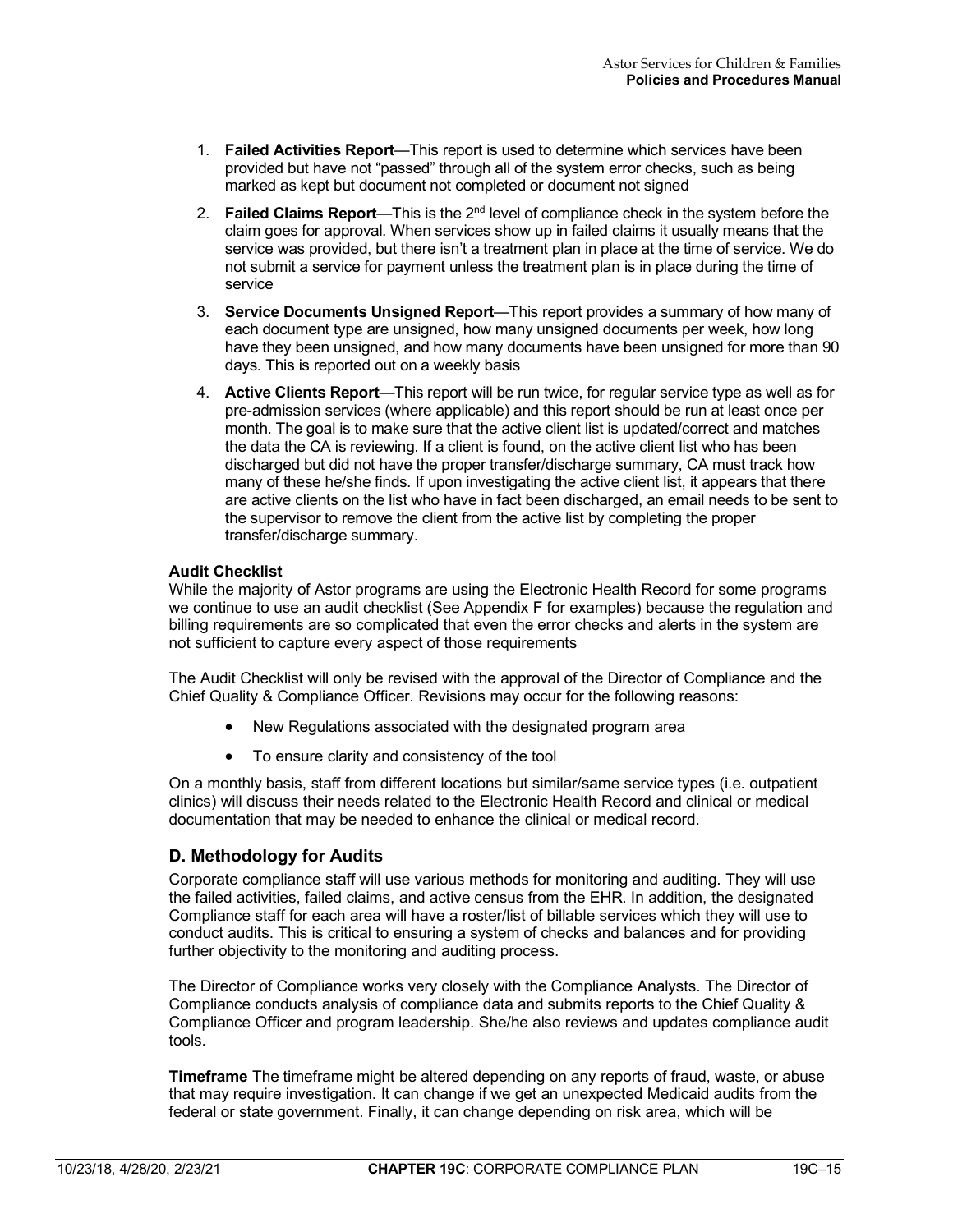1. **Failed Activities Report**—This report is used to determine which services have been provided but have not "passed" through all of the system error checks, such as being marked as kept but document not completed or document not signed
2. **Failed Claims Report**—This is the 2nd level of compliance check in the system before the claim goes for approval. When services show up in failed claims it usually means that the service was provided, but there isn't a treatment plan in place at the time of service. We do not submit a service for payment unless the treatment plan is in place during the time of service
3. **Service Documents Unsigned Report**—This report provides a summary of how many of each document type are unsigned, how many unsigned documents per week, how long have they been unsigned, and how many documents have been unsigned for more than 90 days. This is reported out on a weekly basis
4. **Active Clients Report**—This report will be run twice, for regular service type as well as for pre-admission services (where applicable) and this report should be run at least once per month. The goal is to make sure that the active client list is updated/correct and matches the data the CA is reviewing. If a client is found, on the active client list who has been discharged but did not have the proper transfer/discharge summary, CA must track how many of these he/she finds. If upon investigating the active client list, it appears that there are active clients on the list who have in fact been discharged, an email needs to be sent to the supervisor to remove the client from the active list by completing the proper transfer/discharge summary.

**Audit Checklist**

While the majority of Astor programs are using the Electronic Health Record for some programs we continue to use an audit checklist (See Appendix F for examples) because the regulation and billing requirements are so complicated that even the error checks and alerts in the system are not sufficient to capture every aspect of those requirements

The Audit Checklist will only be revised with the approval of the Director of Compliance and the Chief Quality & Compliance Officer. Revisions may occur for the following reasons:

- New Regulations associated with the designated program area
- To ensure clarity and consistency of the tool

On a monthly basis, staff from different locations but similar/same service types (i.e. outpatient clinics) will discuss their needs related to the Electronic Health Record and clinical or medical documentation that may be needed to enhance the clinical or medical record.

## D. Methodology for Audits

Corporate compliance staff will use various methods for monitoring and auditing. They will use the failed activities, failed claims, and active census from the EHR. In addition, the designated Compliance staff for each area will have a roster/list of billable services which they will use to conduct audits. This is critical to ensuring a system of checks and balances and for providing further objectivity to the monitoring and auditing process.

The Director of Compliance works very closely with the Compliance Analysts. The Director of Compliance conducts analysis of compliance data and submits reports to the Chief Quality & Compliance Officer and program leadership. She/he also reviews and updates compliance audit tools.

**Timeframe** The timeframe might be altered depending on any reports of fraud, waste, or abuse that may require investigation. It can change if we get an unexpected Medicaid audits from the federal or state government. Finally, it can change depending on risk area, which will be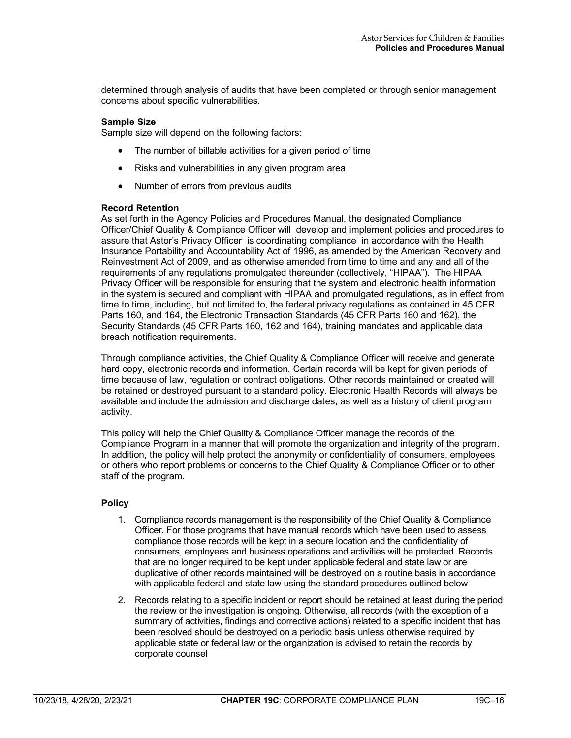determined through analysis of audits that have been completed or through senior management concerns about specific vulnerabilities.

**Sample Size**

Sample size will depend on the following factors:

- The number of billable activities for a given period of time
- Risks and vulnerabilities in any given program area
- Number of errors from previous audits

**Record Retention**

As set forth in the Agency Policies and Procedures Manual, the designated Compliance Officer/Chief Quality & Compliance Officer will develop and implement policies and procedures to assure that Astor's Privacy Officer is coordinating compliance in accordance with the Health Insurance Portability and Accountability Act of 1996, as amended by the American Recovery and Reinvestment Act of 2009, and as otherwise amended from time to time and any and all of the requirements of any regulations promulgated thereunder (collectively, "HIPAA"). The HIPAA Privacy Officer will be responsible for ensuring that the system and electronic health information in the system is secured and compliant with HIPAA and promulgated regulations, as in effect from time to time, including, but not limited to, the federal privacy regulations as contained in 45 CFR Parts 160, and 164, the Electronic Transaction Standards (45 CFR Parts 160 and 162), the Security Standards (45 CFR Parts 160, 162 and 164), training mandates and applicable data breach notification requirements.

Through compliance activities, the Chief Quality & Compliance Officer will receive and generate hard copy, electronic records and information. Certain records will be kept for given periods of time because of law, regulation or contract obligations. Other records maintained or created will be retained or destroyed pursuant to a standard policy. Electronic Health Records will always be available and include the admission and discharge dates, as well as a history of client program activity.

This policy will help the Chief Quality & Compliance Officer manage the records of the Compliance Program in a manner that will promote the organization and integrity of the program. In addition, the policy will help protect the anonymity or confidentiality of consumers, employees or others who report problems or concerns to the Chief Quality & Compliance Officer or to other staff of the program.

**Policy**

1. Compliance records management is the responsibility of the Chief Quality & Compliance Officer. For those programs that have manual records which have been used to assess compliance those records will be kept in a secure location and the confidentiality of consumers, employees and business operations and activities will be protected. Records that are no longer required to be kept under applicable federal and state law or are duplicative of other records maintained will be destroyed on a routine basis in accordance with applicable federal and state law using the standard procedures outlined below

2. Records relating to a specific incident or report should be retained at least during the period the review or the investigation is ongoing. Otherwise, all records (with the exception of a summary of activities, findings and corrective actions) related to a specific incident that has been resolved should be destroyed on a periodic basis unless otherwise required by applicable state or federal law or the organization is advised to retain the records by corporate counsel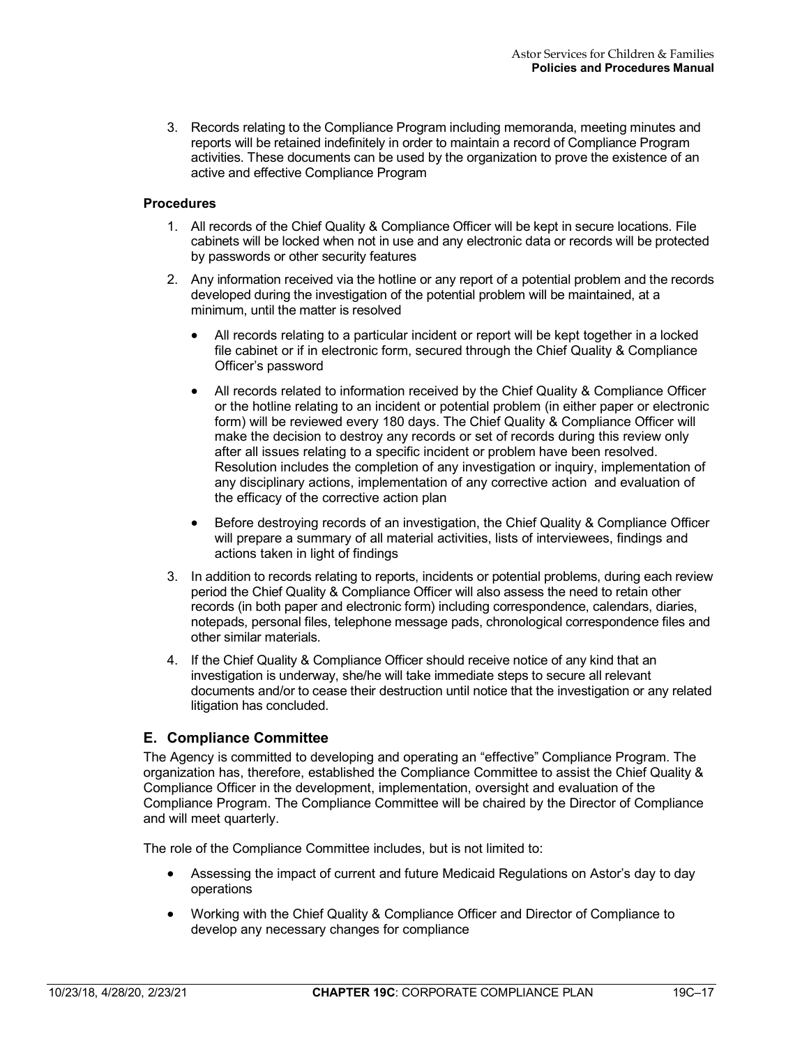3. Records relating to the Compliance Program including memoranda, meeting minutes and reports will be retained indefinitely in order to maintain a record of Compliance Program activities. These documents can be used by the organization to prove the existence of an active and effective Compliance Program

**Procedures**

1. All records of the Chief Quality & Compliance Officer will be kept in secure locations. File cabinets will be locked when not in use and any electronic data or records will be protected by passwords or other security features
2. Any information received via the hotline or any report of a potential problem and the records developed during the investigation of the potential problem will be maintained, at a minimum, until the matter is resolved
   - All records relating to a particular incident or report will be kept together in a locked file cabinet or if in electronic form, secured through the Chief Quality & Compliance Officer's password
   - All records related to information received by the Chief Quality & Compliance Officer or the hotline relating to an incident or potential problem (in either paper or electronic form) will be reviewed every 180 days. The Chief Quality & Compliance Officer will make the decision to destroy any records or set of records during this review only after all issues relating to a specific incident or problem have been resolved. Resolution includes the completion of any investigation or inquiry, implementation of any disciplinary actions, implementation of any corrective action and evaluation of the efficacy of the corrective action plan
   - Before destroying records of an investigation, the Chief Quality & Compliance Officer will prepare a summary of all material activities, lists of interviewees, findings and actions taken in light of findings
3. In addition to records relating to reports, incidents or potential problems, during each review period the Chief Quality & Compliance Officer will also assess the need to retain other records (in both paper and electronic form) including correspondence, calendars, diaries, notepads, personal files, telephone message pads, chronological correspondence files and other similar materials.
4. If the Chief Quality & Compliance Officer should receive notice of any kind that an investigation is underway, she/he will take immediate steps to secure all relevant documents and/or to cease their destruction until notice that the investigation or any related litigation has concluded.

## E. Compliance Committee

The Agency is committed to developing and operating an "effective" Compliance Program. The organization has, therefore, established the Compliance Committee to assist the Chief Quality & Compliance Officer in the development, implementation, oversight and evaluation of the Compliance Program. The Compliance Committee will be chaired by the Director of Compliance and will meet quarterly.

The role of the Compliance Committee includes, but is not limited to:

- Assessing the impact of current and future Medicaid Regulations on Astor's day to day operations
- Working with the Chief Quality & Compliance Officer and Director of Compliance to develop any necessary changes for compliance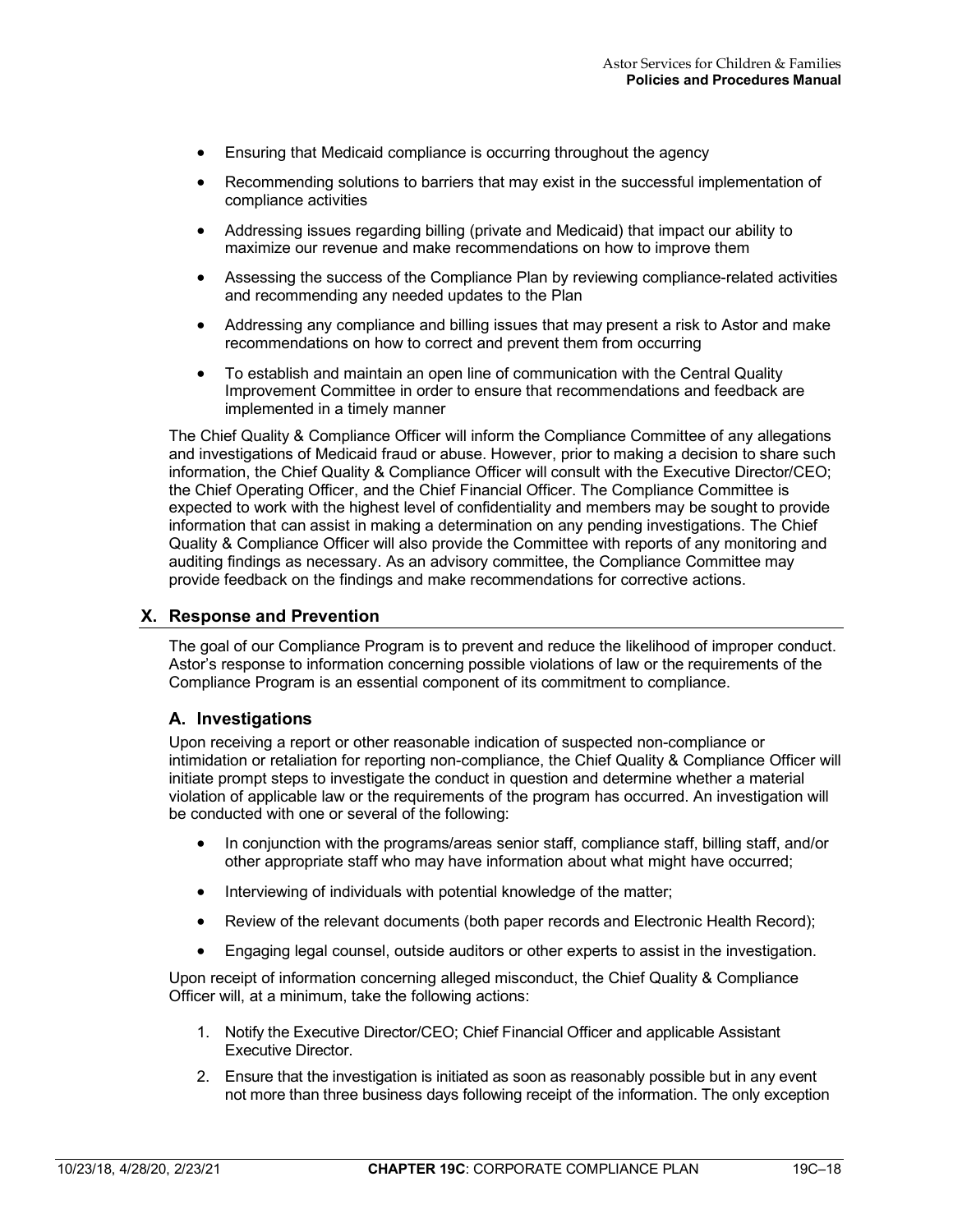- Ensuring that Medicaid compliance is occurring throughout the agency
- Recommending solutions to barriers that may exist in the successful implementation of compliance activities
- Addressing issues regarding billing (private and Medicaid) that impact our ability to maximize our revenue and make recommendations on how to improve them
- Assessing the success of the Compliance Plan by reviewing compliance-related activities and recommending any needed updates to the Plan
- Addressing any compliance and billing issues that may present a risk to Astor and make recommendations on how to correct and prevent them from occurring
- To establish and maintain an open line of communication with the Central Quality Improvement Committee in order to ensure that recommendations and feedback are implemented in a timely manner

The Chief Quality & Compliance Officer will inform the Compliance Committee of any allegations and investigations of Medicaid fraud or abuse. However, prior to making a decision to share such information, the Chief Quality & Compliance Officer will consult with the Executive Director/CEO; the Chief Operating Officer, and the Chief Financial Officer. The Compliance Committee is expected to work with the highest level of confidentiality and members may be sought to provide information that can assist in making a determination on any pending investigations. The Chief Quality & Compliance Officer will also provide the Committee with reports of any monitoring and auditing findings as necessary. As an advisory committee, the Compliance Committee may provide feedback on the findings and make recommendations for corrective actions.

## X. Response and Prevention

The goal of our Compliance Program is to prevent and reduce the likelihood of improper conduct. Astor's response to information concerning possible violations of law or the requirements of the Compliance Program is an essential component of its commitment to compliance.

### A. Investigations

Upon receiving a report or other reasonable indication of suspected non-compliance or intimidation or retaliation for reporting non-compliance, the Chief Quality & Compliance Officer will initiate prompt steps to investigate the conduct in question and determine whether a material violation of applicable law or the requirements of the program has occurred. An investigation will be conducted with one or several of the following:

- In conjunction with the programs/areas senior staff, compliance staff, billing staff, and/or other appropriate staff who may have information about what might have occurred;
- Interviewing of individuals with potential knowledge of the matter;
- Review of the relevant documents (both paper records and Electronic Health Record);
- Engaging legal counsel, outside auditors or other experts to assist in the investigation.

Upon receipt of information concerning alleged misconduct, the Chief Quality & Compliance Officer will, at a minimum, take the following actions:

1. Notify the Executive Director/CEO; Chief Financial Officer and applicable Assistant Executive Director.
2. Ensure that the investigation is initiated as soon as reasonably possible but in any event not more than three business days following receipt of the information. The only exception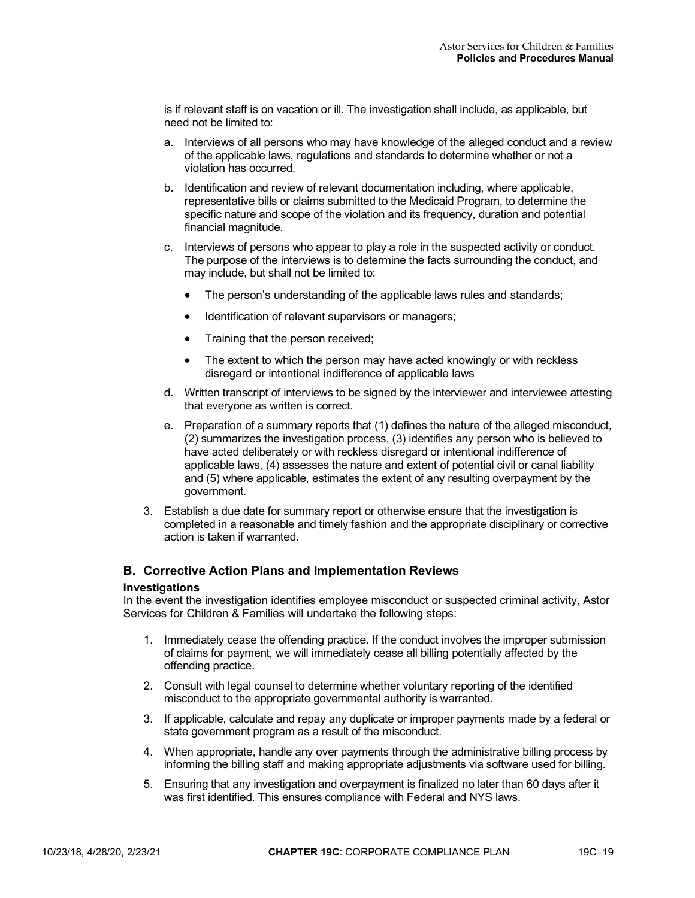is if relevant staff is on vacation or ill. The investigation shall include, as applicable, but need not be limited to:

a. Interviews of all persons who may have knowledge of the alleged conduct and a review of the applicable laws, regulations and standards to determine whether or not a violation has occurred.

b. Identification and review of relevant documentation including, where applicable, representative bills or claims submitted to the Medicaid Program, to determine the specific nature and scope of the violation and its frequency, duration and potential financial magnitude.

c. Interviews of persons who appear to play a role in the suspected activity or conduct. The purpose of the interviews is to determine the facts surrounding the conduct, and may include, but shall not be limited to:

   - The person's understanding of the applicable laws rules and standards;
   - Identification of relevant supervisors or managers;
   - Training that the person received;
   - The extent to which the person may have acted knowingly or with reckless disregard or intentional indifference of applicable laws

d. Written transcript of interviews to be signed by the interviewer and interviewee attesting that everyone as written is correct.

e. Preparation of a summary reports that (1) defines the nature of the alleged misconduct, (2) summarizes the investigation process, (3) identifies any person who is believed to have acted deliberately or with reckless disregard or intentional indifference of applicable laws, (4) assesses the nature and extent of potential civil or canal liability and (5) where applicable, estimates the extent of any resulting overpayment by the government.

3. Establish a due date for summary report or otherwise ensure that the investigation is completed in a reasonable and timely fashion and the appropriate disciplinary or corrective action is taken if warranted.

## B. Corrective Action Plans and Implementation Reviews

**Investigations**

In the event the investigation identifies employee misconduct or suspected criminal activity, Astor Services for Children & Families will undertake the following steps:

1. Immediately cease the offending practice. If the conduct involves the improper submission of claims for payment, we will immediately cease all billing potentially affected by the offending practice.
2. Consult with legal counsel to determine whether voluntary reporting of the identified misconduct to the appropriate governmental authority is warranted.
3. If applicable, calculate and repay any duplicate or improper payments made by a federal or state government program as a result of the misconduct.
4. When appropriate, handle any over payments through the administrative billing process by informing the billing staff and making appropriate adjustments via software used for billing.
5. Ensuring that any investigation and overpayment is finalized no later than 60 days after it was first identified. This ensures compliance with Federal and NYS laws.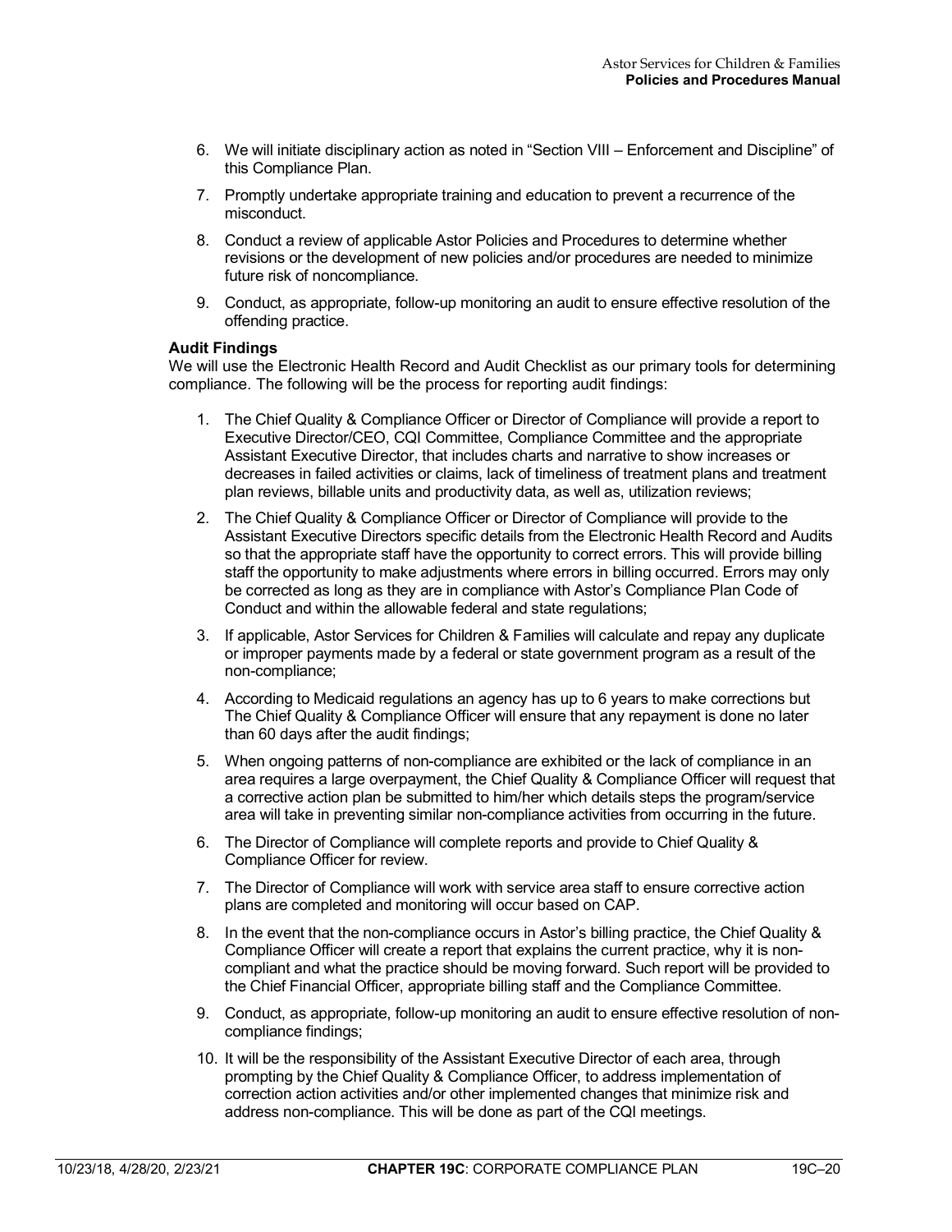6. We will initiate disciplinary action as noted in "Section VIII – Enforcement and Discipline" of this Compliance Plan.
7. Promptly undertake appropriate training and education to prevent a recurrence of the misconduct.
8. Conduct a review of applicable Astor Policies and Procedures to determine whether revisions or the development of new policies and/or procedures are needed to minimize future risk of noncompliance.
9. Conduct, as appropriate, follow-up monitoring an audit to ensure effective resolution of the offending practice.

**Audit Findings**

We will use the Electronic Health Record and Audit Checklist as our primary tools for determining compliance. The following will be the process for reporting audit findings:

1. The Chief Quality & Compliance Officer or Director of Compliance will provide a report to Executive Director/CEO, CQI Committee, Compliance Committee and the appropriate Assistant Executive Director, that includes charts and narrative to show increases or decreases in failed activities or claims, lack of timeliness of treatment plans and treatment plan reviews, billable units and productivity data, as well as, utilization reviews;
2. The Chief Quality & Compliance Officer or Director of Compliance will provide to the Assistant Executive Directors specific details from the Electronic Health Record and Audits so that the appropriate staff have the opportunity to correct errors. This will provide billing staff the opportunity to make adjustments where errors in billing occurred. Errors may only be corrected as long as they are in compliance with Astor's Compliance Plan Code of Conduct and within the allowable federal and state regulations;
3. If applicable, Astor Services for Children & Families will calculate and repay any duplicate or improper payments made by a federal or state government program as a result of the non-compliance;
4. According to Medicaid regulations an agency has up to 6 years to make corrections but The Chief Quality & Compliance Officer will ensure that any repayment is done no later than 60 days after the audit findings;
5. When ongoing patterns of non-compliance are exhibited or the lack of compliance in an area requires a large overpayment, the Chief Quality & Compliance Officer will request that a corrective action plan be submitted to him/her which details steps the program/service area will take in preventing similar non-compliance activities from occurring in the future.
6. The Director of Compliance will complete reports and provide to Chief Quality & Compliance Officer for review.
7. The Director of Compliance will work with service area staff to ensure corrective action plans are completed and monitoring will occur based on CAP.
8. In the event that the non-compliance occurs in Astor's billing practice, the Chief Quality & Compliance Officer will create a report that explains the current practice, why it is non-compliant and what the practice should be moving forward. Such report will be provided to the Chief Financial Officer, appropriate billing staff and the Compliance Committee.
9. Conduct, as appropriate, follow-up monitoring an audit to ensure effective resolution of non-compliance findings;
10. It will be the responsibility of the Assistant Executive Director of each area, through prompting by the Chief Quality & Compliance Officer, to address implementation of correction action activities and/or other implemented changes that minimize risk and address non-compliance. This will be done as part of the CQI meetings.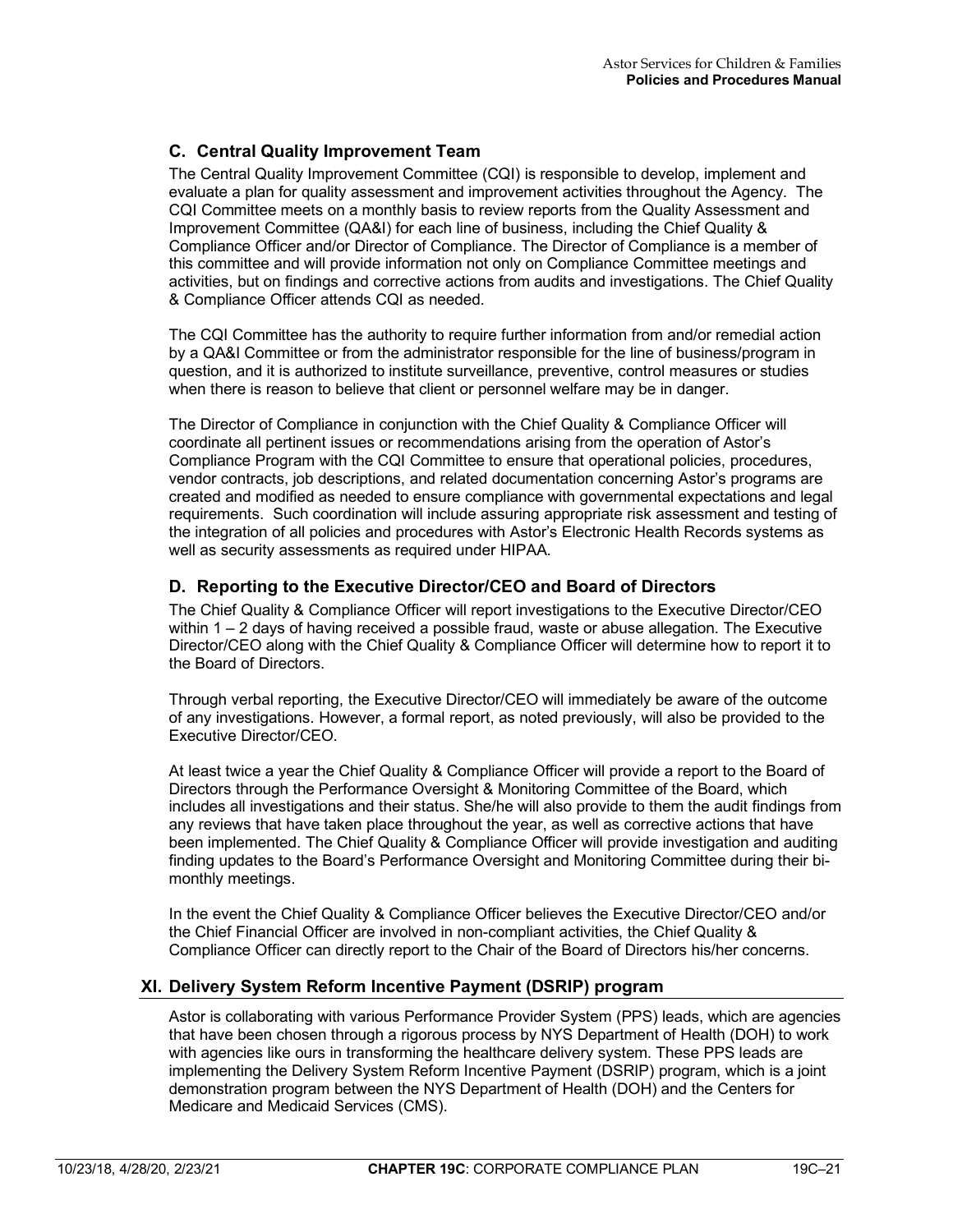### C. Central Quality Improvement Team

The Central Quality Improvement Committee (CQI) is responsible to develop, implement and evaluate a plan for quality assessment and improvement activities throughout the Agency. The CQI Committee meets on a monthly basis to review reports from the Quality Assessment and Improvement Committee (QA&I) for each line of business, including the Chief Quality & Compliance Officer and/or Director of Compliance. The Director of Compliance is a member of this committee and will provide information not only on Compliance Committee meetings and activities, but on findings and corrective actions from audits and investigations. The Chief Quality & Compliance Officer attends CQI as needed.

The CQI Committee has the authority to require further information from and/or remedial action by a QA&I Committee or from the administrator responsible for the line of business/program in question, and it is authorized to institute surveillance, preventive, control measures or studies when there is reason to believe that client or personnel welfare may be in danger.

The Director of Compliance in conjunction with the Chief Quality & Compliance Officer will coordinate all pertinent issues or recommendations arising from the operation of Astor's Compliance Program with the CQI Committee to ensure that operational policies, procedures, vendor contracts, job descriptions, and related documentation concerning Astor's programs are created and modified as needed to ensure compliance with governmental expectations and legal requirements. Such coordination will include assuring appropriate risk assessment and testing of the integration of all policies and procedures with Astor's Electronic Health Records systems as well as security assessments as required under HIPAA.

### D. Reporting to the Executive Director/CEO and Board of Directors

The Chief Quality & Compliance Officer will report investigations to the Executive Director/CEO within 1 – 2 days of having received a possible fraud, waste or abuse allegation. The Executive Director/CEO along with the Chief Quality & Compliance Officer will determine how to report it to the Board of Directors.

Through verbal reporting, the Executive Director/CEO will immediately be aware of the outcome of any investigations. However, a formal report, as noted previously, will also be provided to the Executive Director/CEO.

At least twice a year the Chief Quality & Compliance Officer will provide a report to the Board of Directors through the Performance Oversight & Monitoring Committee of the Board, which includes all investigations and their status. She/he will also provide to them the audit findings from any reviews that have taken place throughout the year, as well as corrective actions that have been implemented. The Chief Quality & Compliance Officer will provide investigation and auditing finding updates to the Board's Performance Oversight and Monitoring Committee during their bi-monthly meetings.

In the event the Chief Quality & Compliance Officer believes the Executive Director/CEO and/or the Chief Financial Officer are involved in non-compliant activities, the Chief Quality & Compliance Officer can directly report to the Chair of the Board of Directors his/her concerns.

## XI. Delivery System Reform Incentive Payment (DSRIP) program

Astor is collaborating with various Performance Provider System (PPS) leads, which are agencies that have been chosen through a rigorous process by NYS Department of Health (DOH) to work with agencies like ours in transforming the healthcare delivery system. These PPS leads are implementing the Delivery System Reform Incentive Payment (DSRIP) program, which is a joint demonstration program between the NYS Department of Health (DOH) and the Centers for Medicare and Medicaid Services (CMS).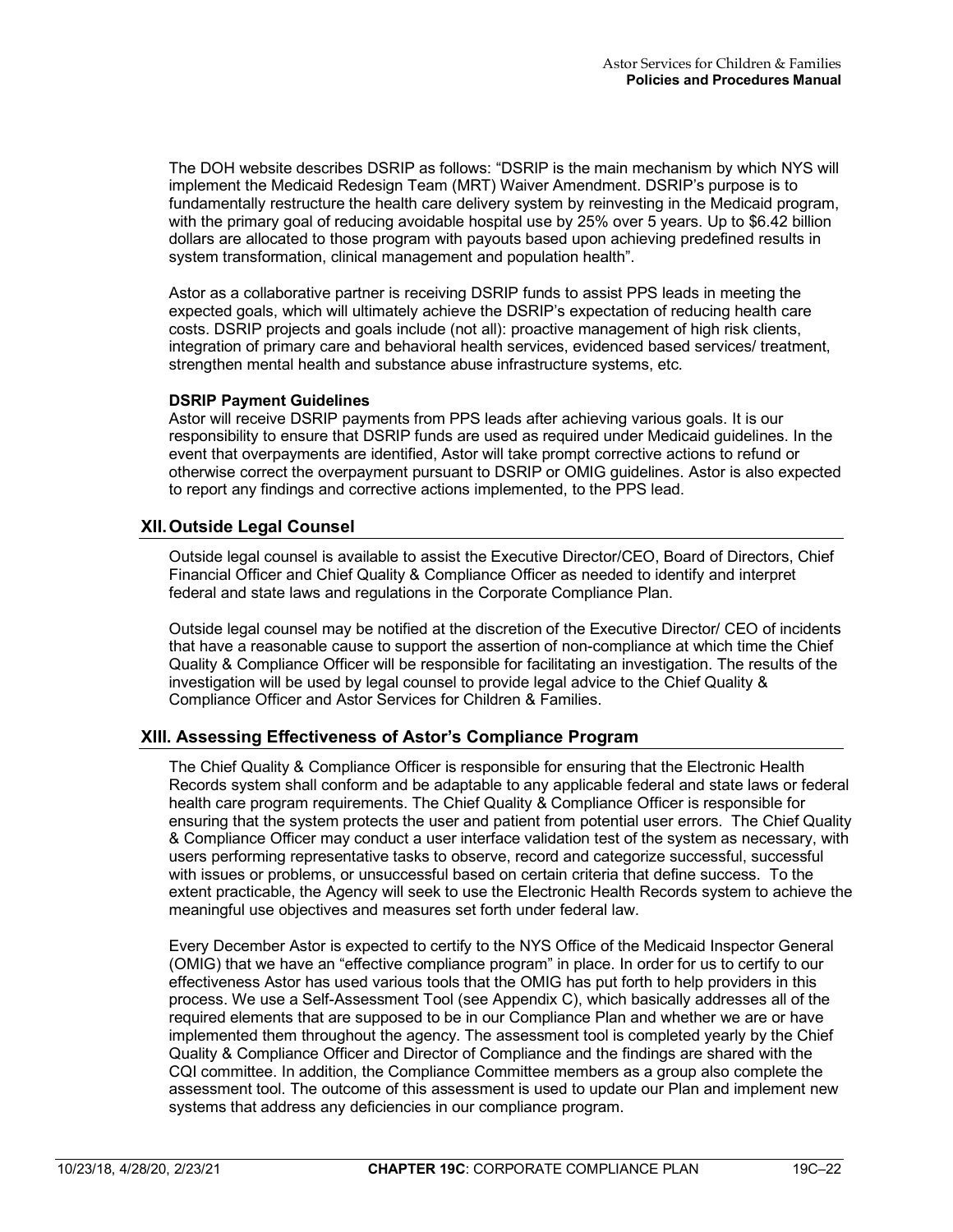The DOH website describes DSRIP as follows: "DSRIP is the main mechanism by which NYS will implement the Medicaid Redesign Team (MRT) Waiver Amendment. DSRIP's purpose is to fundamentally restructure the health care delivery system by reinvesting in the Medicaid program, with the primary goal of reducing avoidable hospital use by 25% over 5 years. Up to $6.42 billion dollars are allocated to those program with payouts based upon achieving predefined results in system transformation, clinical management and population health".

Astor as a collaborative partner is receiving DSRIP funds to assist PPS leads in meeting the expected goals, which will ultimately achieve the DSRIP's expectation of reducing health care costs. DSRIP projects and goals include (not all): proactive management of high risk clients, integration of primary care and behavioral health services, evidenced based services/ treatment, strengthen mental health and substance abuse infrastructure systems, etc.

**DSRIP Payment Guidelines**

Astor will receive DSRIP payments from PPS leads after achieving various goals. It is our responsibility to ensure that DSRIP funds are used as required under Medicaid guidelines. In the event that overpayments are identified, Astor will take prompt corrective actions to refund or otherwise correct the overpayment pursuant to DSRIP or OMIG guidelines. Astor is also expected to report any findings and corrective actions implemented, to the PPS lead.

## XII. Outside Legal Counsel

Outside legal counsel is available to assist the Executive Director/CEO, Board of Directors, Chief Financial Officer and Chief Quality & Compliance Officer as needed to identify and interpret federal and state laws and regulations in the Corporate Compliance Plan.

Outside legal counsel may be notified at the discretion of the Executive Director/ CEO of incidents that have a reasonable cause to support the assertion of non-compliance at which time the Chief Quality & Compliance Officer will be responsible for facilitating an investigation. The results of the investigation will be used by legal counsel to provide legal advice to the Chief Quality & Compliance Officer and Astor Services for Children & Families.

## XIII. Assessing Effectiveness of Astor's Compliance Program

The Chief Quality & Compliance Officer is responsible for ensuring that the Electronic Health Records system shall conform and be adaptable to any applicable federal and state laws or federal health care program requirements. The Chief Quality & Compliance Officer is responsible for ensuring that the system protects the user and patient from potential user errors. The Chief Quality & Compliance Officer may conduct a user interface validation test of the system as necessary, with users performing representative tasks to observe, record and categorize successful, successful with issues or problems, or unsuccessful based on certain criteria that define success. To the extent practicable, the Agency will seek to use the Electronic Health Records system to achieve the meaningful use objectives and measures set forth under federal law.

Every December Astor is expected to certify to the NYS Office of the Medicaid Inspector General (OMIG) that we have an "effective compliance program" in place. In order for us to certify to our effectiveness Astor has used various tools that the OMIG has put forth to help providers in this process. We use a Self-Assessment Tool (see Appendix C), which basically addresses all of the required elements that are supposed to be in our Compliance Plan and whether we are or have implemented them throughout the agency. The assessment tool is completed yearly by the Chief Quality & Compliance Officer and Director of Compliance and the findings are shared with the CQI committee. In addition, the Compliance Committee members as a group also complete the assessment tool. The outcome of this assessment is used to update our Plan and implement new systems that address any deficiencies in our compliance program.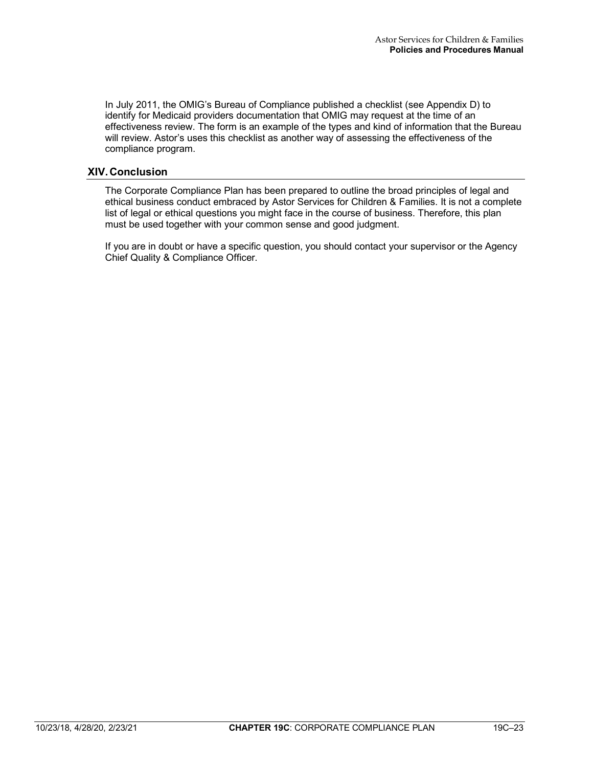In July 2011, the OMIG's Bureau of Compliance published a checklist (see Appendix D) to identify for Medicaid providers documentation that OMIG may request at the time of an effectiveness review. The form is an example of the types and kind of information that the Bureau will review. Astor's uses this checklist as another way of assessing the effectiveness of the compliance program.

## XIV. Conclusion

The Corporate Compliance Plan has been prepared to outline the broad principles of legal and ethical business conduct embraced by Astor Services for Children & Families. It is not a complete list of legal or ethical questions you might face in the course of business. Therefore, this plan must be used together with your common sense and good judgment.

If you are in doubt or have a specific question, you should contact your supervisor or the Agency Chief Quality & Compliance Officer.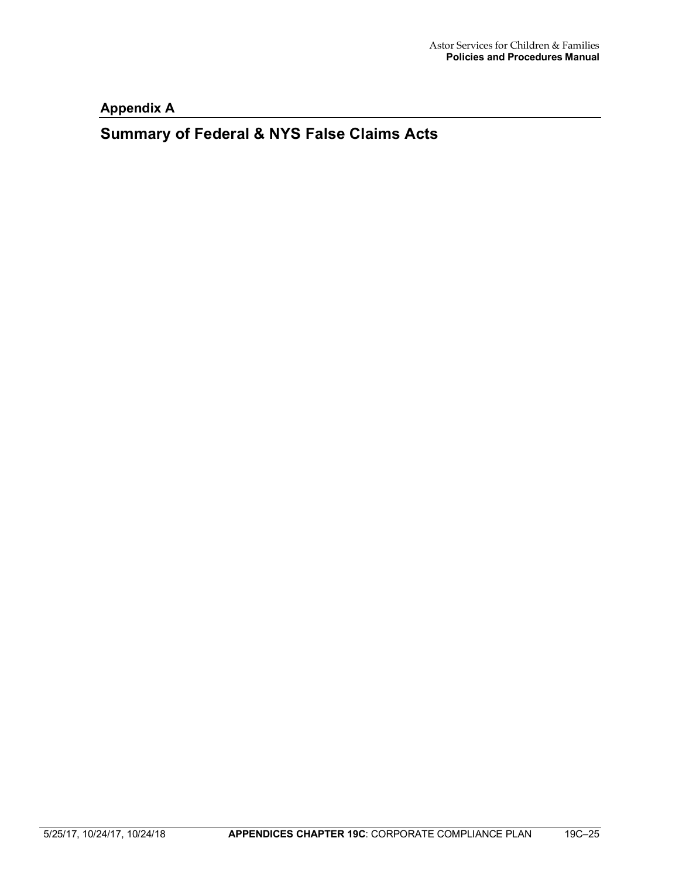## Appendix A

# Summary of Federal & NYS False Claims Acts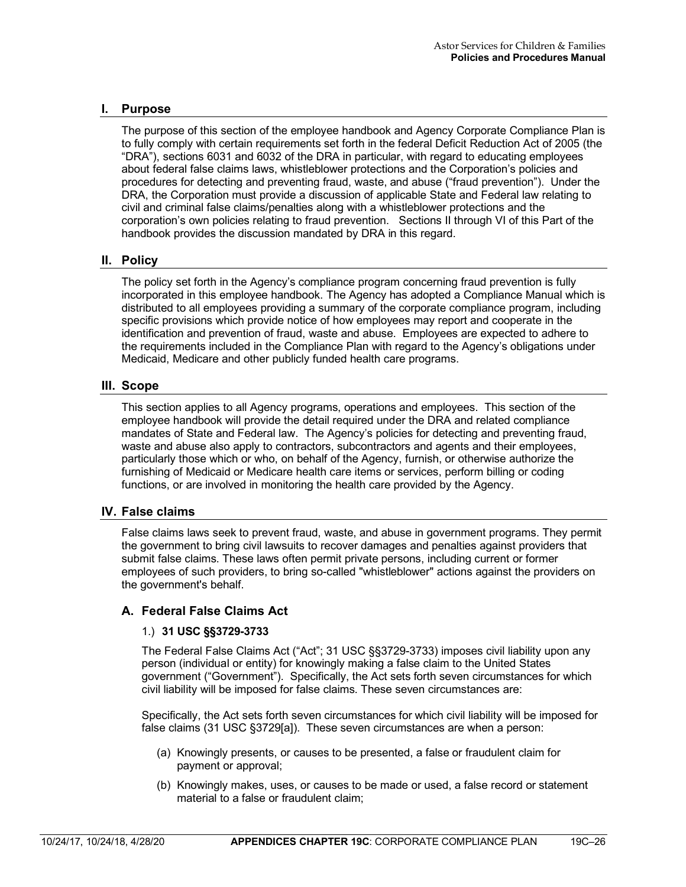## I. Purpose

The purpose of this section of the employee handbook and Agency Corporate Compliance Plan is to fully comply with certain requirements set forth in the federal Deficit Reduction Act of 2005 (the "DRA"), sections 6031 and 6032 of the DRA in particular, with regard to educating employees about federal false claims laws, whistleblower protections and the Corporation's policies and procedures for detecting and preventing fraud, waste, and abuse ("fraud prevention"). Under the DRA, the Corporation must provide a discussion of applicable State and Federal law relating to civil and criminal false claims/penalties along with a whistleblower protections and the corporation's own policies relating to fraud prevention. Sections II through VI of this Part of the handbook provides the discussion mandated by DRA in this regard.

## II. Policy

The policy set forth in the Agency's compliance program concerning fraud prevention is fully incorporated in this employee handbook. The Agency has adopted a Compliance Manual which is distributed to all employees providing a summary of the corporate compliance program, including specific provisions which provide notice of how employees may report and cooperate in the identification and prevention of fraud, waste and abuse. Employees are expected to adhere to the requirements included in the Compliance Plan with regard to the Agency's obligations under Medicaid, Medicare and other publicly funded health care programs.

## III. Scope

This section applies to all Agency programs, operations and employees. This section of the employee handbook will provide the detail required under the DRA and related compliance mandates of State and Federal law. The Agency's policies for detecting and preventing fraud, waste and abuse also apply to contractors, subcontractors and agents and their employees, particularly those which or who, on behalf of the Agency, furnish, or otherwise authorize the furnishing of Medicaid or Medicare health care items or services, perform billing or coding functions, or are involved in monitoring the health care provided by the Agency.

## IV. False claims

False claims laws seek to prevent fraud, waste, and abuse in government programs. They permit the government to bring civil lawsuits to recover damages and penalties against providers that submit false claims. These laws often permit private persons, including current or former employees of such providers, to bring so-called "whistleblower" actions against the providers on the government's behalf.

### A. Federal False Claims Act

1.) **31 USC §§3729-3733**

The Federal False Claims Act ("Act"; 31 USC §§3729-3733) imposes civil liability upon any person (individual or entity) for knowingly making a false claim to the United States government ("Government"). Specifically, the Act sets forth seven circumstances for which civil liability will be imposed for false claims. These seven circumstances are:

Specifically, the Act sets forth seven circumstances for which civil liability will be imposed for false claims (31 USC §3729[a]). These seven circumstances are when a person:

(a) Knowingly presents, or causes to be presented, a false or fraudulent claim for payment or approval;

(b) Knowingly makes, uses, or causes to be made or used, a false record or statement material to a false or fraudulent claim;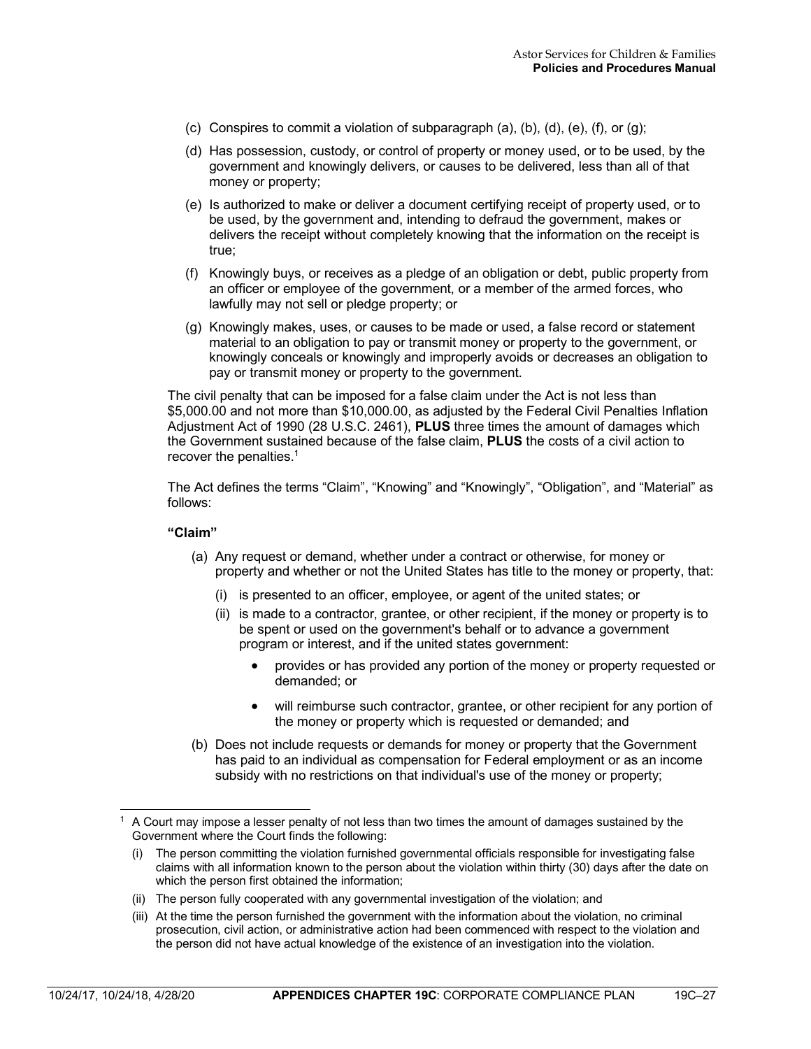(c) Conspires to commit a violation of subparagraph (a), (b), (d), (e), (f), or (g);

(d) Has possession, custody, or control of property or money used, or to be used, by the government and knowingly delivers, or causes to be delivered, less than all of that money or property;

(e) Is authorized to make or deliver a document certifying receipt of property used, or to be used, by the government and, intending to defraud the government, makes or delivers the receipt without completely knowing that the information on the receipt is true;

(f) Knowingly buys, or receives as a pledge of an obligation or debt, public property from an officer or employee of the government, or a member of the armed forces, who lawfully may not sell or pledge property; or

(g) Knowingly makes, uses, or causes to be made or used, a false record or statement material to an obligation to pay or transmit money or property to the government, or knowingly conceals or knowingly and improperly avoids or decreases an obligation to pay or transmit money or property to the government.

The civil penalty that can be imposed for a false claim under the Act is not less than \$5,000.00 and not more than \$10,000.00, as adjusted by the Federal Civil Penalties Inflation Adjustment Act of 1990 (28 U.S.C. 2461), **PLUS** three times the amount of damages which the Government sustained because of the false claim, **PLUS** the costs of a civil action to recover the penalties.[1]

The Act defines the terms "Claim", "Knowing" and "Knowingly", "Obligation", and "Material" as follows:

**"Claim"**

(a) Any request or demand, whether under a contract or otherwise, for money or property and whether or not the United States has title to the money or property, that:

  (i) is presented to an officer, employee, or agent of the united states; or

  (ii) is made to a contractor, grantee, or other recipient, if the money or property is to be spent or used on the government's behalf or to advance a government program or interest, and if the united states government:

  - provides or has provided any portion of the money or property requested or demanded; or
  - will reimburse such contractor, grantee, or other recipient for any portion of the money or property which is requested or demanded; and

(b) Does not include requests or demands for money or property that the Government has paid to an individual as compensation for Federal employment or as an income subsidy with no restrictions on that individual's use of the money or property;

---

[1] A Court may impose a lesser penalty of not less than two times the amount of damages sustained by the Government where the Court finds the following:

(i) The person committing the violation furnished governmental officials responsible for investigating false claims with all information known to the person about the violation within thirty (30) days after the date on which the person first obtained the information;

(ii) The person fully cooperated with any governmental investigation of the violation; and

(iii) At the time the person furnished the government with the information about the violation, no criminal prosecution, civil action, or administrative action had been commenced with respect to the violation and the person did not have actual knowledge of the existence of an investigation into the violation.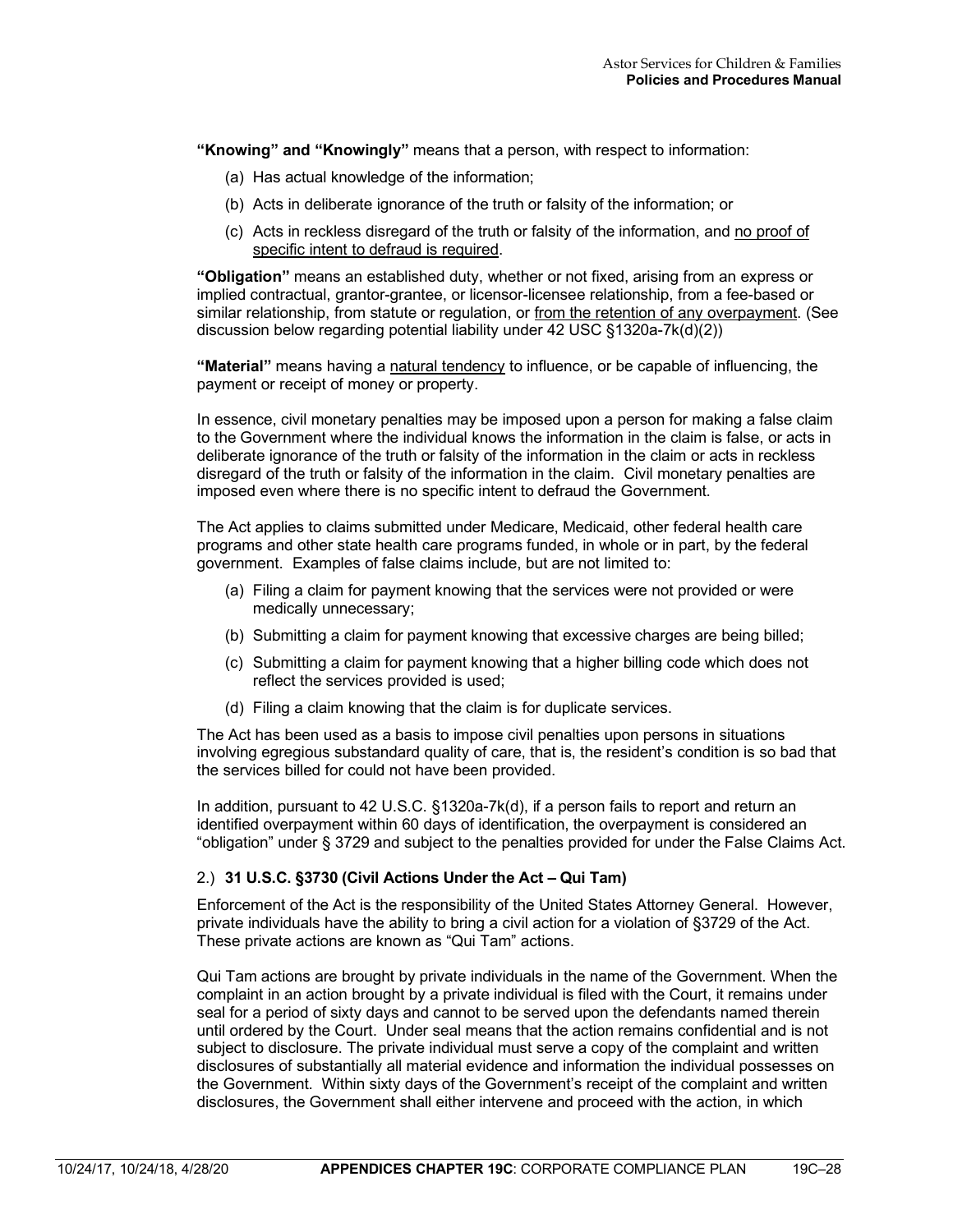**"Knowing" and "Knowingly"** means that a person, with respect to information:

(a) Has actual knowledge of the information;

(b) Acts in deliberate ignorance of the truth or falsity of the information; or

(c) Acts in reckless disregard of the truth or falsity of the information, and <u>no proof of specific intent to defraud is required</u>.

**"Obligation"** means an established duty, whether or not fixed, arising from an express or implied contractual, grantor-grantee, or licensor-licensee relationship, from a fee-based or similar relationship, from statute or regulation, or <u>from the retention of any overpayment</u>. (See discussion below regarding potential liability under 42 USC §1320a-7k(d)(2))

**"Material"** means having a <u>natural tendency</u> to influence, or be capable of influencing, the payment or receipt of money or property.

In essence, civil monetary penalties may be imposed upon a person for making a false claim to the Government where the individual knows the information in the claim is false, or acts in deliberate ignorance of the truth or falsity of the information in the claim or acts in reckless disregard of the truth or falsity of the information in the claim. Civil monetary penalties are imposed even where there is no specific intent to defraud the Government.

The Act applies to claims submitted under Medicare, Medicaid, other federal health care programs and other state health care programs funded, in whole or in part, by the federal government. Examples of false claims include, but are not limited to:

(a) Filing a claim for payment knowing that the services were not provided or were medically unnecessary;

(b) Submitting a claim for payment knowing that excessive charges are being billed;

(c) Submitting a claim for payment knowing that a higher billing code which does not reflect the services provided is used;

(d) Filing a claim knowing that the claim is for duplicate services.

The Act has been used as a basis to impose civil penalties upon persons in situations involving egregious substandard quality of care, that is, the resident's condition is so bad that the services billed for could not have been provided.

In addition, pursuant to 42 U.S.C. §1320a-7k(d), if a person fails to report and return an identified overpayment within 60 days of identification, the overpayment is considered an "obligation" under § 3729 and subject to the penalties provided for under the False Claims Act.

2.) **31 U.S.C. §3730 (Civil Actions Under the Act – Qui Tam)**

Enforcement of the Act is the responsibility of the United States Attorney General. However, private individuals have the ability to bring a civil action for a violation of §3729 of the Act. These private actions are known as "Qui Tam" actions.

Qui Tam actions are brought by private individuals in the name of the Government. When the complaint in an action brought by a private individual is filed with the Court, it remains under seal for a period of sixty days and cannot to be served upon the defendants named therein until ordered by the Court. Under seal means that the action remains confidential and is not subject to disclosure. The private individual must serve a copy of the complaint and written disclosures of substantially all material evidence and information the individual possesses on the Government. Within sixty days of the Government's receipt of the complaint and written disclosures, the Government shall either intervene and proceed with the action, in which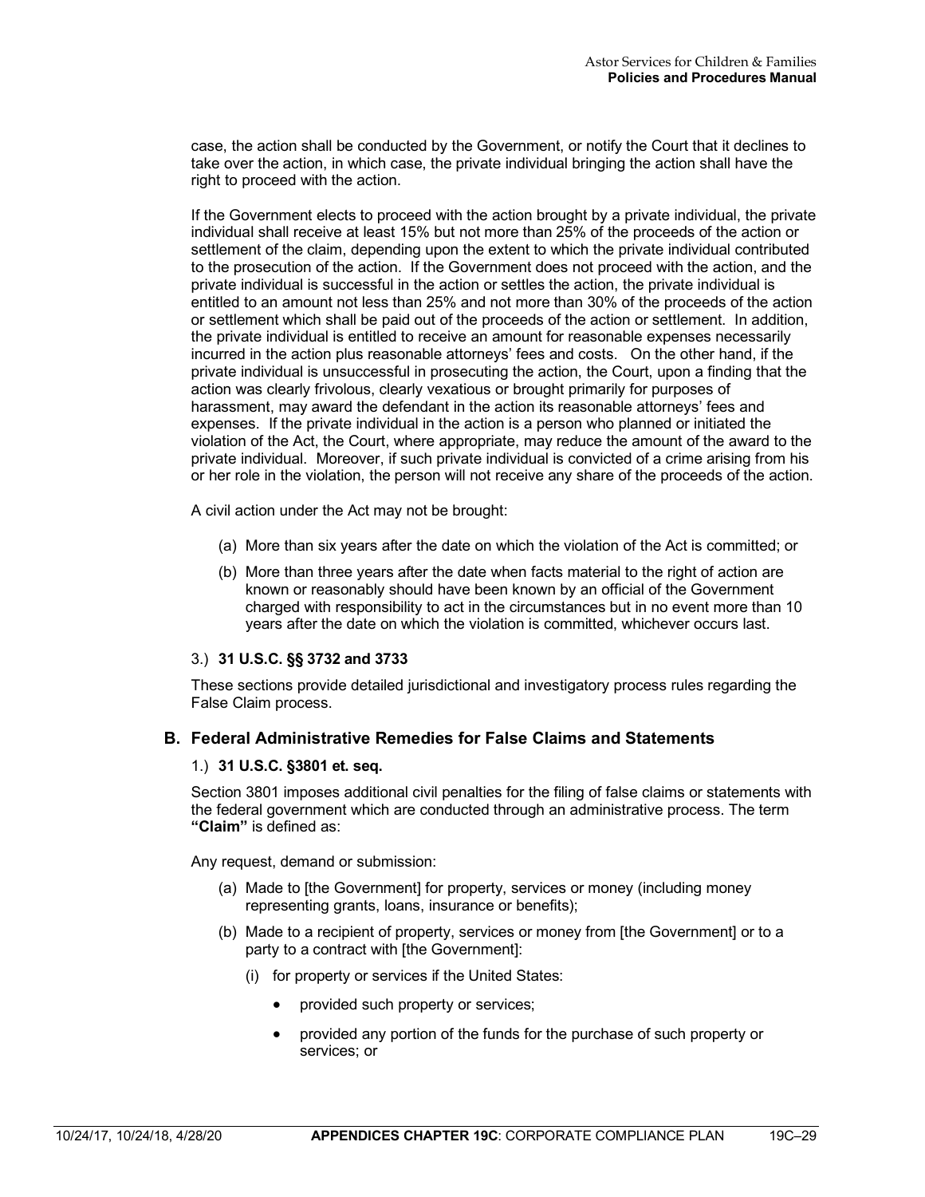case, the action shall be conducted by the Government, or notify the Court that it declines to take over the action, in which case, the private individual bringing the action shall have the right to proceed with the action.

If the Government elects to proceed with the action brought by a private individual, the private individual shall receive at least 15% but not more than 25% of the proceeds of the action or settlement of the claim, depending upon the extent to which the private individual contributed to the prosecution of the action. If the Government does not proceed with the action, and the private individual is successful in the action or settles the action, the private individual is entitled to an amount not less than 25% and not more than 30% of the proceeds of the action or settlement which shall be paid out of the proceeds of the action or settlement. In addition, the private individual is entitled to receive an amount for reasonable expenses necessarily incurred in the action plus reasonable attorneys' fees and costs. On the other hand, if the private individual is unsuccessful in prosecuting the action, the Court, upon a finding that the action was clearly frivolous, clearly vexatious or brought primarily for purposes of harassment, may award the defendant in the action its reasonable attorneys' fees and expenses. If the private individual in the action is a person who planned or initiated the violation of the Act, the Court, where appropriate, may reduce the amount of the award to the private individual. Moreover, if such private individual is convicted of a crime arising from his or her role in the violation, the person will not receive any share of the proceeds of the action.

A civil action under the Act may not be brought:

(a) More than six years after the date on which the violation of the Act is committed; or

(b) More than three years after the date when facts material to the right of action are known or reasonably should have been known by an official of the Government charged with responsibility to act in the circumstances but in no event more than 10 years after the date on which the violation is committed, whichever occurs last.

3.) **31 U.S.C. §§ 3732 and 3733**

These sections provide detailed jurisdictional and investigatory process rules regarding the False Claim process.

## B. Federal Administrative Remedies for False Claims and Statements

1.) **31 U.S.C. §3801 et. seq.**

Section 3801 imposes additional civil penalties for the filing of false claims or statements with the federal government which are conducted through an administrative process. The term **"Claim"** is defined as:

Any request, demand or submission:

(a) Made to [the Government] for property, services or money (including money representing grants, loans, insurance or benefits);

(b) Made to a recipient of property, services or money from [the Government] or to a party to a contract with [the Government]:

   (i) for property or services if the United States:

   - provided such property or services;
   - provided any portion of the funds for the purchase of such property or services; or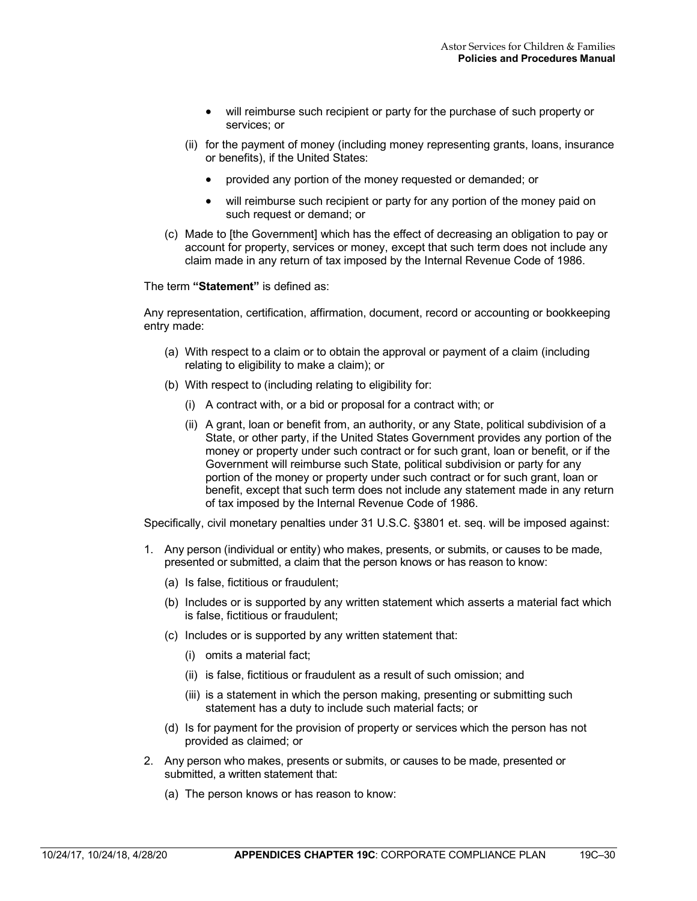- will reimburse such recipient or party for the purchase of such property or services; or

(ii) for the payment of money (including money representing grants, loans, insurance or benefits), if the United States:

- provided any portion of the money requested or demanded; or
- will reimburse such recipient or party for any portion of the money paid on such request or demand; or

(c) Made to [the Government] which has the effect of decreasing an obligation to pay or account for property, services or money, except that such term does not include any claim made in any return of tax imposed by the Internal Revenue Code of 1986.

The term **"Statement"** is defined as:

Any representation, certification, affirmation, document, record or accounting or bookkeeping entry made:

(a) With respect to a claim or to obtain the approval or payment of a claim (including relating to eligibility to make a claim); or

(b) With respect to (including relating to eligibility for:

(i) A contract with, or a bid or proposal for a contract with; or

(ii) A grant, loan or benefit from, an authority, or any State, political subdivision of a State, or other party, if the United States Government provides any portion of the money or property under such contract or for such grant, loan or benefit, or if the Government will reimburse such State, political subdivision or party for any portion of the money or property under such contract or for such grant, loan or benefit, except that such term does not include any statement made in any return of tax imposed by the Internal Revenue Code of 1986.

Specifically, civil monetary penalties under 31 U.S.C. §3801 et. seq. will be imposed against:

1. Any person (individual or entity) who makes, presents, or submits, or causes to be made, presented or submitted, a claim that the person knows or has reason to know:

   (a) Is false, fictitious or fraudulent;

   (b) Includes or is supported by any written statement which asserts a material fact which is false, fictitious or fraudulent;

   (c) Includes or is supported by any written statement that:

   (i) omits a material fact;

   (ii) is false, fictitious or fraudulent as a result of such omission; and

   (iii) is a statement in which the person making, presenting or submitting such statement has a duty to include such material facts; or

   (d) Is for payment for the provision of property or services which the person has not provided as claimed; or

2. Any person who makes, presents or submits, or causes to be made, presented or submitted, a written statement that:

   (a) The person knows or has reason to know: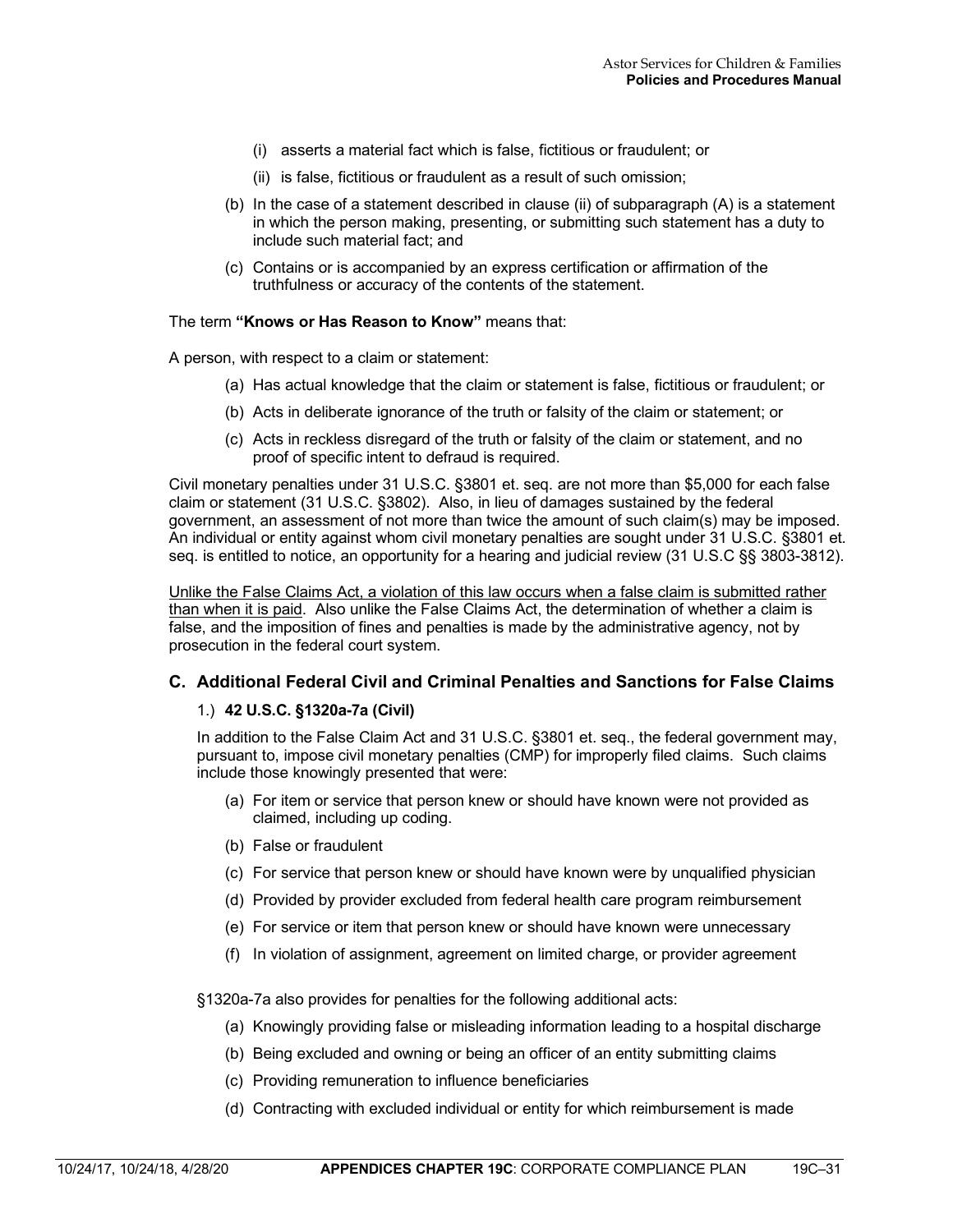(i) asserts a material fact which is false, fictitious or fraudulent; or

(ii) is false, fictitious or fraudulent as a result of such omission;

(b) In the case of a statement described in clause (ii) of subparagraph (A) is a statement in which the person making, presenting, or submitting such statement has a duty to include such material fact; and

(c) Contains or is accompanied by an express certification or affirmation of the truthfulness or accuracy of the contents of the statement.

The term **"Knows or Has Reason to Know"** means that:

A person, with respect to a claim or statement:

(a) Has actual knowledge that the claim or statement is false, fictitious or fraudulent; or

(b) Acts in deliberate ignorance of the truth or falsity of the claim or statement; or

(c) Acts in reckless disregard of the truth or falsity of the claim or statement, and no proof of specific intent to defraud is required.

Civil monetary penalties under 31 U.S.C. §3801 et. seq. are not more than $5,000 for each false claim or statement (31 U.S.C. §3802). Also, in lieu of damages sustained by the federal government, an assessment of not more than twice the amount of such claim(s) may be imposed. An individual or entity against whom civil monetary penalties are sought under 31 U.S.C. §3801 et. seq. is entitled to notice, an opportunity for a hearing and judicial review (31 U.S.C §§ 3803-3812).

<u>Unlike the False Claims Act, a violation of this law occurs when a false claim is submitted rather than when it is paid</u>. Also unlike the False Claims Act, the determination of whether a claim is false, and the imposition of fines and penalties is made by the administrative agency, not by prosecution in the federal court system.

## C. Additional Federal Civil and Criminal Penalties and Sanctions for False Claims

1.) **42 U.S.C. §1320a-7a (Civil)**

In addition to the False Claim Act and 31 U.S.C. §3801 et. seq., the federal government may, pursuant to, impose civil monetary penalties (CMP) for improperly filed claims. Such claims include those knowingly presented that were:

(a) For item or service that person knew or should have known were not provided as claimed, including up coding.

(b) False or fraudulent

(c) For service that person knew or should have known were by unqualified physician

(d) Provided by provider excluded from federal health care program reimbursement

(e) For service or item that person knew or should have known were unnecessary

(f) In violation of assignment, agreement on limited charge, or provider agreement

§1320a-7a also provides for penalties for the following additional acts:

(a) Knowingly providing false or misleading information leading to a hospital discharge

(b) Being excluded and owning or being an officer of an entity submitting claims

(c) Providing remuneration to influence beneficiaries

(d) Contracting with excluded individual or entity for which reimbursement is made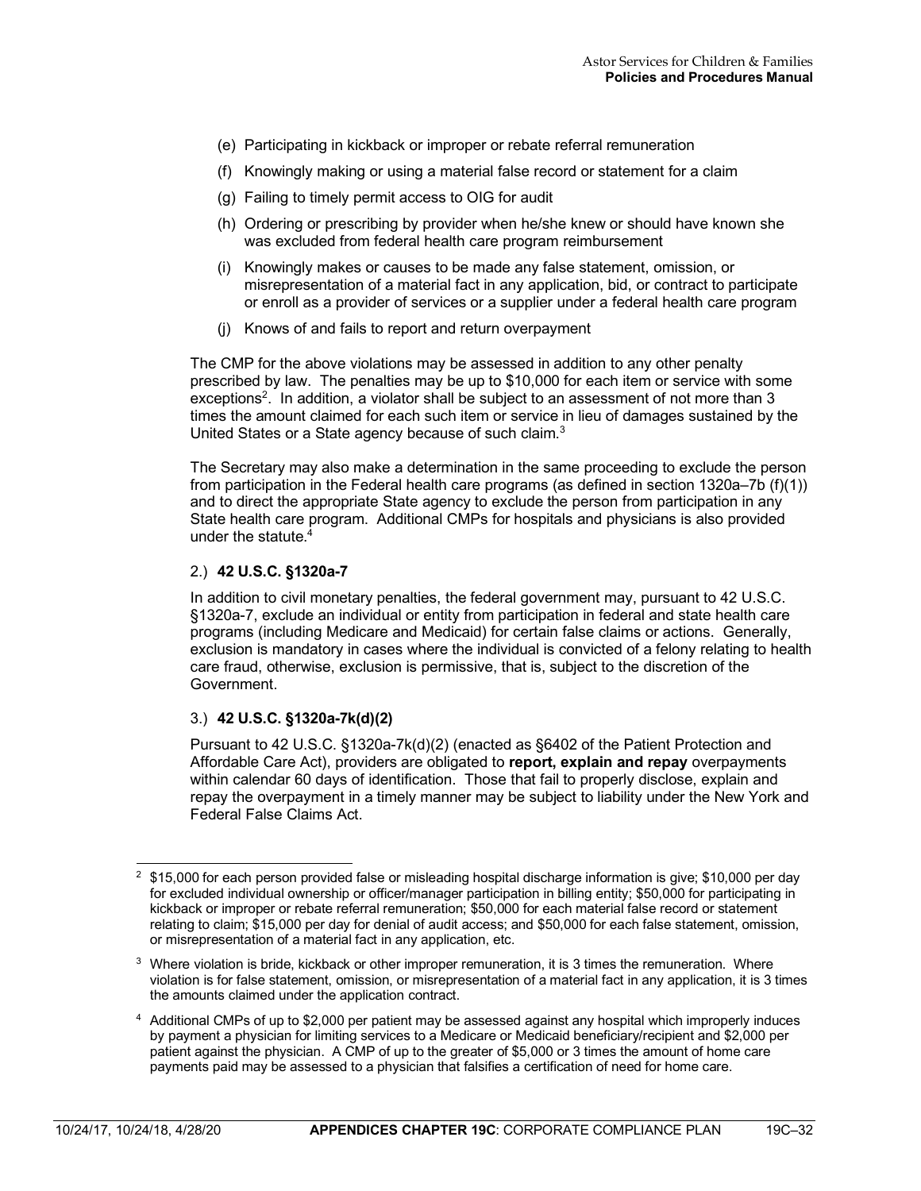(e) Participating in kickback or improper or rebate referral remuneration

(f) Knowingly making or using a material false record or statement for a claim

(g) Failing to timely permit access to OIG for audit

(h) Ordering or prescribing by provider when he/she knew or should have known she was excluded from federal health care program reimbursement

(i) Knowingly makes or causes to be made any false statement, omission, or misrepresentation of a material fact in any application, bid, or contract to participate or enroll as a provider of services or a supplier under a federal health care program

(j) Knows of and fails to report and return overpayment

The CMP for the above violations may be assessed in addition to any other penalty prescribed by law. The penalties may be up to $10,000 for each item or service with some exceptions[2]. In addition, a violator shall be subject to an assessment of not more than 3 times the amount claimed for each such item or service in lieu of damages sustained by the United States or a State agency because of such claim.[3]

The Secretary may also make a determination in the same proceeding to exclude the person from participation in the Federal health care programs (as defined in section 1320a–7b (f)(1)) and to direct the appropriate State agency to exclude the person from participation in any State health care program. Additional CMPs for hospitals and physicians is also provided under the statute.[4]

2.) **42 U.S.C. §1320a-7**

In addition to civil monetary penalties, the federal government may, pursuant to 42 U.S.C. §1320a-7, exclude an individual or entity from participation in federal and state health care programs (including Medicare and Medicaid) for certain false claims or actions. Generally, exclusion is mandatory in cases where the individual is convicted of a felony relating to health care fraud, otherwise, exclusion is permissive, that is, subject to the discretion of the Government.

3.) **42 U.S.C. §1320a-7k(d)(2)**

Pursuant to 42 U.S.C. §1320a-7k(d)(2) (enacted as §6402 of the Patient Protection and Affordable Care Act), providers are obligated to **report, explain and repay** overpayments within calendar 60 days of identification. Those that fail to properly disclose, explain and repay the overpayment in a timely manner may be subject to liability under the New York and Federal False Claims Act.

---

[2] $15,000 for each person provided false or misleading hospital discharge information is give; $10,000 per day for excluded individual ownership or officer/manager participation in billing entity; $50,000 for participating in kickback or improper or rebate referral remuneration; $50,000 for each material false record or statement relating to claim; $15,000 per day for denial of audit access; and $50,000 for each false statement, omission, or misrepresentation of a material fact in any application, etc.

[3] Where violation is bride, kickback or other improper remuneration, it is 3 times the remuneration. Where violation is for false statement, omission, or misrepresentation of a material fact in any application, it is 3 times the amounts claimed under the application contract.

[4] Additional CMPs of up to $2,000 per patient may be assessed against any hospital which improperly induces by payment a physician for limiting services to a Medicare or Medicaid beneficiary/recipient and $2,000 per patient against the physician. A CMP of up to the greater of $5,000 or 3 times the amount of home care payments paid may be assessed to a physician that falsifies a certification of need for home care.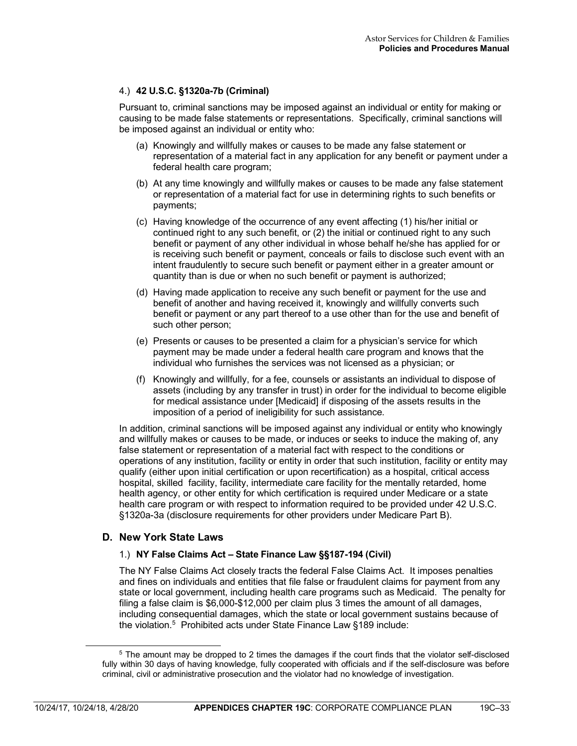4.) **42 U.S.C. §1320a-7b (Criminal)**

Pursuant to, criminal sanctions may be imposed against an individual or entity for making or causing to be made false statements or representations. Specifically, criminal sanctions will be imposed against an individual or entity who:

(a) Knowingly and willfully makes or causes to be made any false statement or representation of a material fact in any application for any benefit or payment under a federal health care program;

(b) At any time knowingly and willfully makes or causes to be made any false statement or representation of a material fact for use in determining rights to such benefits or payments;

(c) Having knowledge of the occurrence of any event affecting (1) his/her initial or continued right to any such benefit, or (2) the initial or continued right to any such benefit or payment of any other individual in whose behalf he/she has applied for or is receiving such benefit or payment, conceals or fails to disclose such event with an intent fraudulently to secure such benefit or payment either in a greater amount or quantity than is due or when no such benefit or payment is authorized;

(d) Having made application to receive any such benefit or payment for the use and benefit of another and having received it, knowingly and willfully converts such benefit or payment or any part thereof to a use other than for the use and benefit of such other person;

(e) Presents or causes to be presented a claim for a physician's service for which payment may be made under a federal health care program and knows that the individual who furnishes the services was not licensed as a physician; or

(f) Knowingly and willfully, for a fee, counsels or assistants an individual to dispose of assets (including by any transfer in trust) in order for the individual to become eligible for medical assistance under [Medicaid] if disposing of the assets results in the imposition of a period of ineligibility for such assistance.

In addition, criminal sanctions will be imposed against any individual or entity who knowingly and willfully makes or causes to be made, or induces or seeks to induce the making of, any false statement or representation of a material fact with respect to the conditions or operations of any institution, facility or entity in order that such institution, facility or entity may qualify (either upon initial certification or upon recertification) as a hospital, critical access hospital, skilled facility, facility, intermediate care facility for the mentally retarded, home health agency, or other entity for which certification is required under Medicare or a state health care program or with respect to information required to be provided under 42 U.S.C. §1320a-3a (disclosure requirements for other providers under Medicare Part B).

## D. New York State Laws

1.) **NY False Claims Act – State Finance Law §§187-194 (Civil)**

The NY False Claims Act closely tracts the federal False Claims Act. It imposes penalties and fines on individuals and entities that file false or fraudulent claims for payment from any state or local government, including health care programs such as Medicaid. The penalty for filing a false claim is $6,000-$12,000 per claim plus 3 times the amount of all damages, including consequential damages, which the state or local government sustains because of the violation.[5] Prohibited acts under State Finance Law §189 include:

[5] The amount may be dropped to 2 times the damages if the court finds that the violator self-disclosed fully within 30 days of having knowledge, fully cooperated with officials and if the self-disclosure was before criminal, civil or administrative prosecution and the violator had no knowledge of investigation.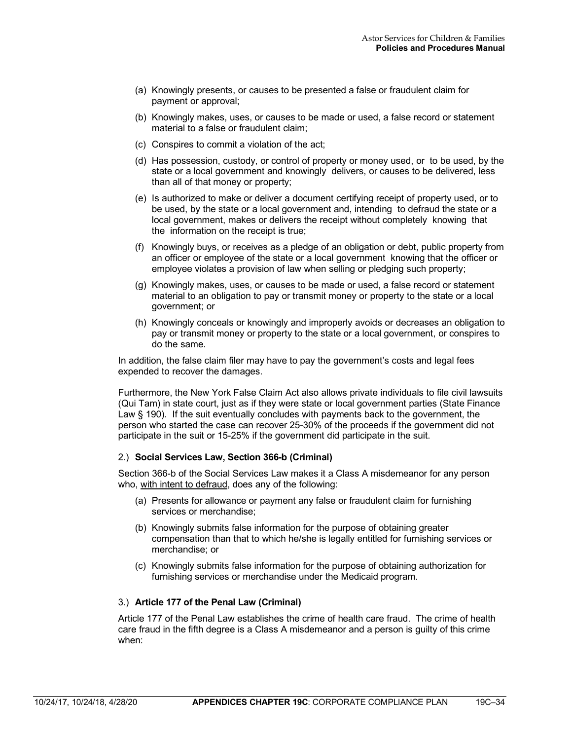(a) Knowingly presents, or causes to be presented a false or fraudulent claim for payment or approval;

(b) Knowingly makes, uses, or causes to be made or used, a false record or statement material to a false or fraudulent claim;

(c) Conspires to commit a violation of the act;

(d) Has possession, custody, or control of property or money used, or to be used, by the state or a local government and knowingly delivers, or causes to be delivered, less than all of that money or property;

(e) Is authorized to make or deliver a document certifying receipt of property used, or to be used, by the state or a local government and, intending to defraud the state or a local government, makes or delivers the receipt without completely knowing that the information on the receipt is true;

(f) Knowingly buys, or receives as a pledge of an obligation or debt, public property from an officer or employee of the state or a local government knowing that the officer or employee violates a provision of law when selling or pledging such property;

(g) Knowingly makes, uses, or causes to be made or used, a false record or statement material to an obligation to pay or transmit money or property to the state or a local government; or

(h) Knowingly conceals or knowingly and improperly avoids or decreases an obligation to pay or transmit money or property to the state or a local government, or conspires to do the same.

In addition, the false claim filer may have to pay the government's costs and legal fees expended to recover the damages.

Furthermore, the New York False Claim Act also allows private individuals to file civil lawsuits (Qui Tam) in state court, just as if they were state or local government parties (State Finance Law § 190). If the suit eventually concludes with payments back to the government, the person who started the case can recover 25-30% of the proceeds if the government did not participate in the suit or 15-25% if the government did participate in the suit.

### 2.) **Social Services Law, Section 366-b (Criminal)**

Section 366-b of the Social Services Law makes it a Class A misdemeanor for any person who, <u>with intent to defraud</u>, does any of the following:

(a) Presents for allowance or payment any false or fraudulent claim for furnishing services or merchandise;

(b) Knowingly submits false information for the purpose of obtaining greater compensation than that to which he/she is legally entitled for furnishing services or merchandise; or

(c) Knowingly submits false information for the purpose of obtaining authorization for furnishing services or merchandise under the Medicaid program.

### 3.) **Article 177 of the Penal Law (Criminal)**

Article 177 of the Penal Law establishes the crime of health care fraud. The crime of health care fraud in the fifth degree is a Class A misdemeanor and a person is guilty of this crime when: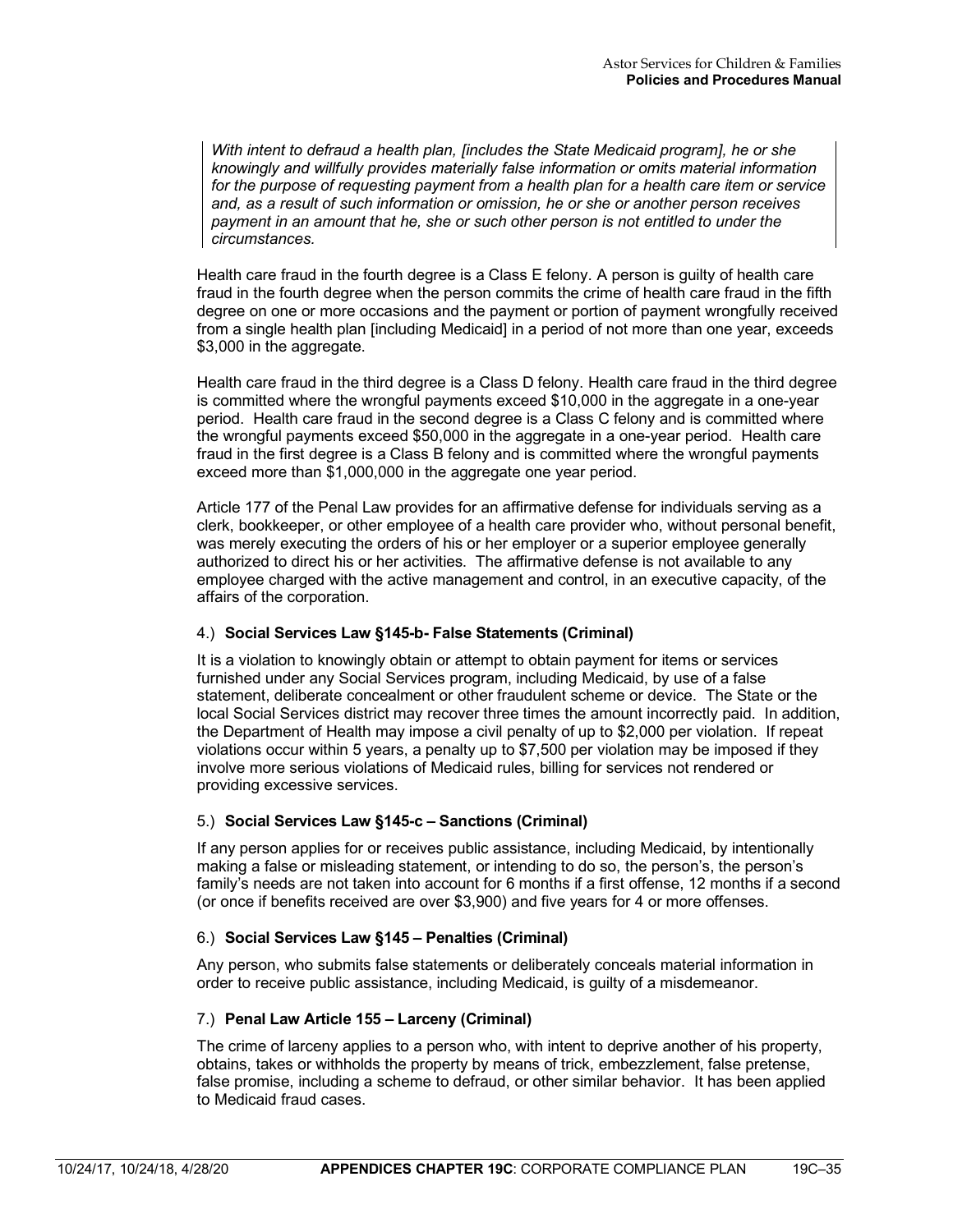> *With intent to defraud a health plan, [includes the State Medicaid program], he or she knowingly and willfully provides materially false information or omits material information for the purpose of requesting payment from a health plan for a health care item or service and, as a result of such information or omission, he or she or another person receives payment in an amount that he, she or such other person is not entitled to under the circumstances.*

Health care fraud in the fourth degree is a Class E felony. A person is guilty of health care fraud in the fourth degree when the person commits the crime of health care fraud in the fifth degree on one or more occasions and the payment or portion of payment wrongfully received from a single health plan [including Medicaid] in a period of not more than one year, exceeds $3,000 in the aggregate.

Health care fraud in the third degree is a Class D felony. Health care fraud in the third degree is committed where the wrongful payments exceed $10,000 in the aggregate in a one-year period. Health care fraud in the second degree is a Class C felony and is committed where the wrongful payments exceed $50,000 in the aggregate in a one-year period. Health care fraud in the first degree is a Class B felony and is committed where the wrongful payments exceed more than $1,000,000 in the aggregate one year period.

Article 177 of the Penal Law provides for an affirmative defense for individuals serving as a clerk, bookkeeper, or other employee of a health care provider who, without personal benefit, was merely executing the orders of his or her employer or a superior employee generally authorized to direct his or her activities. The affirmative defense is not available to any employee charged with the active management and control, in an executive capacity, of the affairs of the corporation.

4.) **Social Services Law §145-b- False Statements (Criminal)**

It is a violation to knowingly obtain or attempt to obtain payment for items or services furnished under any Social Services program, including Medicaid, by use of a false statement, deliberate concealment or other fraudulent scheme or device. The State or the local Social Services district may recover three times the amount incorrectly paid. In addition, the Department of Health may impose a civil penalty of up to $2,000 per violation. If repeat violations occur within 5 years, a penalty up to $7,500 per violation may be imposed if they involve more serious violations of Medicaid rules, billing for services not rendered or providing excessive services.

5.) **Social Services Law §145-c – Sanctions (Criminal)**

If any person applies for or receives public assistance, including Medicaid, by intentionally making a false or misleading statement, or intending to do so, the person's, the person's family's needs are not taken into account for 6 months if a first offense, 12 months if a second (or once if benefits received are over $3,900) and five years for 4 or more offenses.

6.) **Social Services Law §145 – Penalties (Criminal)**

Any person, who submits false statements or deliberately conceals material information in order to receive public assistance, including Medicaid, is guilty of a misdemeanor.

7.) **Penal Law Article 155 – Larceny (Criminal)**

The crime of larceny applies to a person who, with intent to deprive another of his property, obtains, takes or withholds the property by means of trick, embezzlement, false pretense, false promise, including a scheme to defraud, or other similar behavior. It has been applied to Medicaid fraud cases.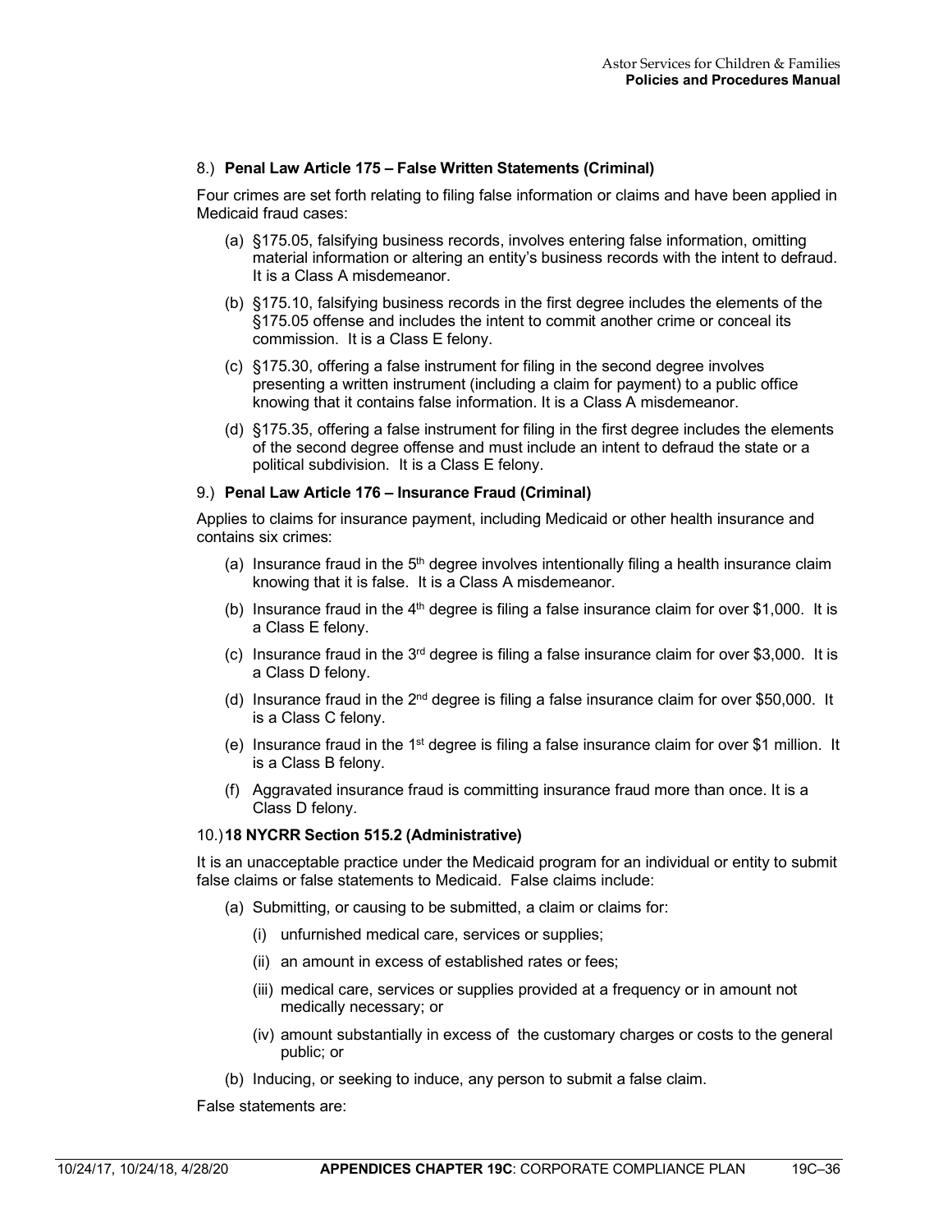8.) **Penal Law Article 175 – False Written Statements (Criminal)**

Four crimes are set forth relating to filing false information or claims and have been applied in Medicaid fraud cases:

(a) §175.05, falsifying business records, involves entering false information, omitting material information or altering an entity's business records with the intent to defraud. It is a Class A misdemeanor.

(b) §175.10, falsifying business records in the first degree includes the elements of the §175.05 offense and includes the intent to commit another crime or conceal its commission. It is a Class E felony.

(c) §175.30, offering a false instrument for filing in the second degree involves presenting a written instrument (including a claim for payment) to a public office knowing that it contains false information. It is a Class A misdemeanor.

(d) §175.35, offering a false instrument for filing in the first degree includes the elements of the second degree offense and must include an intent to defraud the state or a political subdivision. It is a Class E felony.

9.) **Penal Law Article 176 – Insurance Fraud (Criminal)**

Applies to claims for insurance payment, including Medicaid or other health insurance and contains six crimes:

(a) Insurance fraud in the 5th degree involves intentionally filing a health insurance claim knowing that it is false. It is a Class A misdemeanor.

(b) Insurance fraud in the 4th degree is filing a false insurance claim for over $1,000. It is a Class E felony.

(c) Insurance fraud in the 3rd degree is filing a false insurance claim for over $3,000. It is a Class D felony.

(d) Insurance fraud in the 2nd degree is filing a false insurance claim for over $50,000. It is a Class C felony.

(e) Insurance fraud in the 1st degree is filing a false insurance claim for over $1 million. It is a Class B felony.

(f) Aggravated insurance fraud is committing insurance fraud more than once. It is a Class D felony.

10.) **18 NYCRR Section 515.2 (Administrative)**

It is an unacceptable practice under the Medicaid program for an individual or entity to submit false claims or false statements to Medicaid. False claims include:

(a) Submitting, or causing to be submitted, a claim or claims for:

  (i) unfurnished medical care, services or supplies;

  (ii) an amount in excess of established rates or fees;

  (iii) medical care, services or supplies provided at a frequency or in amount not medically necessary; or

  (iv) amount substantially in excess of the customary charges or costs to the general public; or

(b) Inducing, or seeking to induce, any person to submit a false claim.

False statements are: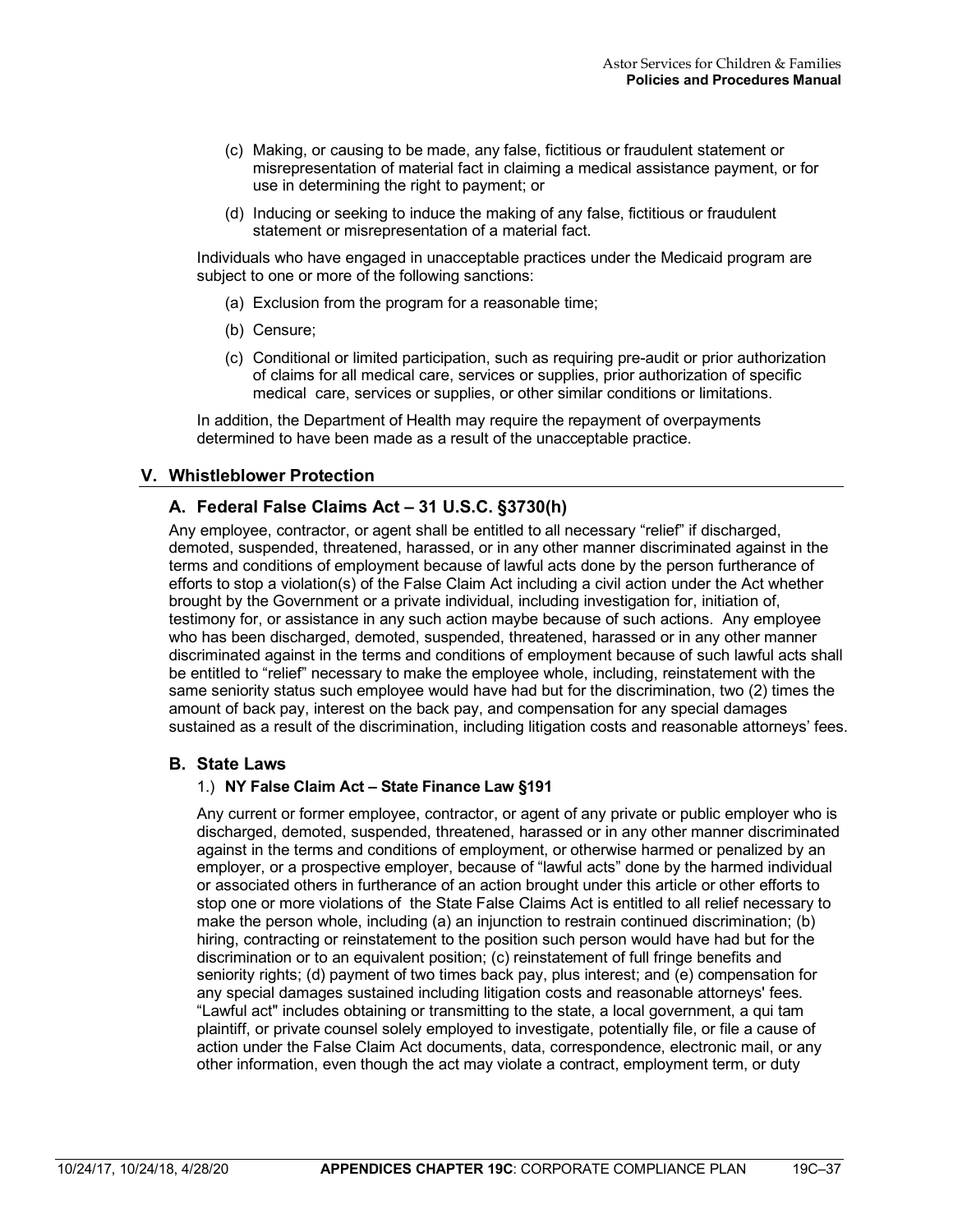(c) Making, or causing to be made, any false, fictitious or fraudulent statement or misrepresentation of material fact in claiming a medical assistance payment, or for use in determining the right to payment; or

(d) Inducing or seeking to induce the making of any false, fictitious or fraudulent statement or misrepresentation of a material fact.

Individuals who have engaged in unacceptable practices under the Medicaid program are subject to one or more of the following sanctions:

(a) Exclusion from the program for a reasonable time;

(b) Censure;

(c) Conditional or limited participation, such as requiring pre-audit or prior authorization of claims for all medical care, services or supplies, prior authorization of specific medical care, services or supplies, or other similar conditions or limitations.

In addition, the Department of Health may require the repayment of overpayments determined to have been made as a result of the unacceptable practice.

## V. Whistleblower Protection

### A. Federal False Claims Act – 31 U.S.C. §3730(h)

Any employee, contractor, or agent shall be entitled to all necessary "relief" if discharged, demoted, suspended, threatened, harassed, or in any other manner discriminated against in the terms and conditions of employment because of lawful acts done by the person furtherance of efforts to stop a violation(s) of the False Claim Act including a civil action under the Act whether brought by the Government or a private individual, including investigation for, initiation of, testimony for, or assistance in any such action maybe because of such actions. Any employee who has been discharged, demoted, suspended, threatened, harassed or in any other manner discriminated against in the terms and conditions of employment because of such lawful acts shall be entitled to "relief" necessary to make the employee whole, including, reinstatement with the same seniority status such employee would have had but for the discrimination, two (2) times the amount of back pay, interest on the back pay, and compensation for any special damages sustained as a result of the discrimination, including litigation costs and reasonable attorneys' fees.

### B. State Laws

1.) **NY False Claim Act – State Finance Law §191**

Any current or former employee, contractor, or agent of any private or public employer who is discharged, demoted, suspended, threatened, harassed or in any other manner discriminated against in the terms and conditions of employment, or otherwise harmed or penalized by an employer, or a prospective employer, because of "lawful acts" done by the harmed individual or associated others in furtherance of an action brought under this article or other efforts to stop one or more violations of the State False Claims Act is entitled to all relief necessary to make the person whole, including (a) an injunction to restrain continued discrimination; (b) hiring, contracting or reinstatement to the position such person would have had but for the discrimination or to an equivalent position; (c) reinstatement of full fringe benefits and seniority rights; (d) payment of two times back pay, plus interest; and (e) compensation for any special damages sustained including litigation costs and reasonable attorneys' fees. "Lawful act" includes obtaining or transmitting to the state, a local government, a qui tam plaintiff, or private counsel solely employed to investigate, potentially file, or file a cause of action under the False Claim Act documents, data, correspondence, electronic mail, or any other information, even though the act may violate a contract, employment term, or duty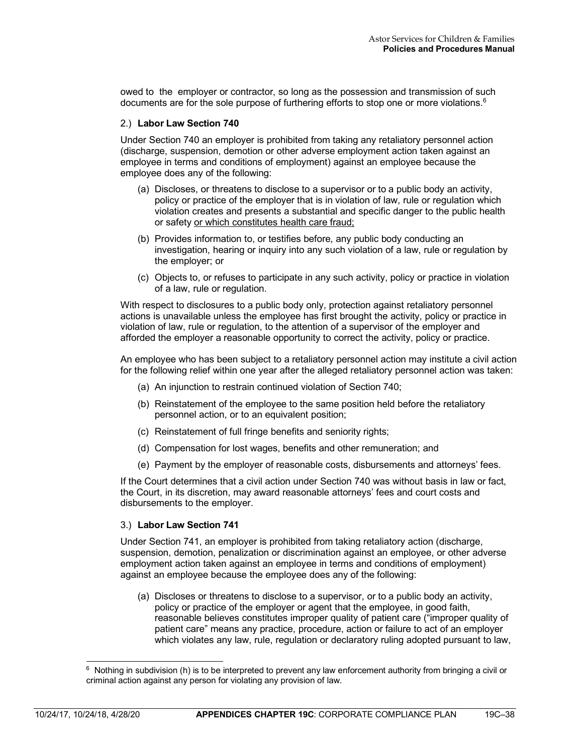owed to the employer or contractor, so long as the possession and transmission of such documents are for the sole purpose of furthering efforts to stop one or more violations.[6]

2.) **Labor Law Section 740**

Under Section 740 an employer is prohibited from taking any retaliatory personnel action (discharge, suspension, demotion or other adverse employment action taken against an employee in terms and conditions of employment) against an employee because the employee does any of the following:

(a) Discloses, or threatens to disclose to a supervisor or to a public body an activity, policy or practice of the employer that is in violation of law, rule or regulation which violation creates and presents a substantial and specific danger to the public health or safety <u>or which constitutes health care fraud;</u>

(b) Provides information to, or testifies before, any public body conducting an investigation, hearing or inquiry into any such violation of a law, rule or regulation by the employer; or

(c) Objects to, or refuses to participate in any such activity, policy or practice in violation of a law, rule or regulation.

With respect to disclosures to a public body only, protection against retaliatory personnel actions is unavailable unless the employee has first brought the activity, policy or practice in violation of law, rule or regulation, to the attention of a supervisor of the employer and afforded the employer a reasonable opportunity to correct the activity, policy or practice.

An employee who has been subject to a retaliatory personnel action may institute a civil action for the following relief within one year after the alleged retaliatory personnel action was taken:

(a) An injunction to restrain continued violation of Section 740;

(b) Reinstatement of the employee to the same position held before the retaliatory personnel action, or to an equivalent position;

(c) Reinstatement of full fringe benefits and seniority rights;

(d) Compensation for lost wages, benefits and other remuneration; and

(e) Payment by the employer of reasonable costs, disbursements and attorneys' fees.

If the Court determines that a civil action under Section 740 was without basis in law or fact, the Court, in its discretion, may award reasonable attorneys' fees and court costs and disbursements to the employer.

3.) **Labor Law Section 741**

Under Section 741, an employer is prohibited from taking retaliatory action (discharge, suspension, demotion, penalization or discrimination against an employee, or other adverse employment action taken against an employee in terms and conditions of employment) against an employee because the employee does any of the following:

(a) Discloses or threatens to disclose to a supervisor, or to a public body an activity, policy or practice of the employer or agent that the employee, in good faith, reasonable believes constitutes improper quality of patient care ("improper quality of patient care" means any practice, procedure, action or failure to act of an employer which violates any law, rule, regulation or declaratory ruling adopted pursuant to law,

---

[6] Nothing in subdivision (h) is to be interpreted to prevent any law enforcement authority from bringing a civil or criminal action against any person for violating any provision of law.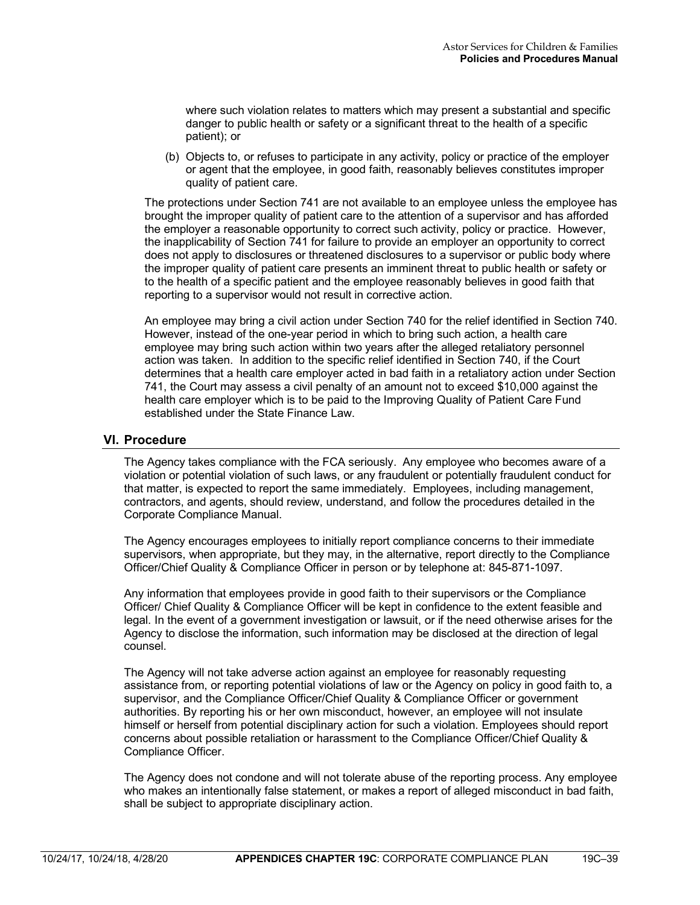where such violation relates to matters which may present a substantial and specific danger to public health or safety or a significant threat to the health of a specific patient); or

(b) Objects to, or refuses to participate in any activity, policy or practice of the employer or agent that the employee, in good faith, reasonably believes constitutes improper quality of patient care.

The protections under Section 741 are not available to an employee unless the employee has brought the improper quality of patient care to the attention of a supervisor and has afforded the employer a reasonable opportunity to correct such activity, policy or practice. However, the inapplicability of Section 741 for failure to provide an employer an opportunity to correct does not apply to disclosures or threatened disclosures to a supervisor or public body where the improper quality of patient care presents an imminent threat to public health or safety or to the health of a specific patient and the employee reasonably believes in good faith that reporting to a supervisor would not result in corrective action.

An employee may bring a civil action under Section 740 for the relief identified in Section 740. However, instead of the one-year period in which to bring such action, a health care employee may bring such action within two years after the alleged retaliatory personnel action was taken. In addition to the specific relief identified in Section 740, if the Court determines that a health care employer acted in bad faith in a retaliatory action under Section 741, the Court may assess a civil penalty of an amount not to exceed $10,000 against the health care employer which is to be paid to the Improving Quality of Patient Care Fund established under the State Finance Law.

## VI. Procedure

The Agency takes compliance with the FCA seriously. Any employee who becomes aware of a violation or potential violation of such laws, or any fraudulent or potentially fraudulent conduct for that matter, is expected to report the same immediately. Employees, including management, contractors, and agents, should review, understand, and follow the procedures detailed in the Corporate Compliance Manual.

The Agency encourages employees to initially report compliance concerns to their immediate supervisors, when appropriate, but they may, in the alternative, report directly to the Compliance Officer/Chief Quality & Compliance Officer in person or by telephone at: 845-871-1097.

Any information that employees provide in good faith to their supervisors or the Compliance Officer/ Chief Quality & Compliance Officer will be kept in confidence to the extent feasible and legal. In the event of a government investigation or lawsuit, or if the need otherwise arises for the Agency to disclose the information, such information may be disclosed at the direction of legal counsel.

The Agency will not take adverse action against an employee for reasonably requesting assistance from, or reporting potential violations of law or the Agency on policy in good faith to, a supervisor, and the Compliance Officer/Chief Quality & Compliance Officer or government authorities. By reporting his or her own misconduct, however, an employee will not insulate himself or herself from potential disciplinary action for such a violation. Employees should report concerns about possible retaliation or harassment to the Compliance Officer/Chief Quality & Compliance Officer.

The Agency does not condone and will not tolerate abuse of the reporting process. Any employee who makes an intentionally false statement, or makes a report of alleged misconduct in bad faith, shall be subject to appropriate disciplinary action.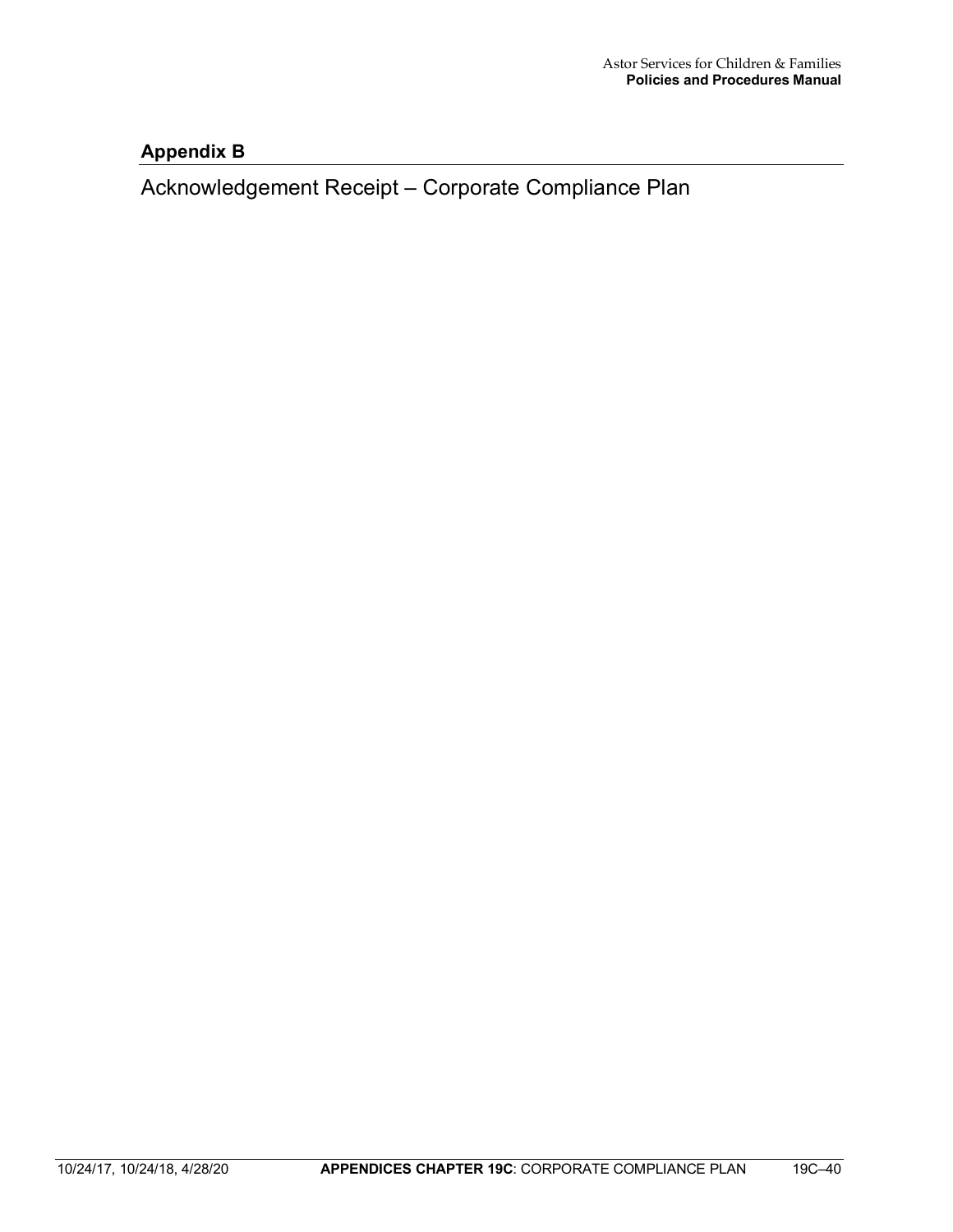## Appendix B

# Acknowledgement Receipt – Corporate Compliance Plan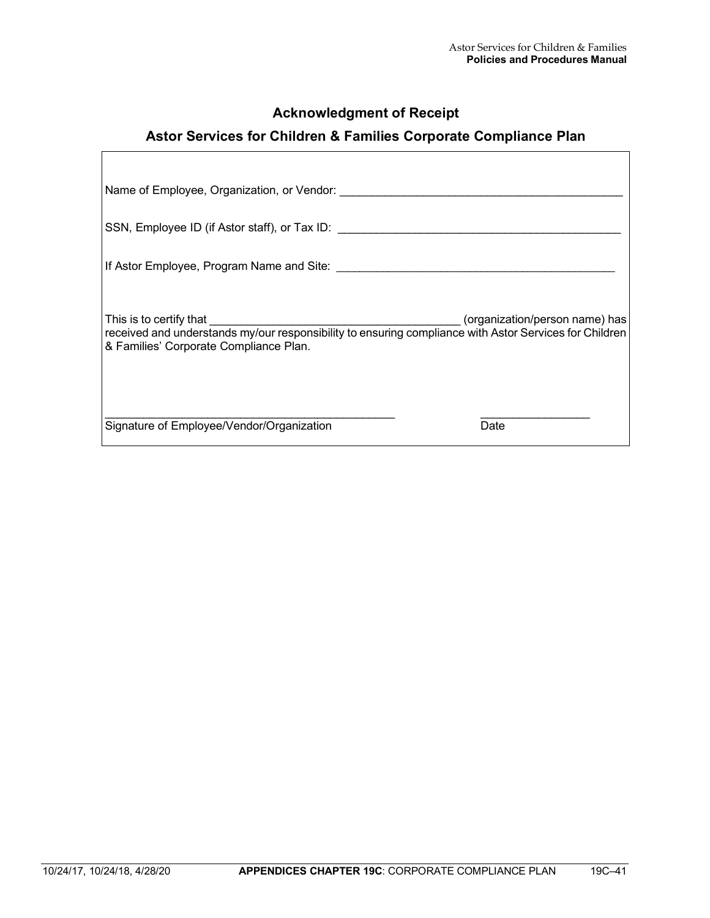## Acknowledgment of Receipt

## Astor Services for Children & Families Corporate Compliance Plan

Name of Employee, Organization, or Vendor: ____________________________________________

SSN, Employee ID (if Astor staff), or Tax ID: ____________________________________________

If Astor Employee, Program Name and Site: ____________________________________________

This is to certify that _______________________________________ (organization/person name) has received and understands my/our responsibility to ensuring compliance with Astor Services for Children & Families' Corporate Compliance Plan.

_____________________________________________ _________________

Signature of Employee/Vendor/Organization Date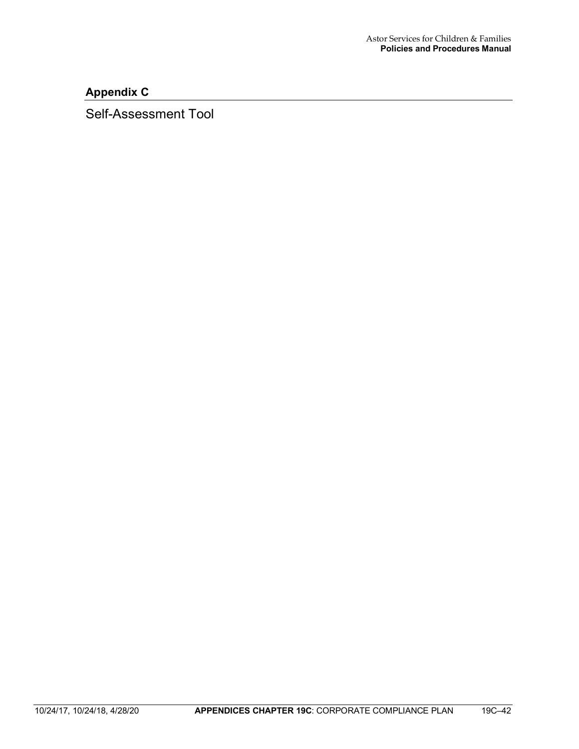## Appendix C

Self-Assessment Tool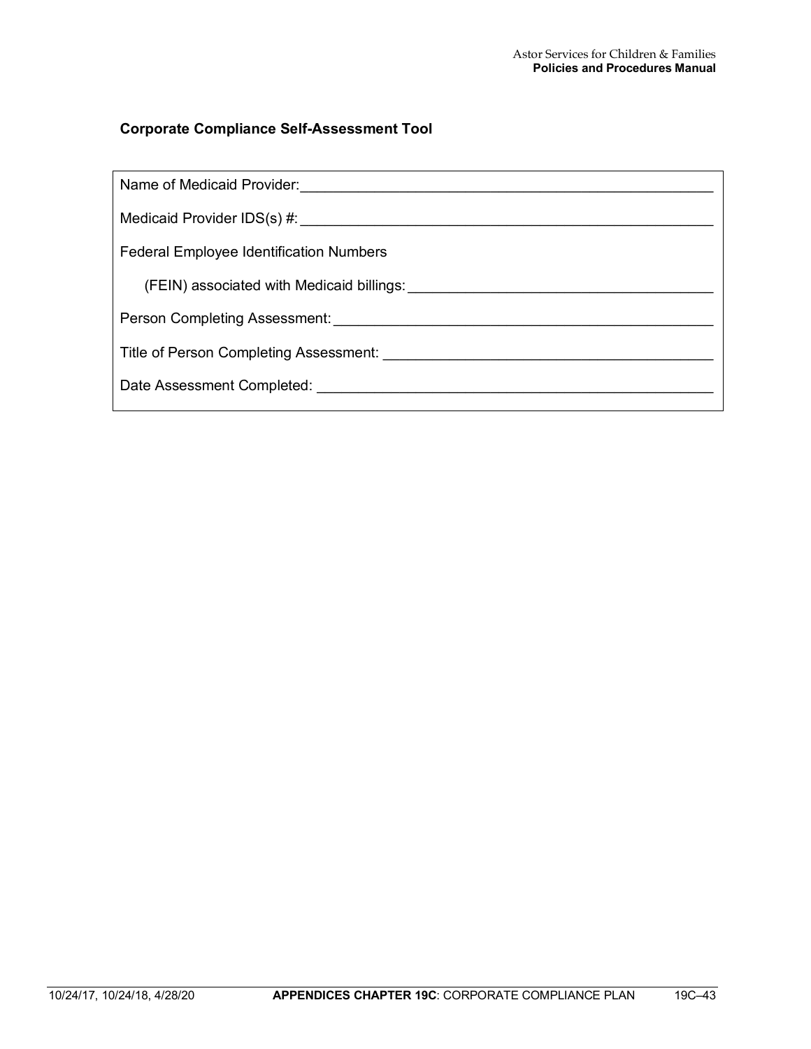### Corporate Compliance Self-Assessment Tool

Name of Medicaid Provider:_______________________________________________

Medicaid Provider IDS(s) #:_______________________________________________

Federal Employee Identification Numbers

(FEIN) associated with Medicaid billings:__________________________________

Person Completing Assessment:____________________________________________

Title of Person Completing Assessment: ____________________________________

Date Assessment Completed: ______________________________________________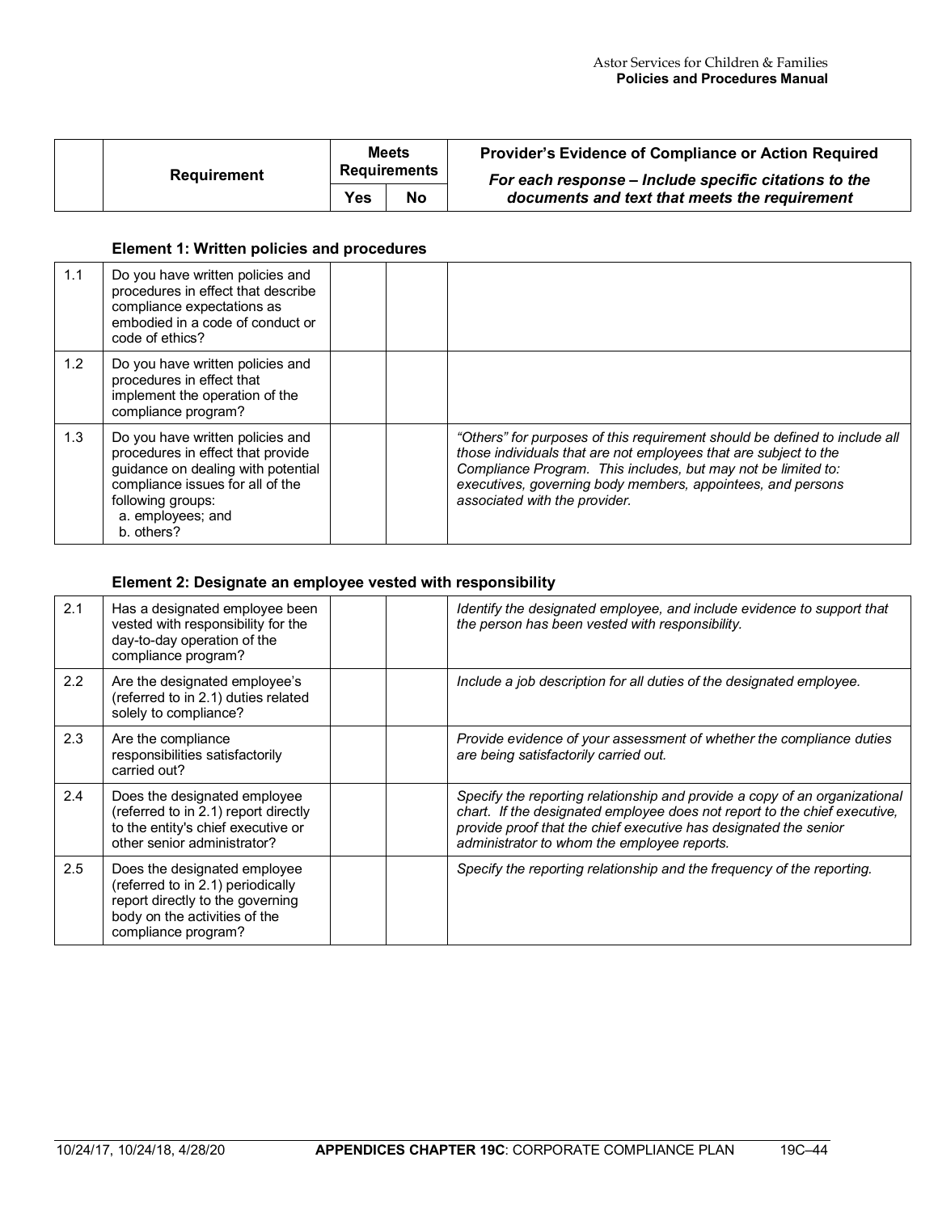| | Requirement | Meets Requirements | | Provider's Evidence of Compliance or Action Required<br>*For each response – Include specific citations to the documents and text that meets the requirement* |
|---|---|---|---|---|
| | | Yes | No | |

**Element 1: Written policies and procedures**

| | | | | |
|---|---|---|---|---|
| 1.1 | Do you have written policies and procedures in effect that describe compliance expectations as embodied in a code of conduct or code of ethics? | | | |
| 1.2 | Do you have written policies and procedures in effect that implement the operation of the compliance program? | | | |
| 1.3 | Do you have written policies and procedures in effect that provide guidance on dealing with potential compliance issues for all of the following groups:<br>a. employees; and<br>b. others? | | | *"Others" for purposes of this requirement should be defined to include all those individuals that are not employees that are subject to the Compliance Program. This includes, but may not be limited to: executives, governing body members, appointees, and persons associated with the provider.* |

**Element 2: Designate an employee vested with responsibility**

| | | | | |
|---|---|---|---|---|
| 2.1 | Has a designated employee been vested with responsibility for the day-to-day operation of the compliance program? | | | *Identify the designated employee, and include evidence to support that the person has been vested with responsibility.* |
| 2.2 | Are the designated employee's (referred to in 2.1) duties related solely to compliance? | | | *Include a job description for all duties of the designated employee.* |
| 2.3 | Are the compliance responsibilities satisfactorily carried out? | | | *Provide evidence of your assessment of whether the compliance duties are being satisfactorily carried out.* |
| 2.4 | Does the designated employee (referred to in 2.1) report directly to the entity's chief executive or other senior administrator? | | | *Specify the reporting relationship and provide a copy of an organizational chart. If the designated employee does not report to the chief executive, provide proof that the chief executive has designated the senior administrator to whom the employee reports.* |
| 2.5 | Does the designated employee (referred to in 2.1) periodically report directly to the governing body on the activities of the compliance program? | | | *Specify the reporting relationship and the frequency of the reporting.* |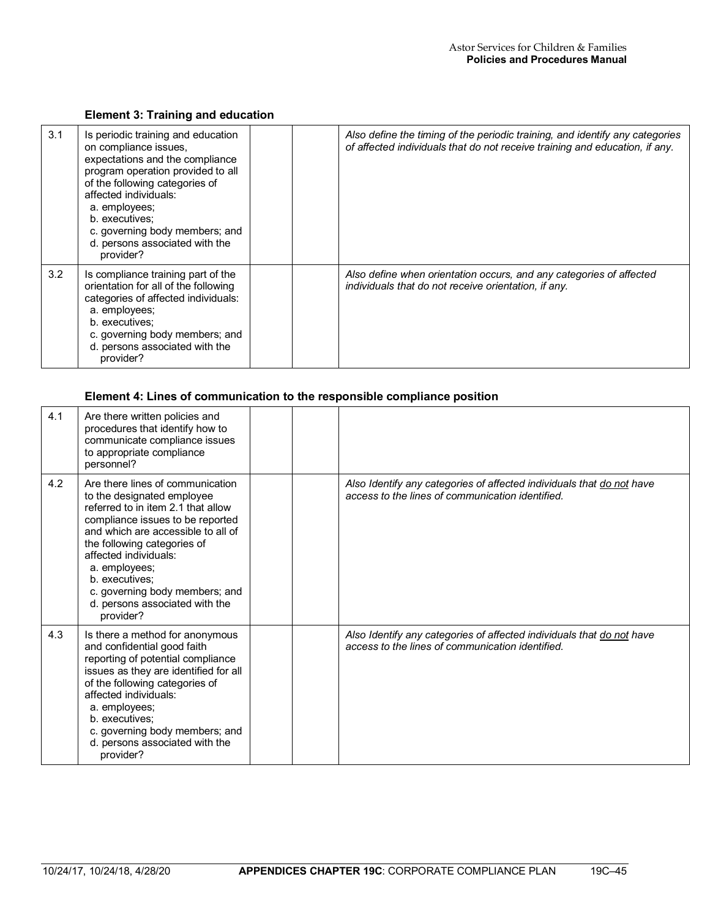**Element 3: Training and education**

| | | | | |
|---|---|---|---|---|
| 3.1 | Is periodic training and education on compliance issues, expectations and the compliance program operation provided to all of the following categories of affected individuals:<br>a. employees;<br>b. executives;<br>c. governing body members; and<br>d. persons associated with the provider? | | | *Also define the timing of the periodic training, and identify any categories of affected individuals that do not receive training and education, if any.* |
| 3.2 | Is compliance training part of the orientation for all of the following categories of affected individuals:<br>a. employees;<br>b. executives;<br>c. governing body members; and<br>d. persons associated with the provider? | | | *Also define when orientation occurs, and any categories of affected individuals that do not receive orientation, if any.* |

**Element 4: Lines of communication to the responsible compliance position**

| | | | | |
|---|---|---|---|---|
| 4.1 | Are there written policies and procedures that identify how to communicate compliance issues to appropriate compliance personnel? | | | |
| 4.2 | Are there lines of communication to the designated employee referred to in item 2.1 that allow compliance issues to be reported and which are accessible to all of the following categories of affected individuals:<br>a. employees;<br>b. executives;<br>c. governing body members; and<br>d. persons associated with the provider? | | | *Also Identify any categories of affected individuals that <u>do not</u> have access to the lines of communication identified.* |
| 4.3 | Is there a method for anonymous and confidential good faith reporting of potential compliance issues as they are identified for all of the following categories of affected individuals:<br>a. employees;<br>b. executives;<br>c. governing body members; and<br>d. persons associated with the provider? | | | *Also Identify any categories of affected individuals that <u>do not</u> have access to the lines of communication identified.* |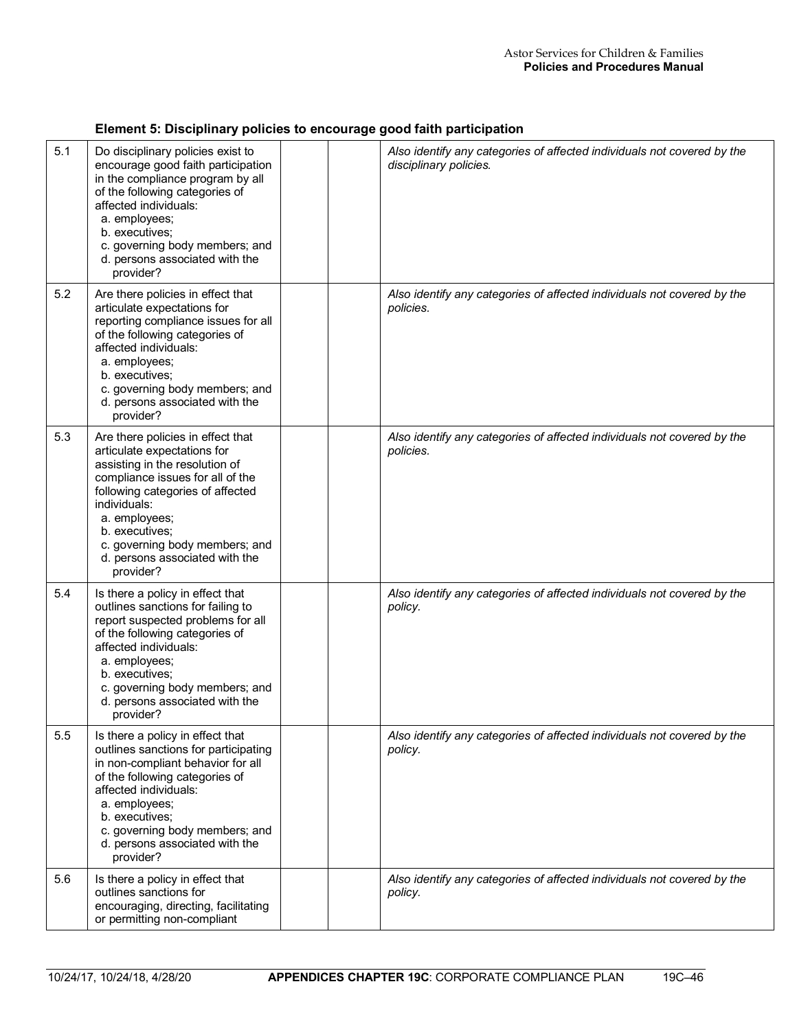### Element 5: Disciplinary policies to encourage good faith participation

| | | | | |
|---|---|---|---|---|
| 5.1 | Do disciplinary policies exist to encourage good faith participation in the compliance program by all of the following categories of affected individuals:<br>a. employees;<br>b. executives;<br>c. governing body members; and<br>d. persons associated with the provider? | | | *Also identify any categories of affected individuals not covered by the disciplinary policies.* |
| 5.2 | Are there policies in effect that articulate expectations for reporting compliance issues for all of the following categories of affected individuals:<br>a. employees;<br>b. executives;<br>c. governing body members; and<br>d. persons associated with the provider? | | | *Also identify any categories of affected individuals not covered by the policies.* |
| 5.3 | Are there policies in effect that articulate expectations for assisting in the resolution of compliance issues for all of the following categories of affected individuals:<br>a. employees;<br>b. executives;<br>c. governing body members; and<br>d. persons associated with the provider? | | | *Also identify any categories of affected individuals not covered by the policies.* |
| 5.4 | Is there a policy in effect that outlines sanctions for failing to report suspected problems for all of the following categories of affected individuals:<br>a. employees;<br>b. executives;<br>c. governing body members; and<br>d. persons associated with the provider? | | | *Also identify any categories of affected individuals not covered by the policy.* |
| 5.5 | Is there a policy in effect that outlines sanctions for participating in non-compliant behavior for all of the following categories of affected individuals:<br>a. employees;<br>b. executives;<br>c. governing body members; and<br>d. persons associated with the provider? | | | *Also identify any categories of affected individuals not covered by the policy.* |
| 5.6 | Is there a policy in effect that outlines sanctions for encouraging, directing, facilitating or permitting non-compliant | | | *Also identify any categories of affected individuals not covered by the policy.* |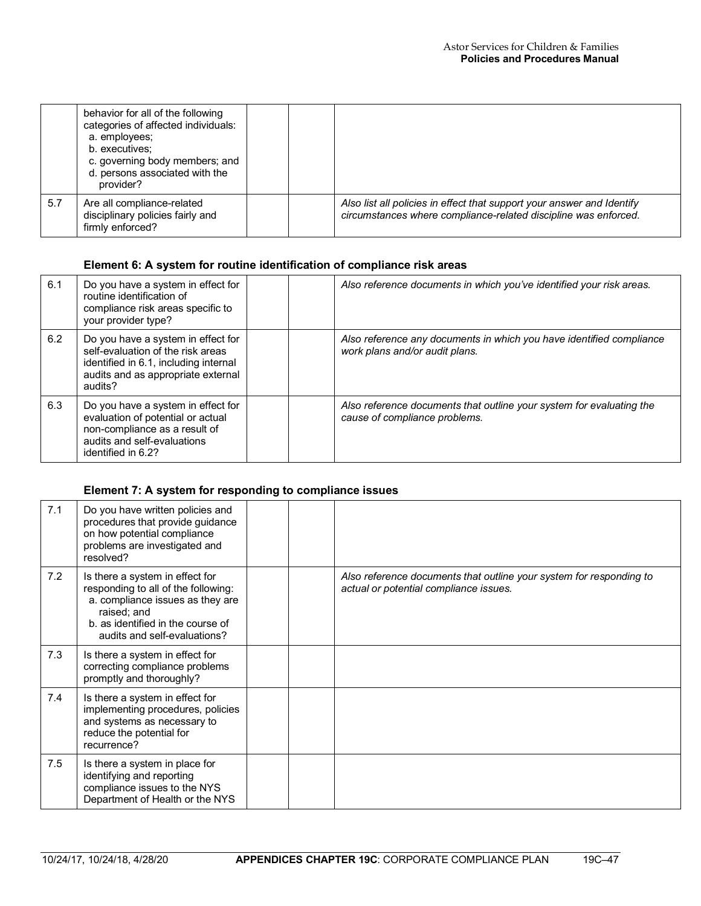| | | | | |
|---|---|---|---|---|
| | behavior for all of the following categories of affected individuals: a. employees; b. executives; c. governing body members; and d. persons associated with the provider? | | | |
| 5.7 | Are all compliance-related disciplinary policies fairly and firmly enforced? | | | *Also list all policies in effect that support your answer and Identify circumstances where compliance-related discipline was enforced.* |

**Element 6: A system for routine identification of compliance risk areas**

| | | | | |
|---|---|---|---|---|
| 6.1 | Do you have a system in effect for routine identification of compliance risk areas specific to your provider type? | | | *Also reference documents in which you've identified your risk areas.* |
| 6.2 | Do you have a system in effect for self-evaluation of the risk areas identified in 6.1, including internal audits and as appropriate external audits? | | | *Also reference any documents in which you have identified compliance work plans and/or audit plans.* |
| 6.3 | Do you have a system in effect for evaluation of potential or actual non-compliance as a result of audits and self-evaluations identified in 6.2? | | | *Also reference documents that outline your system for evaluating the cause of compliance problems.* |

**Element 7: A system for responding to compliance issues**

| | | | | |
|---|---|---|---|---|
| 7.1 | Do you have written policies and procedures that provide guidance on how potential compliance problems are investigated and resolved? | | | |
| 7.2 | Is there a system in effect for responding to all of the following: a. compliance issues as they are raised; and b. as identified in the course of audits and self-evaluations? | | | *Also reference documents that outline your system for responding to actual or potential compliance issues.* |
| 7.3 | Is there a system in effect for correcting compliance problems promptly and thoroughly? | | | |
| 7.4 | Is there a system in effect for implementing procedures, policies and systems as necessary to reduce the potential for recurrence? | | | |
| 7.5 | Is there a system in place for identifying and reporting compliance issues to the NYS Department of Health or the NYS | | | |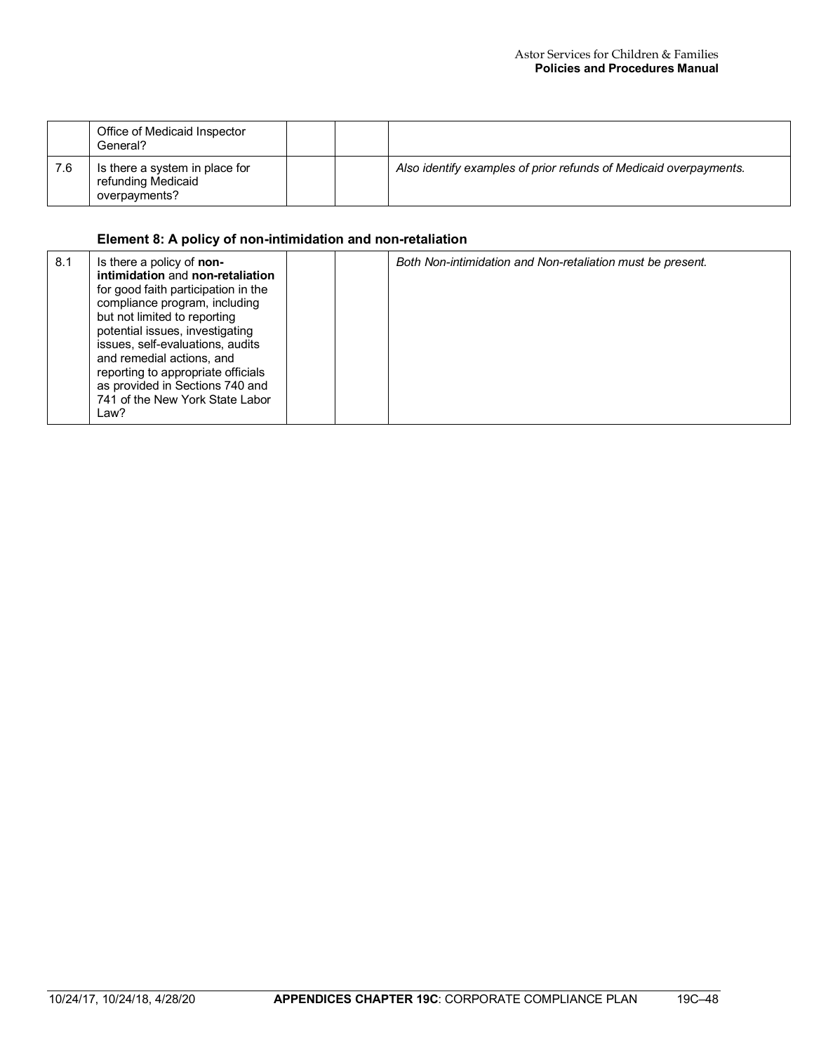|     |     |     |     |     |
| --- | --- | --- | --- | --- |
|  | Office of Medicaid Inspector General? |  |  |  |
| 7.6 | Is there a system in place for refunding Medicaid overpayments? |  |  | *Also identify examples of prior refunds of Medicaid overpayments.* |

### Element 8: A policy of non-intimidation and non-retaliation

|     |     |     |     |     |
| --- | --- | --- | --- | --- |
| 8.1 | Is there a policy of **non-intimidation** and **non-retaliation** for good faith participation in the compliance program, including but not limited to reporting potential issues, investigating issues, self-evaluations, audits and remedial actions, and reporting to appropriate officials as provided in Sections 740 and 741 of the New York State Labor Law? |  |  | *Both Non-intimidation and Non-retaliation must be present.* |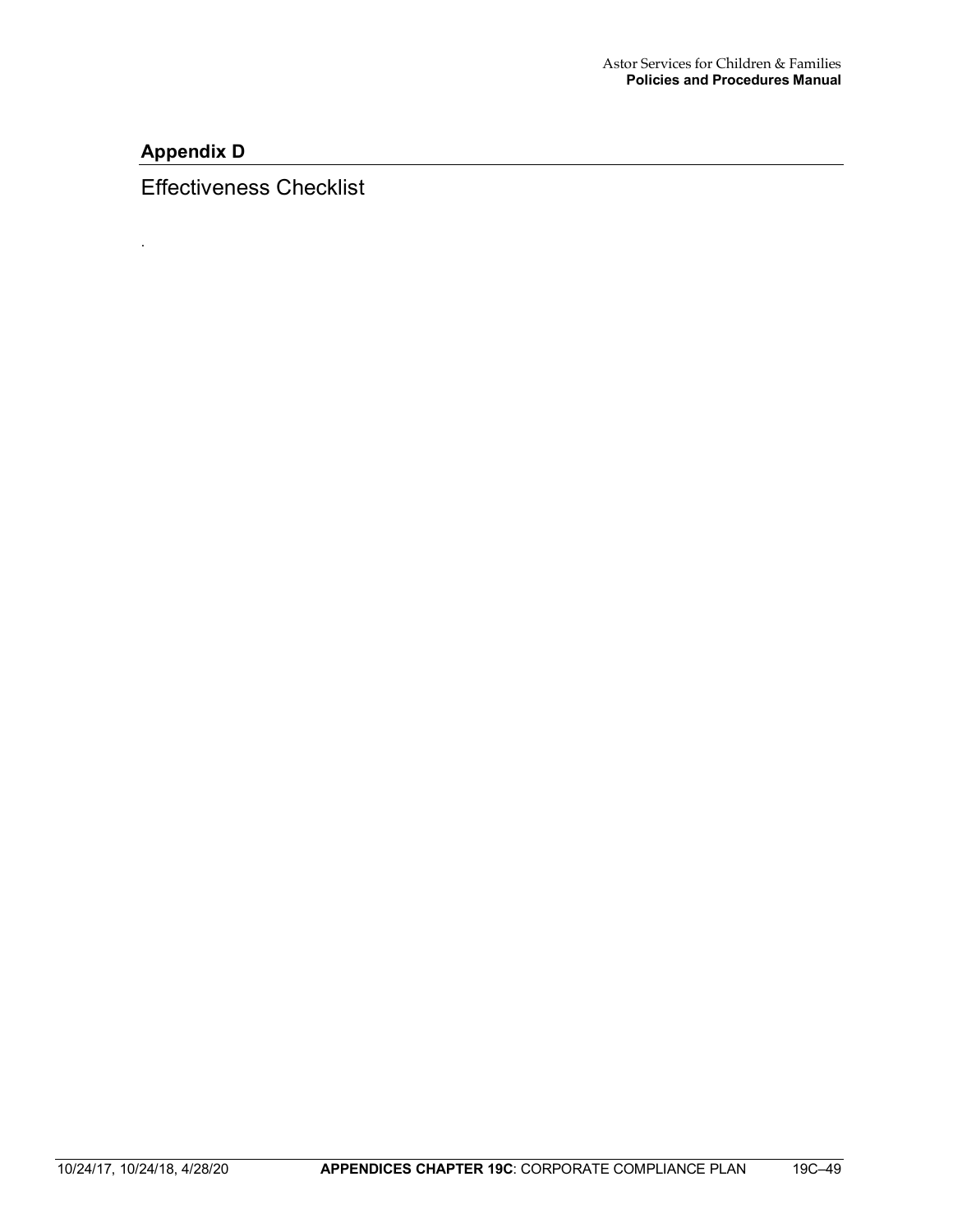## Appendix D

# Effectiveness Checklist

.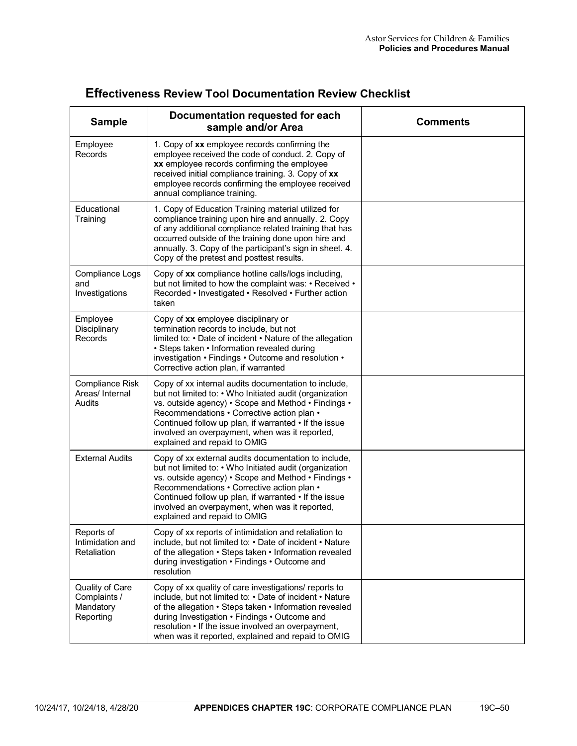## Effectiveness Review Tool Documentation Review Checklist

| Sample | Documentation requested for each sample and/or Area | Comments |
|---|---|---|
| Employee Records | 1. Copy of **xx** employee records confirming the employee received the code of conduct. 2. Copy of **xx** employee records confirming the employee received initial compliance training. 3. Copy of **xx** employee records confirming the employee received annual compliance training. | |
| Educational Training | 1. Copy of Education Training material utilized for compliance training upon hire and annually. 2. Copy of any additional compliance related training that has occurred outside of the training done upon hire and annually. 3. Copy of the participant's sign in sheet. 4. Copy of the pretest and posttest results. | |
| Compliance Logs and Investigations | Copy of **xx** compliance hotline calls/logs including, but not limited to how the complaint was: • Received • Recorded • Investigated • Resolved • Further action taken | |
| Employee Disciplinary Records | Copy of **xx** employee disciplinary or termination records to include, but not limited to: • Date of incident • Nature of the allegation • Steps taken • Information revealed during investigation • Findings • Outcome and resolution • Corrective action plan, if warranted | |
| Compliance Risk Areas/ Internal Audits | Copy of xx internal audits documentation to include, but not limited to: • Who Initiated audit (organization vs. outside agency) • Scope and Method • Findings • Recommendations • Corrective action plan • Continued follow up plan, if warranted • If the issue involved an overpayment, when was it reported, explained and repaid to OMIG | |
| External Audits | Copy of xx external audits documentation to include, but not limited to: • Who Initiated audit (organization vs. outside agency) • Scope and Method • Findings • Recommendations • Corrective action plan • Continued follow up plan, if warranted • If the issue involved an overpayment, when was it reported, explained and repaid to OMIG | |
| Reports of Intimidation and Retaliation | Copy of xx reports of intimidation and retaliation to include, but not limited to: • Date of incident • Nature of the allegation • Steps taken • Information revealed during investigation • Findings • Outcome and resolution | |
| Quality of Care Complaints / Mandatory Reporting | Copy of xx quality of care investigations/ reports to include, but not limited to: • Date of incident • Nature of the allegation • Steps taken • Information revealed during Investigation • Findings • Outcome and resolution • If the issue involved an overpayment, when was it reported, explained and repaid to OMIG | |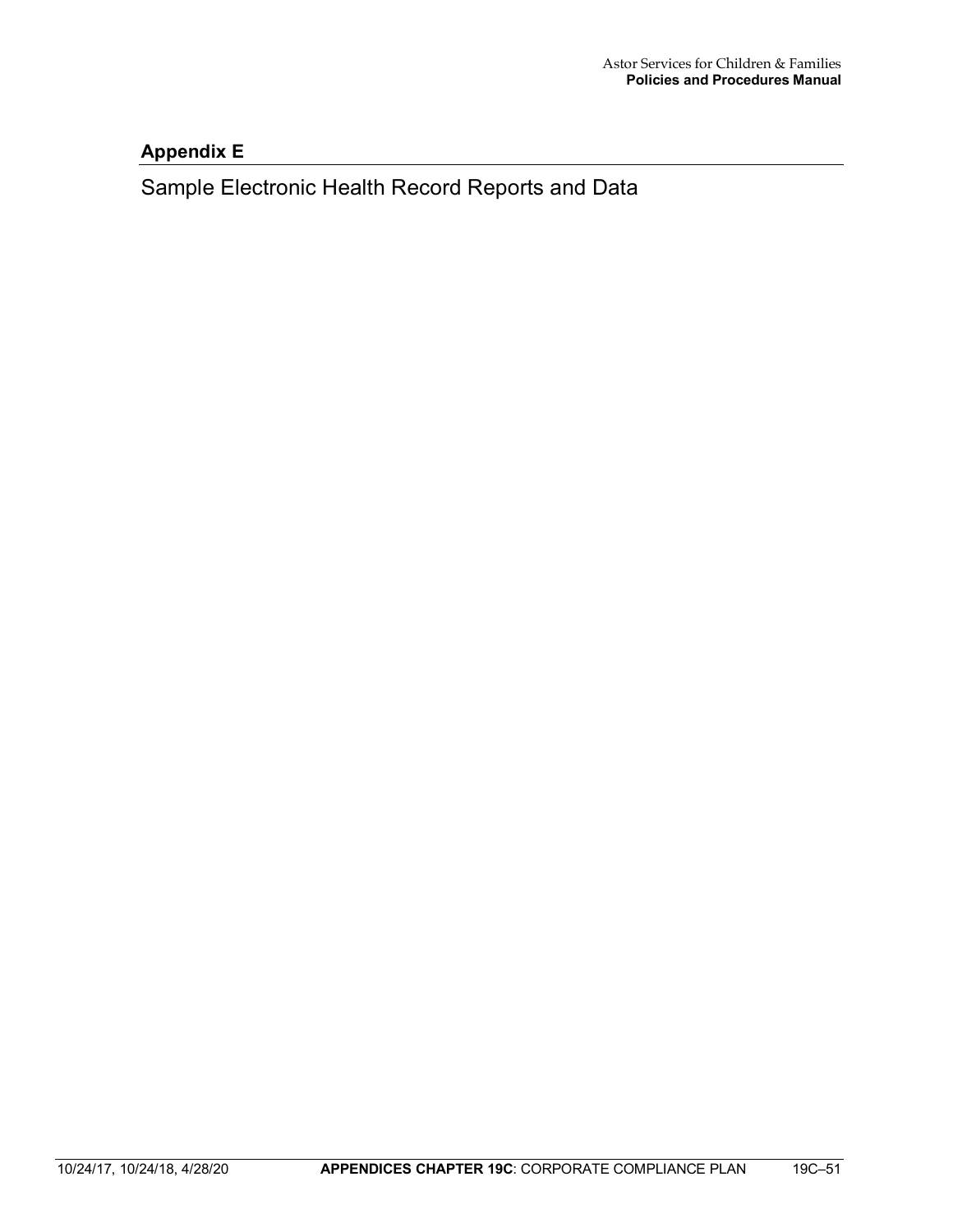## Appendix E

Sample Electronic Health Record Reports and Data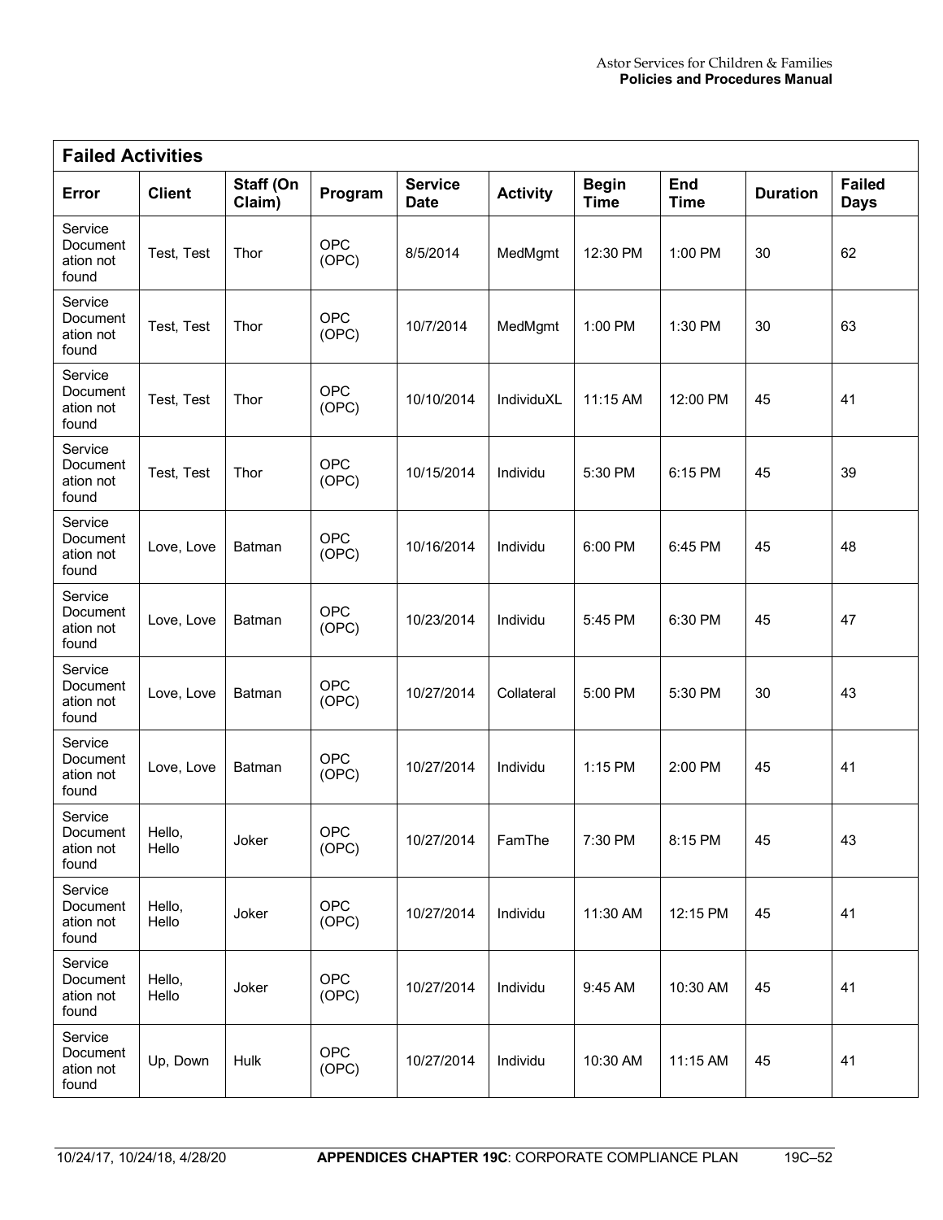## Failed Activities

| Error | Client | Staff (On Claim) | Program | Service Date | Activity | Begin Time | End Time | Duration | Failed Days |
|---|---|---|---|---|---|---|---|---|---|
| Service Documentation not found | Test, Test | Thor | OPC (OPC) | 8/5/2014 | MedMgmt | 12:30 PM | 1:00 PM | 30 | 62 |
| Service Documentation not found | Test, Test | Thor | OPC (OPC) | 10/7/2014 | MedMgmt | 1:00 PM | 1:30 PM | 30 | 63 |
| Service Documentation not found | Test, Test | Thor | OPC (OPC) | 10/10/2014 | IndividuXL | 11:15 AM | 12:00 PM | 45 | 41 |
| Service Documentation not found | Test, Test | Thor | OPC (OPC) | 10/15/2014 | Individu | 5:30 PM | 6:15 PM | 45 | 39 |
| Service Documentation not found | Love, Love | Batman | OPC (OPC) | 10/16/2014 | Individu | 6:00 PM | 6:45 PM | 45 | 48 |
| Service Documentation not found | Love, Love | Batman | OPC (OPC) | 10/23/2014 | Individu | 5:45 PM | 6:30 PM | 45 | 47 |
| Service Documentation not found | Love, Love | Batman | OPC (OPC) | 10/27/2014 | Collateral | 5:00 PM | 5:30 PM | 30 | 43 |
| Service Documentation not found | Love, Love | Batman | OPC (OPC) | 10/27/2014 | Individu | 1:15 PM | 2:00 PM | 45 | 41 |
| Service Documentation not found | Hello, Hello | Joker | OPC (OPC) | 10/27/2014 | FamThe | 7:30 PM | 8:15 PM | 45 | 43 |
| Service Documentation not found | Hello, Hello | Joker | OPC (OPC) | 10/27/2014 | Individu | 11:30 AM | 12:15 PM | 45 | 41 |
| Service Documentation not found | Hello, Hello | Joker | OPC (OPC) | 10/27/2014 | Individu | 9:45 AM | 10:30 AM | 45 | 41 |
| Service Documentation not found | Up, Down | Hulk | OPC (OPC) | 10/27/2014 | Individu | 10:30 AM | 11:15 AM | 45 | 41 |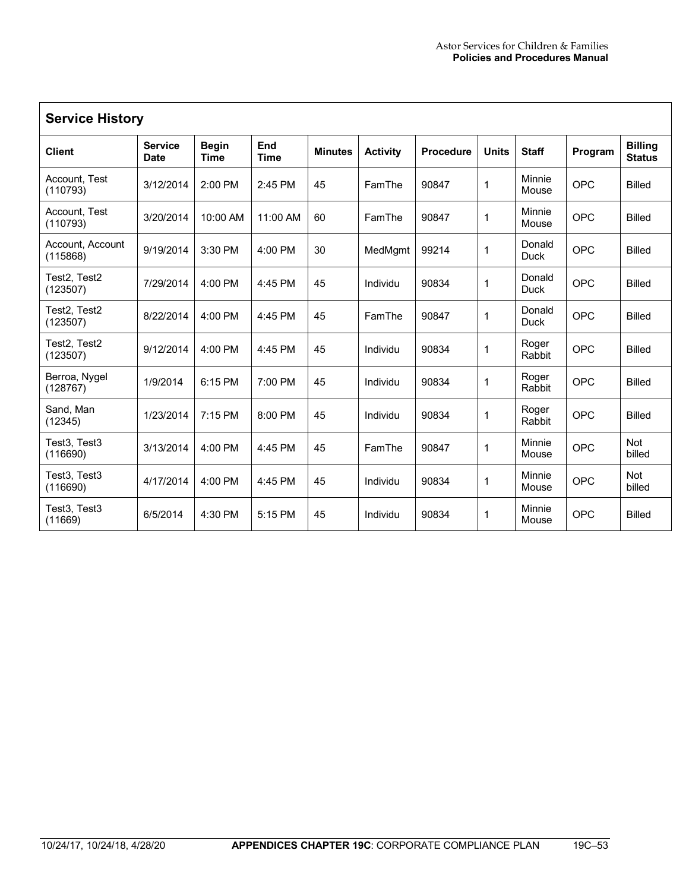## Service History

| Client | Service Date | Begin Time | End Time | Minutes | Activity | Procedure | Units | Staff | Program | Billing Status |
|---|---|---|---|---|---|---|---|---|---|---|
| Account, Test (110793) | 3/12/2014 | 2:00 PM | 2:45 PM | 45 | FamThe | 90847 | 1 | Minnie Mouse | OPC | Billed |
| Account, Test (110793) | 3/20/2014 | 10:00 AM | 11:00 AM | 60 | FamThe | 90847 | 1 | Minnie Mouse | OPC | Billed |
| Account, Account (115868) | 9/19/2014 | 3:30 PM | 4:00 PM | 30 | MedMgmt | 99214 | 1 | Donald Duck | OPC | Billed |
| Test2, Test2 (123507) | 7/29/2014 | 4:00 PM | 4:45 PM | 45 | Individu | 90834 | 1 | Donald Duck | OPC | Billed |
| Test2, Test2 (123507) | 8/22/2014 | 4:00 PM | 4:45 PM | 45 | FamThe | 90847 | 1 | Donald Duck | OPC | Billed |
| Test2, Test2 (123507) | 9/12/2014 | 4:00 PM | 4:45 PM | 45 | Individu | 90834 | 1 | Roger Rabbit | OPC | Billed |
| Berroa, Nygel (128767) | 1/9/2014 | 6:15 PM | 7:00 PM | 45 | Individu | 90834 | 1 | Roger Rabbit | OPC | Billed |
| Sand, Man (12345) | 1/23/2014 | 7:15 PM | 8:00 PM | 45 | Individu | 90834 | 1 | Roger Rabbit | OPC | Billed |
| Test3, Test3 (116690) | 3/13/2014 | 4:00 PM | 4:45 PM | 45 | FamThe | 90847 | 1 | Minnie Mouse | OPC | Not billed |
| Test3, Test3 (116690) | 4/17/2014 | 4:00 PM | 4:45 PM | 45 | Individu | 90834 | 1 | Minnie Mouse | OPC | Not billed |
| Test3, Test3 (11669) | 6/5/2014 | 4:30 PM | 5:15 PM | 45 | Individu | 90834 | 1 | Minnie Mouse | OPC | Billed |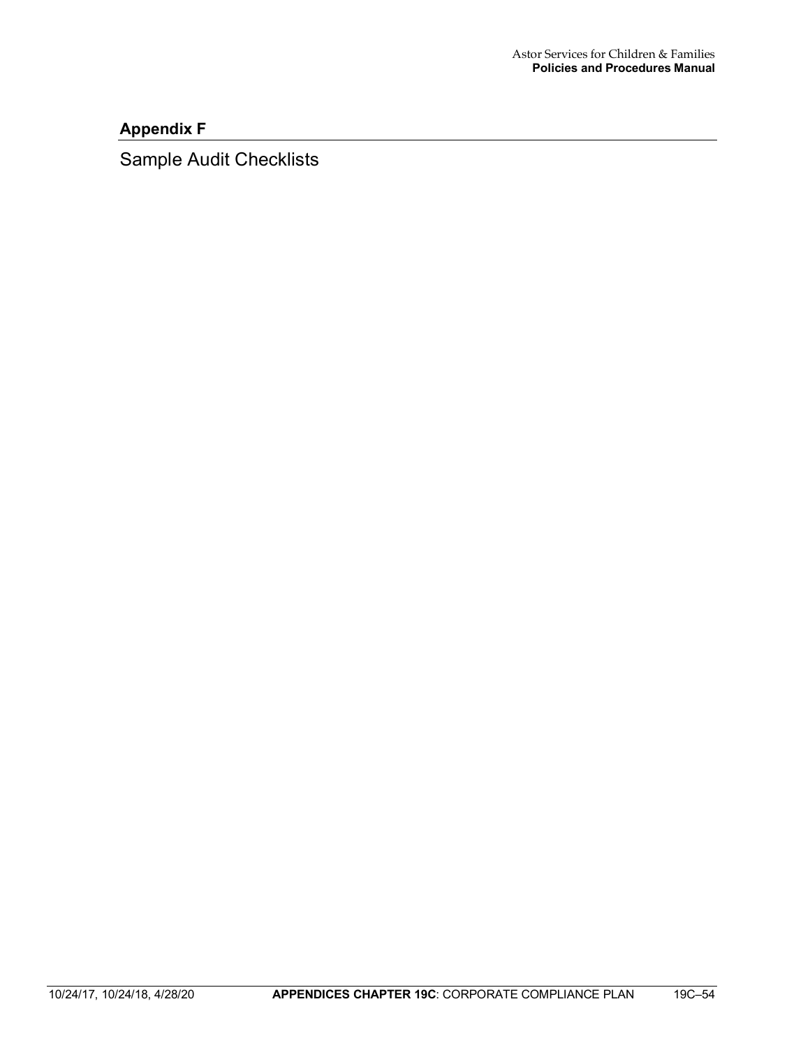## Appendix F

Sample Audit Checklists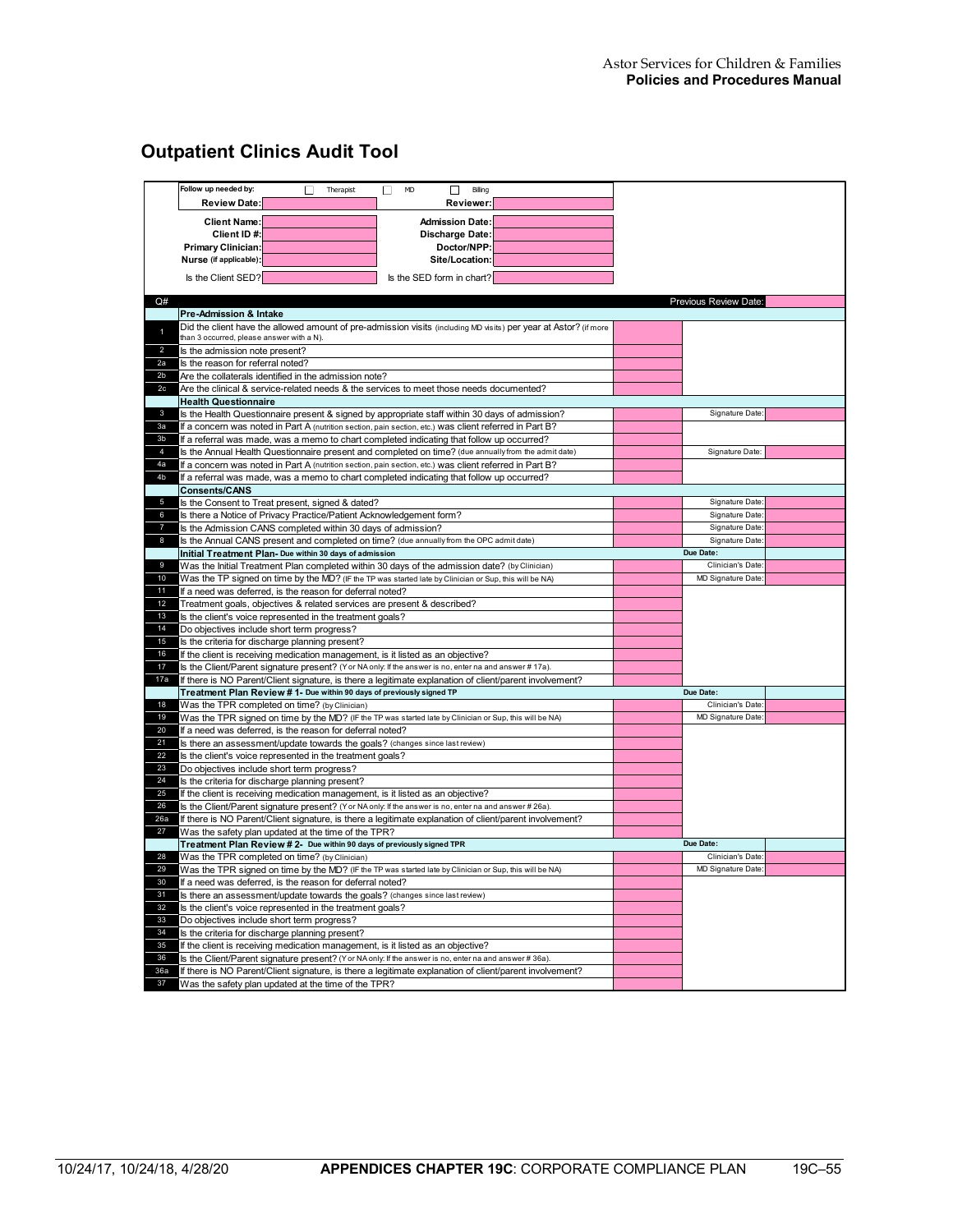## Outpatient Clinics Audit Tool

| | | | |
|---|---|---|---|
| Follow up needed by: ☐ Therapist ☐ MD ☐ Billing | | | |
| Review Date: | | Reviewer: | |
| Client Name: | | Admission Date: | |
| Client ID #: | | Discharge Date: | |
| Primary Clinician: | | Doctor/NPP: | |
| Nurse (if applicable): | | Site/Location: | |
| Is the Client SED? | | Is the SED form in chart? | |

| Q# | | | Previous Review Date: | |
|---|---|---|---|---|
| | **Pre-Admission & Intake** | | | |
| 1 | Did the client have the allowed amount of pre-admission visits (including MD visits) per year at Astor? (if more than 3 occurred, please answer with a N). | | | |
| 2 | Is the admission note present? | | | |
| 2a | Is the reason for referral noted? | | | |
| 2b | Are the collaterals identified in the admission note? | | | |
| 2c | Are the clinical & service-related needs & the services to meet those needs documented? | | | |
| | **Health Questionnaire** | | | |
| 3 | Is the Health Questionnaire present & signed by appropriate staff within 30 days of admission? | | Signature Date: | |
| 3a | If a concern was noted in Part A (nutrition section, pain section, etc.) was client referred in Part B? | | | |
| 3b | If a referral was made, was a memo to chart completed indicating that follow up occurred? | | | |
| 4 | Is the Annual Health Questionnaire present and completed on time? (due annually from the admit date) | | Signature Date: | |
| 4a | If a concern was noted in Part A (nutrition section, pain section, etc.) was client referred in Part B? | | | |
| 4b | If a referral was made, was a memo to chart completed indicating that follow up occurred? | | | |
| | **Consents/CANS** | | | |
| 5 | Is the Consent to Treat present, signed & dated? | | Signature Date: | |
| 6 | Is there a Notice of Privacy Practice/Patient Acknowledgement form? | | Signature Date: | |
| 7 | Is the Admission CANS completed within 30 days of admission? | | Signature Date: | |
| 8 | Is the Annual CANS present and completed on time? (due annually from the OPC admit date) | | Signature Date: | |
| | **Initial Treatment Plan- Due within 30 days of admission** | | Due Date: | |
| 9 | Was the Initial Treatment Plan completed within 30 days of the admission date? (by Clinician) | | Clinician's Date: | |
| 10 | Was the TP signed on time by the MD? (IF the TP was started late by Clinician or Sup, this will be NA) | | MD Signature Date: | |
| 11 | If a need was deferred, is the reason for deferral noted? | | | |
| 12 | Treatment goals, objectives & related services are present & described? | | | |
| 13 | Is the client's voice represented in the treatment goals? | | | |
| 14 | Do objectives include short term progress? | | | |
| 15 | Is the criteria for discharge planning present? | | | |
| 16 | If the client is receiving medication management, is it listed as an objective? | | | |
| 17 | Is the Client/Parent signature present? (Y or NA only: If the answer is no, enter na and answer # 17a). | | | |
| 17a | If there is NO Parent/Client signature, is there a legitimate explanation of client/parent involvement? | | | |
| | **Treatment Plan Review # 1- Due within 90 days of previously signed TP** | | Due Date: | |
| 18 | Was the TPR completed on time? (by Clinician) | | Clinician's Date: | |
| 19 | Was the TPR signed on time by the MD? (IF the TP was started late by Clinician or Sup, this will be NA) | | MD Signature Date: | |
| 20 | If a need was deferred, is the reason for deferral noted? | | | |
| 21 | Is there an assessment/update towards the goals? (changes since last review) | | | |
| 22 | Is the client's voice represented in the treatment goals? | | | |
| 23 | Do objectives include short term progress? | | | |
| 24 | Is the criteria for discharge planning present? | | | |
| 25 | If the client is receiving medication management, is it listed as an objective? | | | |
| 26 | Is the Client/Parent signature present? (Y or NA only: If the answer is no, enter na and answer # 26a). | | | |
| 26a | If there is NO Parent/Client signature, is there a legitimate explanation of client/parent involvement? | | | |
| 27 | Was the safety plan updated at the time of the TPR? | | | |
| | **Treatment Plan Review # 2- Due within 90 days of previously signed TPR** | | Due Date: | |
| 28 | Was the TPR completed on time? (by Clinician) | | Clinician's Date: | |
| 29 | Was the TPR signed on time by the MD? (IF the TP was started late by Clinician or Sup, this will be NA) | | MD Signature Date: | |
| 30 | If a need was deferred, is the reason for deferral noted? | | | |
| 31 | Is there an assessment/update towards the goals? (changes since last review) | | | |
| 32 | Is the client's voice represented in the treatment goals? | | | |
| 33 | Do objectives include short term progress? | | | |
| 34 | Is the criteria for discharge planning present? | | | |
| 35 | If the client is receiving medication management, is it listed as an objective? | | | |
| 36 | Is the Client/Parent signature present? (Y or NA only: If the answer is no, enter na and answer # 36a). | | | |
| 36a | If there is NO Parent/Client signature, is there a legitimate explanation of client/parent involvement? | | | |
| 37 | Was the safety plan updated at the time of the TPR? | | | |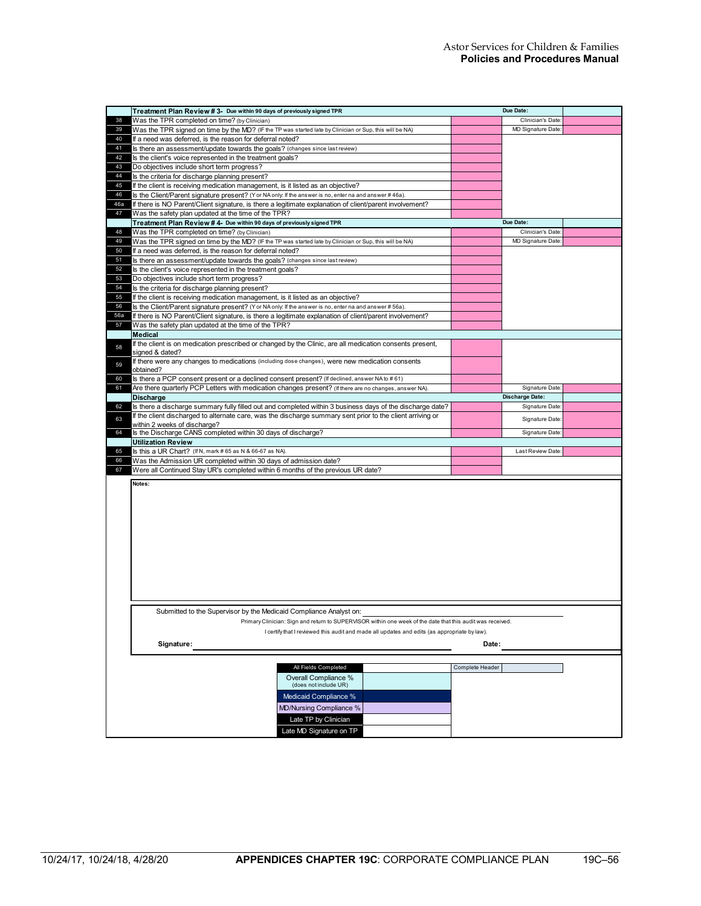| # | Item | Answer | | |
|---|---|---|---|---|
| | **Treatment Plan Review # 3-** Due within 90 days of previously signed TPR | | Due Date: | |
| 38 | Was the TPR completed on time? (by Clinician) | | Clinician's Date: | |
| 39 | Was the TPR signed on time by the MD? (IF the TP was started late by Clinician or Sup, this will be NA) | | MD Signature Date: | |
| 40 | If a need was deferred, is the reason for deferral noted? | | | |
| 41 | Is there an assessment/update towards the goals? (changes since last review) | | | |
| 42 | Is the client's voice represented in the treatment goals? | | | |
| 43 | Do objectives include short term progress? | | | |
| 44 | Is the criteria for discharge planning present? | | | |
| 45 | If the client is receiving medication management, is it listed as an objective? | | | |
| 46 | Is the Client/Parent signature present? (Y or NA only: If the answer is no, enter na and answer # 46a). | | | |
| 46a | If there is NO Parent/Client signature, is there a legitimate explanation of client/parent involvement? | | | |
| 47 | Was the safety plan updated at the time of the TPR? | | | |
| | **Treatment Plan Review # 4-** Due within 90 days of previously signed TPR | | Due Date: | |
| 48 | Was the TPR completed on time? (by Clinician) | | Clinician's Date: | |
| 49 | Was the TPR signed on time by the MD? (IF the TP was started late by Clinician or Sup, this will be NA) | | MD Signature Date: | |
| 50 | If a need was deferred, is the reason for deferral noted? | | | |
| 51 | Is there an assessment/update towards the goals? (changes since last review) | | | |
| 52 | Is the client's voice represented in the treatment goals? | | | |
| 53 | Do objectives include short term progress? | | | |
| 54 | Is the criteria for discharge planning present? | | | |
| 55 | If the client is receiving medication management, is it listed as an objective? | | | |
| 56 | Is the Client/Parent signature present? (Y or NA only: If the answer is no, enter na and answer # 56a). | | | |
| 56a | If there is NO Parent/Client signature, is there a legitimate explanation of client/parent involvement? | | | |
| 57 | Was the safety plan updated at the time of the TPR? | | | |
| | **Medical** | | | |
| 58 | If the client is on medication prescribed or changed by the Clinic, are all medication consents present, signed & dated? | | | |
| 59 | If there were any changes to medications (including dose changes), were new medication consents obtained? | | | |
| 60 | Is there a PCP consent present or a declined consent present? (If declined, answer NA to # 61) | | | |
| 61 | Are there quarterly PCP Letters with medication changes present? (If there are no changes, answer NA). | | Signature Date: | |
| | **Discharge** | | Discharge Date: | |
| 62 | Is there a discharge summary fully filled out and completed within 3 business days of the discharge date? | | Signature Date: | |
| 63 | If the client discharged to alternate care, was the discharge summary sent prior to the client arriving or within 2 weeks of discharge? | | Signature Date: | |
| 64 | Is the Discharge CANS completed within 30 days of discharge? | | Signature Date: | |
| | **Utilization Review** | | | |
| 65 | Is this a UR Chart? (If N, mark # 65 as N & 66-67 as NA). | | Last Review Date: | |
| 66 | Was the Admission UR completed within 30 days of admission date? | | | |
| 67 | Were all Continued Stay UR's completed within 6 months of the previous UR date? | | | |

**Notes:**

Submitted to the Supervisor by the Medicaid Compliance Analyst on: ______________________

Primary Clinician: Sign and return to SUPERVISOR within one week of the date that this audit was received.

I certify that I reviewed this audit and made all updates and edits (as appropriate by law).

**Signature:** ______________________ **Date:** ____________

| | | | |
|---|---|---|---|
| All Fields Completed | | Complete Header | |
| Overall Compliance % (does not include UR) | | | |
| Medicaid Compliance % | | | |
| MD/Nursing Compliance % | | | |
| Late TP by Clinician | | | |
| Late MD Signature on TP | | | |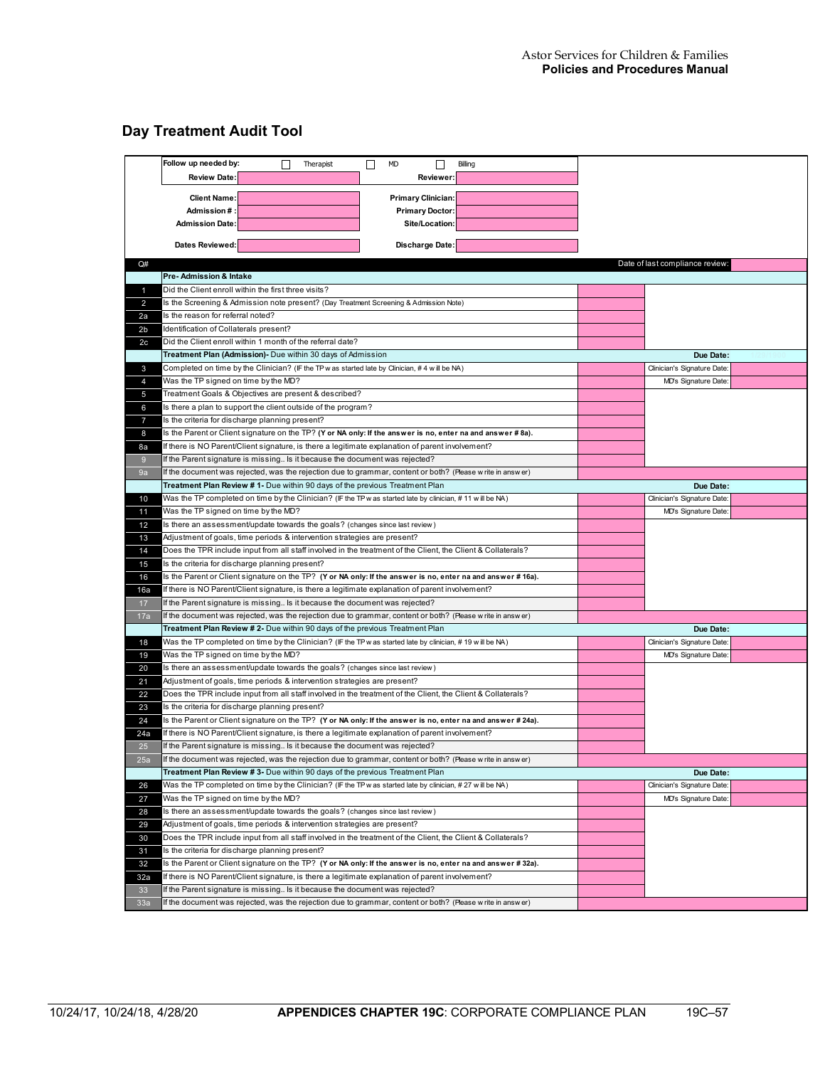## Day Treatment Audit Tool

| | | | |
|---|---|---|---|
| Follow up needed by: | ☐ Therapist ☐ MD ☐ Billing | | |
| Review Date: | | Reviewer: | |
| Client Name: | | Primary Clinician: | |
| Admission # : | | Primary Doctor: | |
| Admission Date: | | Site/Location: | |
| Dates Reviewed: | | Discharge Date: | |

| Q# | Question | Answer | | |
|---|---|---|---|---|
| | | | Date of last compliance review: | |
| | **Pre- Admission & Intake** | | | |
| 1 | Did the Client enroll within the first three visits? | | | |
| 2 | Is the Screening & Admission note present? (Day Treatment Screening & Admission Note) | | | |
| 2a | Is the reason for referral noted? | | | |
| 2b | Identification of Collaterals present? | | | |
| 2c | Did the Client enroll within 1 month of the referral date? | | | |
| | **Treatment Plan (Admission)-** Due within 30 days of Admission | | **Due Date:** | |
| 3 | Completed on time by the Clinician? (IF the TP was started late by Clinician, # 4 will be NA) | | Clinician's Signature Date: | |
| 4 | Was the TP signed on time by the MD? | | MD's Signature Date: | |
| 5 | Treatment Goals & Objectives are present & described? | | | |
| 6 | Is there a plan to support the client outside of the program? | | | |
| 7 | Is the criteria for discharge planning present? | | | |
| 8 | Is the Parent or Client signature on the TP? **(Y or NA only: If the answer is no, enter na and answer # 8a).** | | | |
| 8a | If there is NO Parent/Client signature, is there a legitimate explanation of parent involvement? | | | |
| 9 | If the Parent signature is missing.. Is it because the document was rejected? | | | |
| 9a | If the document was rejected, was the rejection due to grammar, content or both? (Please write in answer) | | | |
| | **Treatment Plan Review # 1-** Due within 90 days of the previous Treatment Plan | | **Due Date:** | |
| 10 | Was the TP completed on time by the Clinician? (IF the TP was started late by clinician, # 11 will be NA) | | Clinician's Signature Date: | |
| 11 | Was the TP signed on time by the MD? | | MD's Signature Date: | |
| 12 | Is there an assessment/update towards the goals? (changes since last review) | | | |
| 13 | Adjustment of goals, time periods & intervention strategies are present? | | | |
| 14 | Does the TPR include input from all staff involved in the treatment of the Client, the Client & Collaterals? | | | |
| 15 | Is the criteria for discharge planning present? | | | |
| 16 | Is the Parent or Client signature on the TP? **(Y or NA only: If the answer is no, enter na and answer # 16a).** | | | |
| 16a | If there is NO Parent/Client signature, is there a legitimate explanation of parent involvement? | | | |
| 17 | If the Parent signature is missing.. Is it because the document was rejected? | | | |
| 17a | If the document was rejected, was the rejection due to grammar, content or both? (Please write in answer) | | | |
| | **Treatment Plan Review # 2-** Due within 90 days of the previous Treatment Plan | | **Due Date:** | |
| 18 | Was the TP completed on time by the Clinician? (IF the TP was started late by clinician, # 19 will be NA) | | Clinician's Signature Date: | |
| 19 | Was the TP signed on time by the MD? | | MD's Signature Date: | |
| 20 | Is there an assessment/update towards the goals? (changes since last review) | | | |
| 21 | Adjustment of goals, time periods & intervention strategies are present? | | | |
| 22 | Does the TPR include input from all staff involved in the treatment of the Client, the Client & Collaterals? | | | |
| 23 | Is the criteria for discharge planning present? | | | |
| 24 | Is the Parent or Client signature on the TP? **(Y or NA only: If the answer is no, enter na and answer # 24a).** | | | |
| 24a | If there is NO Parent/Client signature, is there a legitimate explanation of parent involvement? | | | |
| 25 | If the Parent signature is missing.. Is it because the document was rejected? | | | |
| 25a | If the document was rejected, was the rejection due to grammar, content or both? (Please write in answer) | | | |
| | **Treatment Plan Review # 3-** Due within 90 days of the previous Treatment Plan | | **Due Date:** | |
| 26 | Was the TP completed on time by the Clinician? (IF the TP was started late by clinician, # 27 will be NA) | | Clinician's Signature Date: | |
| 27 | Was the TP signed on time by the MD? | | MD's Signature Date: | |
| 28 | Is there an assessment/update towards the goals? (changes since last review) | | | |
| 29 | Adjustment of goals, time periods & intervention strategies are present? | | | |
| 30 | Does the TPR include input from all staff involved in the treatment of the Client, the Client & Collaterals? | | | |
| 31 | Is the criteria for discharge planning present? | | | |
| 32 | Is the Parent or Client signature on the TP? **(Y or NA only: If the answer is no, enter na and answer # 32a).** | | | |
| 32a | If there is NO Parent/Client signature, is there a legitimate explanation of parent involvement? | | | |
| 33 | If the Parent signature is missing.. Is it because the document was rejected? | | | |
| 33a | If the document was rejected, was the rejection due to grammar, content or both? (Please write in answer) | | | |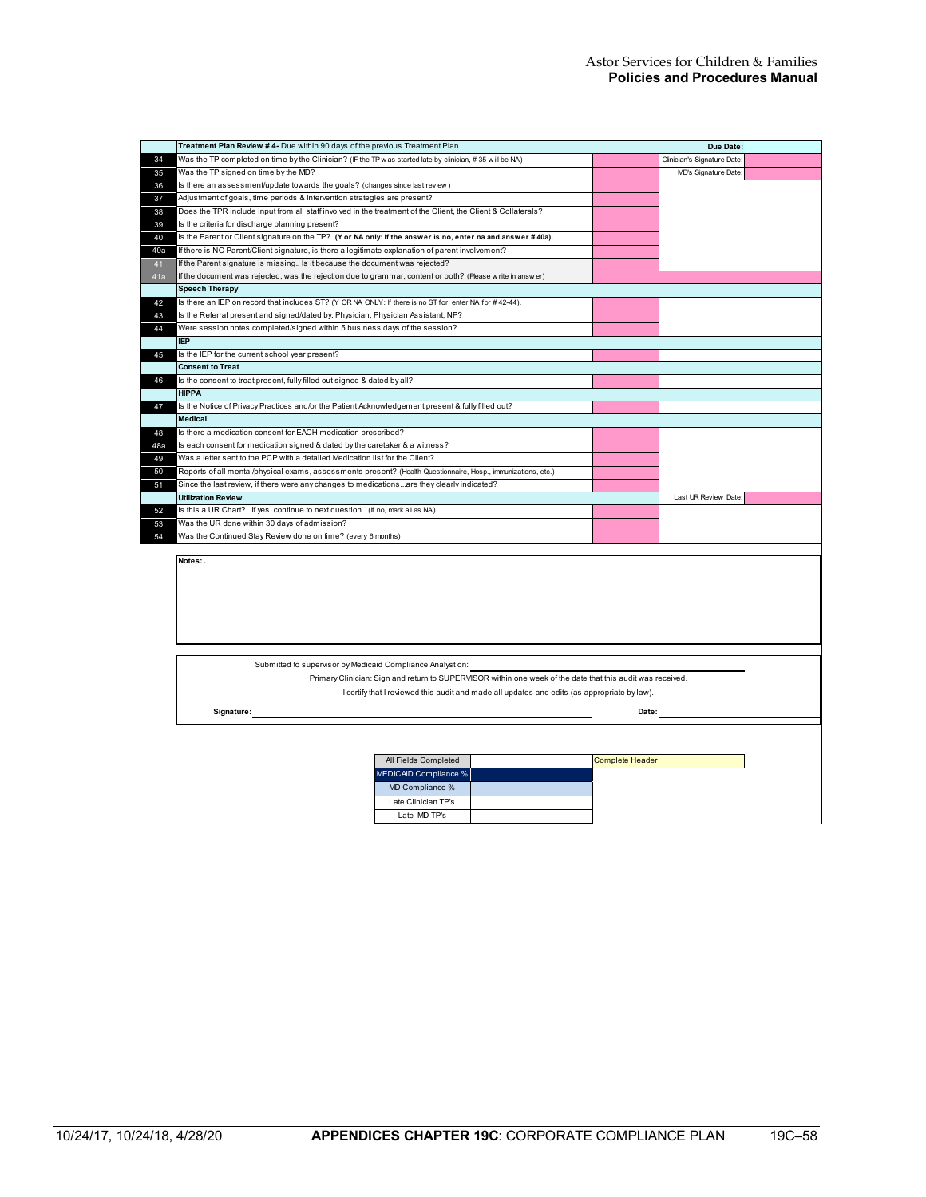| # | Item | Answer | | |
|---|---|---|---|---|
| | **Treatment Plan Review # 4-** Due within 90 days of the previous Treatment Plan | | **Due Date:** | |
| 34 | Was the TP completed on time by the Clinician? (If the TP was started late by clinician, # 35 will be NA) | | Clinician's Signature Date: | |
| 35 | Was the TP signed on time by the MD? | | MD's Signature Date: | |
| 36 | Is there an assessment/update towards the goals? (changes since last review) | | | |
| 37 | Adjustment of goals, time periods & intervention strategies are present? | | | |
| 38 | Does the TPR include input from all staff involved in the treatment of the Client, the Client & Collaterals? | | | |
| 39 | Is the criteria for discharge planning present? | | | |
| 40 | Is the Parent or Client signature on the TP? **(Y or NA only: If the answer is no, enter na and answer # 40a).** | | | |
| 40a | If there is NO Parent/Client signature, is there a legitimate explanation of parent involvement? | | | |
| 41 | If the Parent signature is missing.. Is it because the document was rejected? | | | |
| 41a | If the document was rejected, was the rejection due to grammar, content or both? (Please write in answer) | | | |
| | **Speech Therapy** | | | |
| 42 | Is there an IEP on record that includes ST? (Y OR NA ONLY: If there is no ST for, enter NA for # 42-44). | | | |
| 43 | Is the Referral present and signed/dated by: Physician; Physician Assistant; NP? | | | |
| 44 | Were session notes completed/signed within 5 business days of the session? | | | |
| | **IEP** | | | |
| 45 | Is the IEP for the current school year present? | | | |
| | **Consent to Treat** | | | |
| 46 | Is the consent to treat present, fully filled out signed & dated by all? | | | |
| | **HIPPA** | | | |
| 47 | Is the Notice of Privacy Practices and/or the Patient Acknowledgement present & fully filled out? | | | |
| | **Medical** | | | |
| 48 | Is there a medication consent for EACH medication prescribed? | | | |
| 48a | Is each consent for medication signed & dated by the caretaker & a witness? | | | |
| 49 | Was a letter sent to the PCP with a detailed Medication list for the Client? | | | |
| 50 | Reports of all mental/physical exams, assessments present? (Health Questionnaire, Hosp., immunizations, etc.) | | | |
| 51 | Since the last review, if there were any changes to medications...are they clearly indicated? | | | |
| | **Utilization Review** | | Last UR Review Date: | |
| 52 | Is this a UR Chart? If yes, continue to next question...(If no, mark all as NA). | | | |
| 53 | Was the UR done within 30 days of admission? | | | |
| 54 | Was the Continued Stay Review done on time? (every 6 months) | | | |

**Notes:**.

Submitted to supervisor by Medicaid Compliance Analyst on: ____________________

Primary Clinician: Sign and return to SUPERVISOR within one week of the date that this audit was received.

I certify that I reviewed this audit and made all updates and edits (as appropriate by law).

**Signature:** ____________________ **Date:** ____________________

| | | | |
|---|---|---|---|
| All Fields Completed | | Complete Header | |
| MEDICAID Compliance % | | | |
| MD Compliance % | | | |
| Late Clinician TP's | | | |
| Late MD TP's | | | |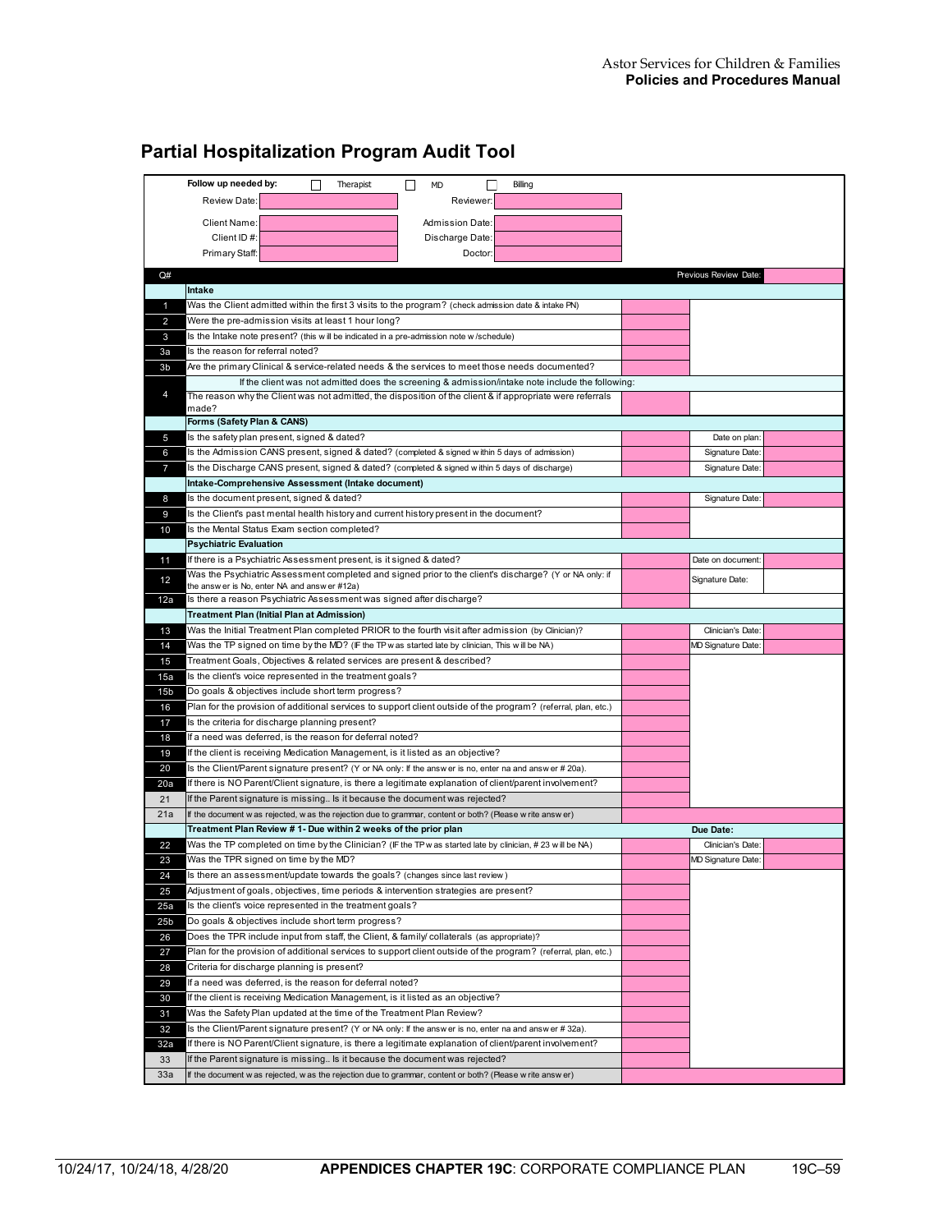## Partial Hospitalization Program Audit Tool

Follow up needed by: ☐ Therapist ☐ MD ☐ Billing

| | | | |
|---|---|---|---|
| Review Date: | | Reviewer: | |
| Client Name: | | Admission Date: | |
| Client ID #: | | Discharge Date: | |
| Primary Staff: | | Doctor: | |

| Q# | | | Previous Review Date: | |
|---|---|---|---|---|
| | **Intake** | | | |
| 1 | Was the Client admitted within the first 3 visits to the program? (check admission date & intake PN) | | | |
| 2 | Were the pre-admission visits at least 1 hour long? | | | |
| 3 | Is the Intake note present? (this will be indicated in a pre-admission note w/schedule) | | | |
| 3a | Is the reason for referral noted? | | | |
| 3b | Are the primary Clinical & service-related needs & the services to meet those needs documented? | | | |
| | If the client was not admitted does the screening & admission/intake note include the following: | | | |
| 4 | The reason why the Client was not admitted, the disposition of the client & if appropriate were referrals made? | | | |
| | **Forms (Safety Plan & CANS)** | | | |
| 5 | Is the safety plan present, signed & dated? | | Date on plan: | |
| 6 | Is the Admission CANS present, signed & dated? (completed & signed within 5 days of admission) | | Signature Date: | |
| 7 | Is the Discharge CANS present, signed & dated? (completed & signed within 5 days of discharge) | | Signature Date: | |
| | **Intake-Comprehensive Assessment (Intake document)** | | | |
| 8 | Is the document present, signed & dated? | | Signature Date: | |
| 9 | Is the Client's past mental health history and current history present in the document? | | | |
| 10 | Is the Mental Status Exam section completed? | | | |
| | **Psychiatric Evaluation** | | | |
| 11 | If there is a Psychiatric Assessment present, is it signed & dated? | | Date on document: | |
| 12 | Was the Psychiatric Assessment completed and signed prior to the client's discharge? (Y or NA only: if the answer is No, enter NA and answer #12a) | | Signature Date: | |
| 12a | Is there a reason Psychiatric Assessment was signed after discharge? | | | |
| | **Treatment Plan (Initial Plan at Admission)** | | | |
| 13 | Was the Initial Treatment Plan completed PRIOR to the fourth visit after admission (by Clinician)? | | Clinician's Date: | |
| 14 | Was the TP signed on time by the MD? (IF the TP was started late by clinician, This will be NA) | | MD Signature Date: | |
| 15 | Treatment Goals, Objectives & related services are present & described? | | | |
| 15a | Is the client's voice represented in the treatment goals? | | | |
| 15b | Do goals & objectives include short term progress? | | | |
| 16 | Plan for the provision of additional services to support client outside of the program? (referral, plan, etc.) | | | |
| 17 | Is the criteria for discharge planning present? | | | |
| 18 | If a need was deferred, is the reason for deferral noted? | | | |
| 19 | If the client is receiving Medication Management, is it listed as an objective? | | | |
| 20 | Is the Client/Parent signature present? (Y or NA only: If the answer is no, enter na and answer # 20a). | | | |
| 20a | If there is NO Parent/Client signature, is there a legitimate explanation of client/parent involvement? | | | |
| 21 | If the Parent signature is missing.. Is it because the document was rejected? | | | |
| 21a | If the document was rejected, was the rejection due to grammar, content or both? (Please write answer) | | | |
| | **Treatment Plan Review # 1- Due within 2 weeks of the prior plan** | | **Due Date:** | |
| 22 | Was the TP completed on time by the Clinician? (IF the TP was started late by clinician, # 23 will be NA) | | Clinician's Date: | |
| 23 | Was the TPR signed on time by the MD? | | MD Signature Date: | |
| 24 | Is there an assessment/update towards the goals? (changes since last review) | | | |
| 25 | Adjustment of goals, objectives, time periods & intervention strategies are present? | | | |
| 25a | Is the client's voice represented in the treatment goals? | | | |
| 25b | Do goals & objectives include short term progress? | | | |
| 26 | Does the TPR include input from staff, the Client, & family/ collaterals (as appropriate)? | | | |
| 27 | Plan for the provision of additional services to support client outside of the program? (referral, plan, etc.) | | | |
| 28 | Criteria for discharge planning is present? | | | |
| 29 | If a need was deferred, is the reason for deferral noted? | | | |
| 30 | If the client is receiving Medication Management, is it listed as an objective? | | | |
| 31 | Was the Safety Plan updated at the time of the Treatment Plan Review? | | | |
| 32 | Is the Client/Parent signature present? (Y or NA only: If the answer is no, enter na and answer # 32a). | | | |
| 32a | If there is NO Parent/Client signature, is there a legitimate explanation of client/parent involvement? | | | |
| 33 | If the Parent signature is missing.. Is it because the document was rejected? | | | |
| 33a | If the document was rejected, was the rejection due to grammar, content or both? (Please write answer) | | | |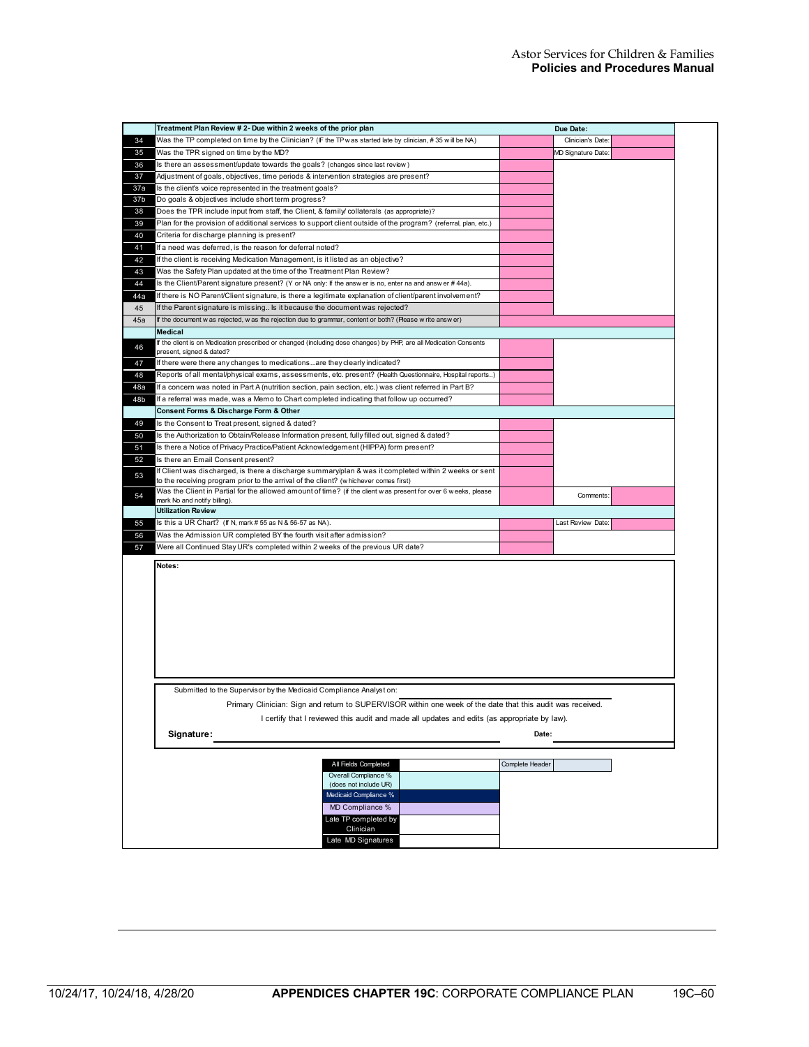| | Treatment Plan Review # 2- Due within 2 weeks of the prior plan | | Due Date: | |
|---|---|---|---|---|
| 34 | Was the TP completed on time by the Clinician? (IF the TP was started late by clinician, # 35 will be NA) | | Clinician's Date: | |
| 35 | Was the TPR signed on time by the MD? | | MD Signature Date: | |
| 36 | Is there an assessment/update towards the goals? (changes since last review) | | | |
| 37 | Adjustment of goals, objectives, time periods & intervention strategies are present? | | | |
| 37a | Is the client's voice represented in the treatment goals? | | | |
| 37b | Do goals & objectives include short term progress? | | | |
| 38 | Does the TPR include input from staff, the Client, & family/ collaterals (as appropriate)? | | | |
| 39 | Plan for the provision of additional services to support client outside of the program? (referral, plan, etc.) | | | |
| 40 | Criteria for discharge planning is present? | | | |
| 41 | If a need was deferred, is the reason for deferral noted? | | | |
| 42 | If the client is receiving Medication Management, is it listed as an objective? | | | |
| 43 | Was the Safety Plan updated at the time of the Treatment Plan Review? | | | |
| 44 | Is the Client/Parent signature present? (Y or NA only: If the answer is no, enter na and answer # 44a). | | | |
| 44a | If there is NO Parent/Client signature, is there a legitimate explanation of client/parent involvement? | | | |
| 45 | If the Parent signature is missing.. Is it because the document was rejected? | | | |
| 45a | If the document was rejected, was the rejection due to grammar, content or both? (Please write answer) | | | |
| | **Medical** | | | |
| 46 | If the client is on Medication prescribed or changed (including dose changes) by PHP, are all Medication Consents present, signed & dated? | | | |
| 47 | If there were there any changes to medications...are they clearly indicated? | | | |
| 48 | Reports of all mental/physical exams, assessments, etc. present? (Health Questionnaire, Hospital reports..) | | | |
| 48a | If a concern was noted in Part A (nutrition section, pain section, etc.) was client referred in Part B? | | | |
| 48b | If a referral was made, was a Memo to Chart completed indicating that follow up occurred? | | | |
| | **Consent Forms & Discharge Form & Other** | | | |
| 49 | Is the Consent to Treat present, signed & dated? | | | |
| 50 | Is the Authorization to Obtain/Release Information present, fully filled out, signed & dated? | | | |
| 51 | Is there a Notice of Privacy Practice/Patient Acknowledgement (HIPPA) form present? | | | |
| 52 | Is there an Email Consent present? | | | |
| 53 | If Client was discharged, is there a discharge summary/plan & was it completed within 2 weeks or sent to the receiving program prior to the arrival of the client? (whichever comes first) | | | |
| 54 | Was the Client in Partial for the allowed amount of time? (if the client was present for over 6 weeks, please mark No and notify billing). | | Comments: | |
| | **Utilization Review** | | | |
| 55 | Is this a UR Chart? (If N, mark # 55 as N & 56-57 as NA). | | Last Review Date: | |
| 56 | Was the Admission UR completed BY the fourth visit after admission? | | | |
| 57 | Were all Continued Stay UR's completed within 2 weeks of the previous UR date? | | | |

**Notes:**

Submitted to the Supervisor by the Medicaid Compliance Analyst on: ____________________

Primary Clinician: Sign and return to SUPERVISOR within one week of the date that this audit was received.

I certify that I reviewed this audit and made all updates and edits (as appropriate by law).

**Signature:** ______________________________ **Date:** ____________

| | | | |
|---|---|---|---|
| All Fields Completed | | Complete Header | |
| Overall Compliance % (does not include UR) | | | |
| Medicaid Compliance % | | | |
| MD Compliance % | | | |
| Late TP completed by Clinician | | | |
| Late MD Signatures | | | |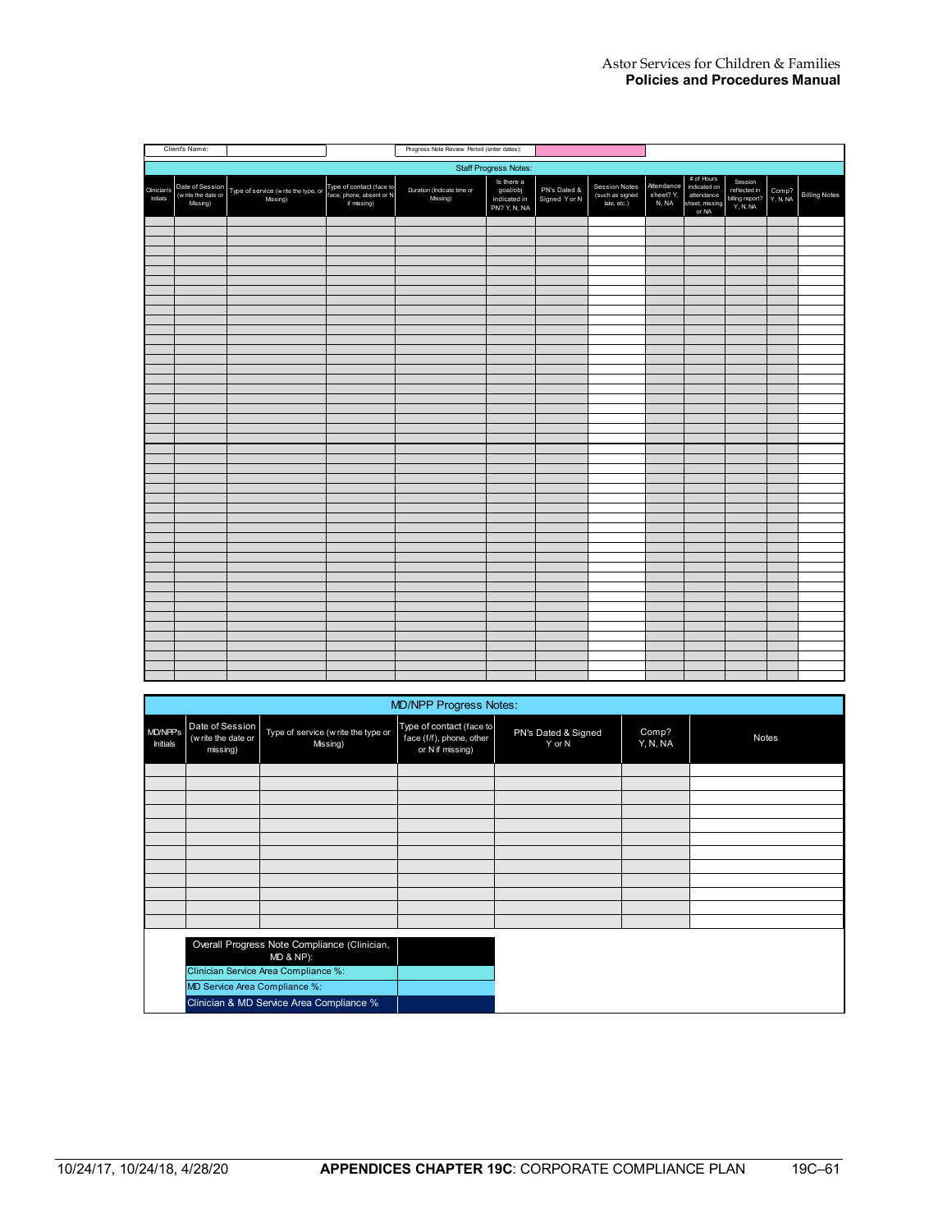| Client's Name: | | Progress Note Review Period (enter dates): | |
|---|---|---|---|

**Staff Progress Notes:**

| Clinician's Initials | Date of Session (write the date or Missing) | Type of service (write the type, or Missing) | Type of contact (face to face, phone, absent or N if missing) | Duration (Indicate time or Missing) | Is there a goal/obj indicated in PN? Y, N, NA | PN's Dated & Signed Y or N | Session Notes (such as signed late, etc.) | Attendance sheet? Y, N, NA | # of Hours indicated on attendance sheet, missing or NA | Session reflected in billing report? Y, N, NA | Comp? Y, N, NA | Billing Notes |
|---|---|---|---|---|---|---|---|---|---|---|---|---|
| | | | | | | | | | | | | |
| | | | | | | | | | | | | |
| | | | | | | | | | | | | |
| | | | | | | | | | | | | |
| | | | | | | | | | | | | |

**MD/NPP Progress Notes:**

| MD/NPP's Initials | Date of Session (write the date or missing) | Type of service (write the type or Missing) | Type of contact (face to face (f/f), phone, other or N if missing) | PN's Dated & Signed Y or N | Comp? Y, N, NA | Notes |
|---|---|---|---|---|---|---|
| | | | | | | |
| | | | | | | |
| | | | | | | |
| | | | | | | |
| | | | | | | |

| Overall Progress Note Compliance (Clinician, MD & NP): | |
|---|---|
| Clinician Service Area Compliance %: | |
| MD Service Area Compliance %: | |
| Clinician & MD Service Area Compliance % | |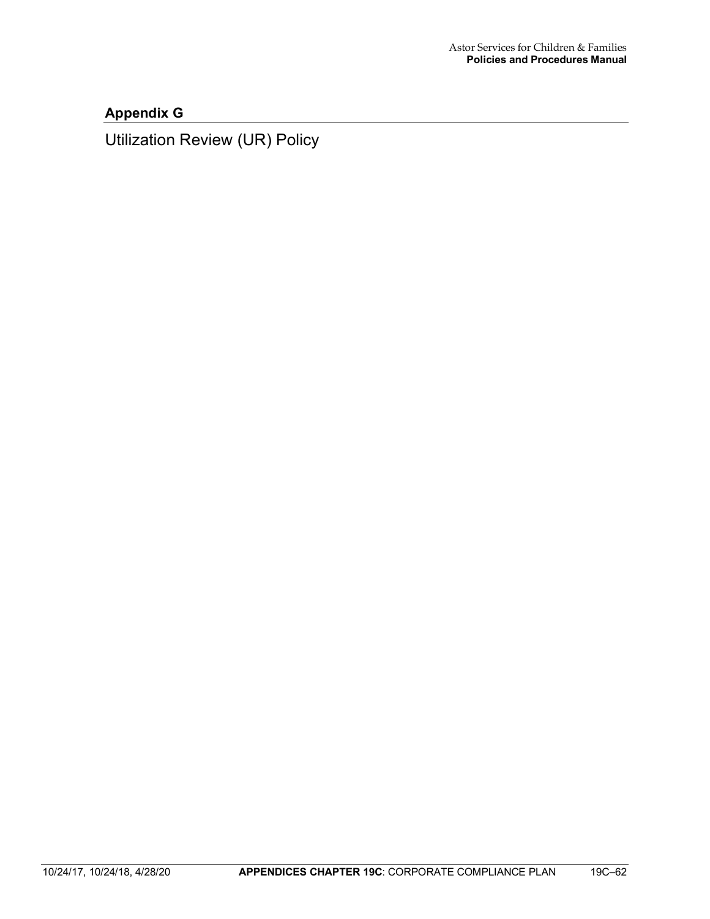## Appendix G

Utilization Review (UR) Policy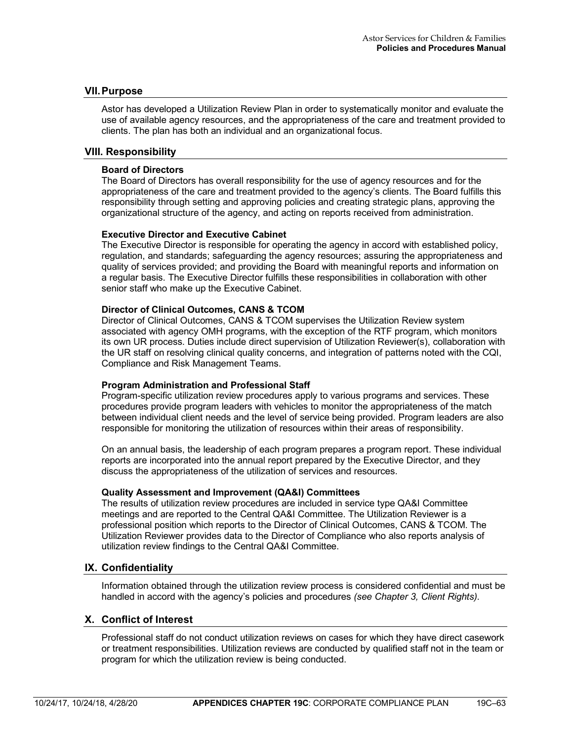## VII. Purpose

Astor has developed a Utilization Review Plan in order to systematically monitor and evaluate the use of available agency resources, and the appropriateness of the care and treatment provided to clients. The plan has both an individual and an organizational focus.

## VIII. Responsibility

**Board of Directors**
The Board of Directors has overall responsibility for the use of agency resources and for the appropriateness of the care and treatment provided to the agency's clients. The Board fulfills this responsibility through setting and approving policies and creating strategic plans, approving the organizational structure of the agency, and acting on reports received from administration.

**Executive Director and Executive Cabinet**
The Executive Director is responsible for operating the agency in accord with established policy, regulation, and standards; safeguarding the agency resources; assuring the appropriateness and quality of services provided; and providing the Board with meaningful reports and information on a regular basis. The Executive Director fulfills these responsibilities in collaboration with other senior staff who make up the Executive Cabinet.

**Director of Clinical Outcomes, CANS & TCOM**
Director of Clinical Outcomes, CANS & TCOM supervises the Utilization Review system associated with agency OMH programs, with the exception of the RTF program, which monitors its own UR process. Duties include direct supervision of Utilization Reviewer(s), collaboration with the UR staff on resolving clinical quality concerns, and integration of patterns noted with the CQI, Compliance and Risk Management Teams.

**Program Administration and Professional Staff**
Program-specific utilization review procedures apply to various programs and services. These procedures provide program leaders with vehicles to monitor the appropriateness of the match between individual client needs and the level of service being provided. Program leaders are also responsible for monitoring the utilization of resources within their areas of responsibility.

On an annual basis, the leadership of each program prepares a program report. These individual reports are incorporated into the annual report prepared by the Executive Director, and they discuss the appropriateness of the utilization of services and resources.

**Quality Assessment and Improvement (QA&I) Committees**
The results of utilization review procedures are included in service type QA&I Committee meetings and are reported to the Central QA&I Committee. The Utilization Reviewer is a professional position which reports to the Director of Clinical Outcomes, CANS & TCOM. The Utilization Reviewer provides data to the Director of Compliance who also reports analysis of utilization review findings to the Central QA&I Committee.

## IX. Confidentiality

Information obtained through the utilization review process is considered confidential and must be handled in accord with the agency's policies and procedures *(see Chapter 3, Client Rights)*.

## X. Conflict of Interest

Professional staff do not conduct utilization reviews on cases for which they have direct casework or treatment responsibilities. Utilization reviews are conducted by qualified staff not in the team or program for which the utilization review is being conducted.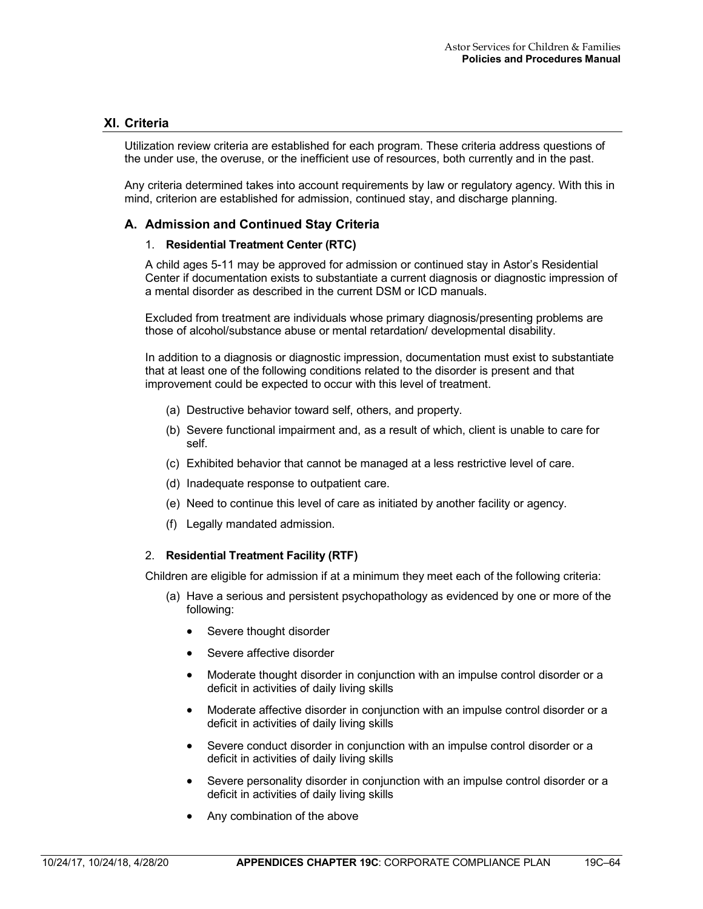## XI. Criteria

Utilization review criteria are established for each program. These criteria address questions of the under use, the overuse, or the inefficient use of resources, both currently and in the past.

Any criteria determined takes into account requirements by law or regulatory agency. With this in mind, criterion are established for admission, continued stay, and discharge planning.

### A. Admission and Continued Stay Criteria

#### 1. **Residential Treatment Center (RTC)**

A child ages 5-11 may be approved for admission or continued stay in Astor's Residential Center if documentation exists to substantiate a current diagnosis or diagnostic impression of a mental disorder as described in the current DSM or ICD manuals.

Excluded from treatment are individuals whose primary diagnosis/presenting problems are those of alcohol/substance abuse or mental retardation/ developmental disability.

In addition to a diagnosis or diagnostic impression, documentation must exist to substantiate that at least one of the following conditions related to the disorder is present and that improvement could be expected to occur with this level of treatment.

- (a) Destructive behavior toward self, others, and property.
- (b) Severe functional impairment and, as a result of which, client is unable to care for self.
- (c) Exhibited behavior that cannot be managed at a less restrictive level of care.
- (d) Inadequate response to outpatient care.
- (e) Need to continue this level of care as initiated by another facility or agency.
- (f) Legally mandated admission.

#### 2. **Residential Treatment Facility (RTF)**

Children are eligible for admission if at a minimum they meet each of the following criteria:

- (a) Have a serious and persistent psychopathology as evidenced by one or more of the following:
  - Severe thought disorder
  - Severe affective disorder
  - Moderate thought disorder in conjunction with an impulse control disorder or a deficit in activities of daily living skills
  - Moderate affective disorder in conjunction with an impulse control disorder or a deficit in activities of daily living skills
  - Severe conduct disorder in conjunction with an impulse control disorder or a deficit in activities of daily living skills
  - Severe personality disorder in conjunction with an impulse control disorder or a deficit in activities of daily living skills
  - Any combination of the above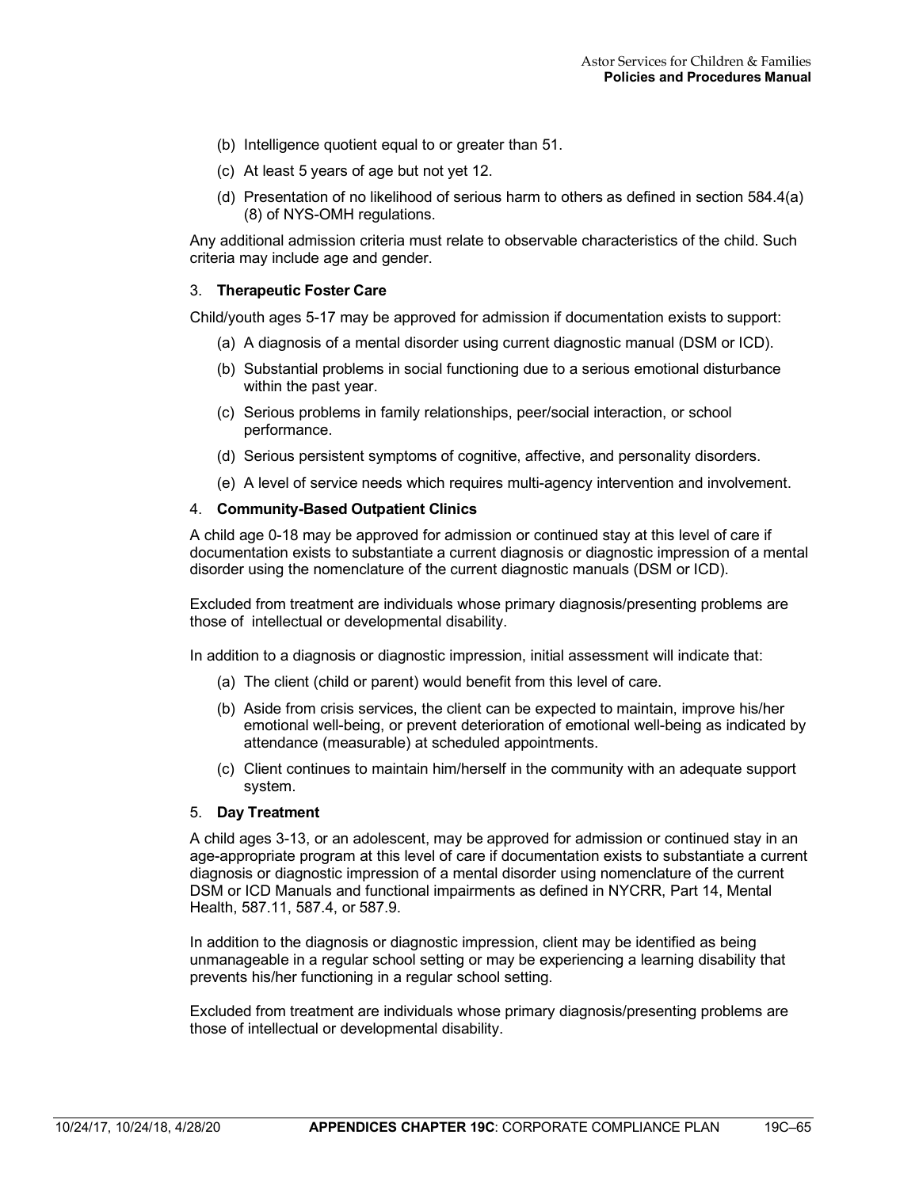(b) Intelligence quotient equal to or greater than 51.

(c) At least 5 years of age but not yet 12.

(d) Presentation of no likelihood of serious harm to others as defined in section 584.4(a)(8) of NYS-OMH regulations.

Any additional admission criteria must relate to observable characteristics of the child. Such criteria may include age and gender.

3. **Therapeutic Foster Care**

Child/youth ages 5-17 may be approved for admission if documentation exists to support:

(a) A diagnosis of a mental disorder using current diagnostic manual (DSM or ICD).

(b) Substantial problems in social functioning due to a serious emotional disturbance within the past year.

(c) Serious problems in family relationships, peer/social interaction, or school performance.

(d) Serious persistent symptoms of cognitive, affective, and personality disorders.

(e) A level of service needs which requires multi-agency intervention and involvement.

4. **Community-Based Outpatient Clinics**

A child age 0-18 may be approved for admission or continued stay at this level of care if documentation exists to substantiate a current diagnosis or diagnostic impression of a mental disorder using the nomenclature of the current diagnostic manuals (DSM or ICD).

Excluded from treatment are individuals whose primary diagnosis/presenting problems are those of intellectual or developmental disability.

In addition to a diagnosis or diagnostic impression, initial assessment will indicate that:

(a) The client (child or parent) would benefit from this level of care.

(b) Aside from crisis services, the client can be expected to maintain, improve his/her emotional well-being, or prevent deterioration of emotional well-being as indicated by attendance (measurable) at scheduled appointments.

(c) Client continues to maintain him/herself in the community with an adequate support system.

5. **Day Treatment**

A child ages 3-13, or an adolescent, may be approved for admission or continued stay in an age-appropriate program at this level of care if documentation exists to substantiate a current diagnosis or diagnostic impression of a mental disorder using nomenclature of the current DSM or ICD Manuals and functional impairments as defined in NYCRR, Part 14, Mental Health, 587.11, 587.4, or 587.9.

In addition to the diagnosis or diagnostic impression, client may be identified as being unmanageable in a regular school setting or may be experiencing a learning disability that prevents his/her functioning in a regular school setting.

Excluded from treatment are individuals whose primary diagnosis/presenting problems are those of intellectual or developmental disability.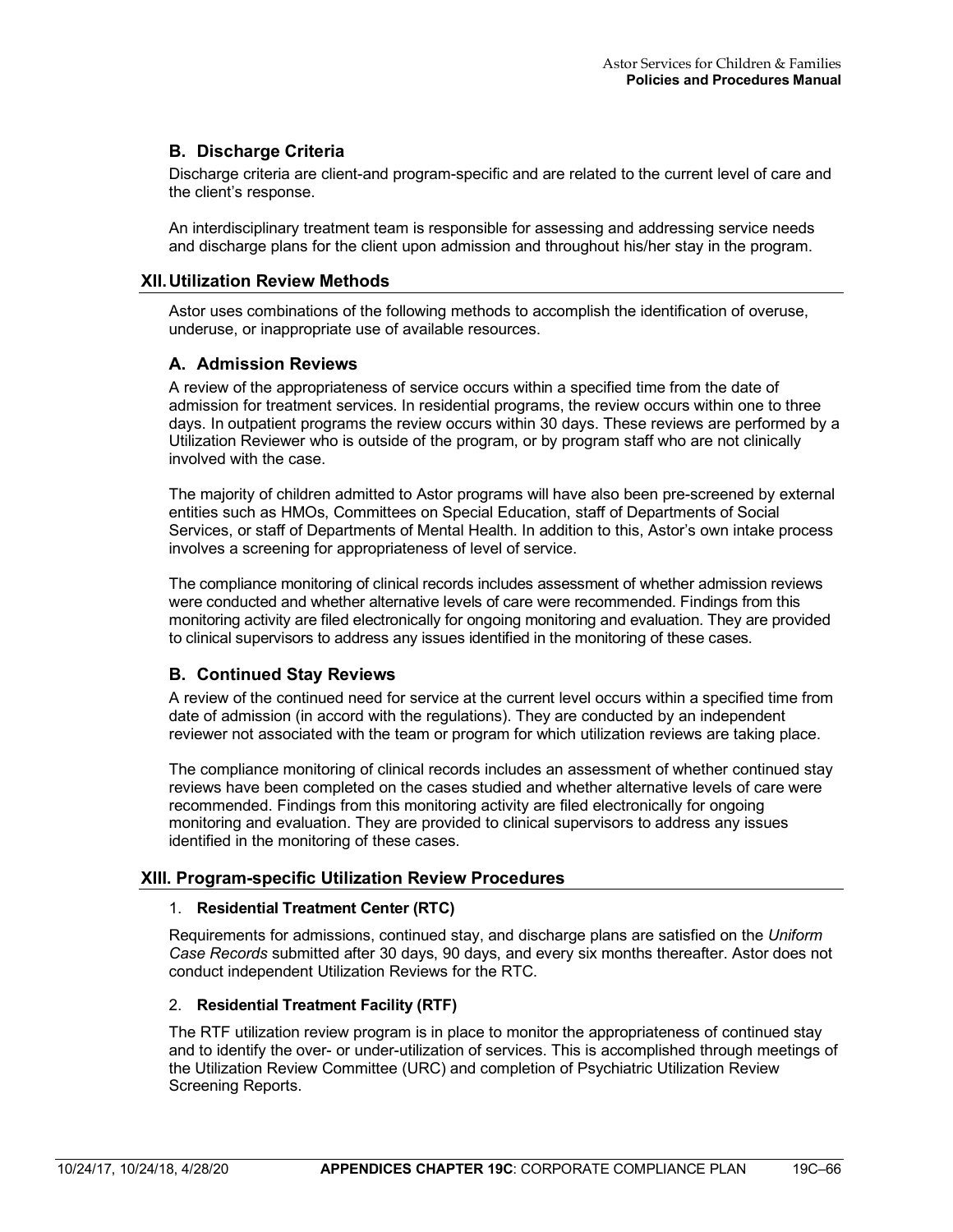### B. Discharge Criteria

Discharge criteria are client-and program-specific and are related to the current level of care and the client's response.

An interdisciplinary treatment team is responsible for assessing and addressing service needs and discharge plans for the client upon admission and throughout his/her stay in the program.

## XII. Utilization Review Methods

Astor uses combinations of the following methods to accomplish the identification of overuse, underuse, or inappropriate use of available resources.

### A. Admission Reviews

A review of the appropriateness of service occurs within a specified time from the date of admission for treatment services. In residential programs, the review occurs within one to three days. In outpatient programs the review occurs within 30 days. These reviews are performed by a Utilization Reviewer who is outside of the program, or by program staff who are not clinically involved with the case.

The majority of children admitted to Astor programs will have also been pre-screened by external entities such as HMOs, Committees on Special Education, staff of Departments of Social Services, or staff of Departments of Mental Health. In addition to this, Astor's own intake process involves a screening for appropriateness of level of service.

The compliance monitoring of clinical records includes assessment of whether admission reviews were conducted and whether alternative levels of care were recommended. Findings from this monitoring activity are filed electronically for ongoing monitoring and evaluation. They are provided to clinical supervisors to address any issues identified in the monitoring of these cases.

### B. Continued Stay Reviews

A review of the continued need for service at the current level occurs within a specified time from date of admission (in accord with the regulations). They are conducted by an independent reviewer not associated with the team or program for which utilization reviews are taking place.

The compliance monitoring of clinical records includes an assessment of whether continued stay reviews have been completed on the cases studied and whether alternative levels of care were recommended. Findings from this monitoring activity are filed electronically for ongoing monitoring and evaluation. They are provided to clinical supervisors to address any issues identified in the monitoring of these cases.

## XIII. Program-specific Utilization Review Procedures

1. **Residential Treatment Center (RTC)**

Requirements for admissions, continued stay, and discharge plans are satisfied on the *Uniform Case Records* submitted after 30 days, 90 days, and every six months thereafter. Astor does not conduct independent Utilization Reviews for the RTC.

2. **Residential Treatment Facility (RTF)**

The RTF utilization review program is in place to monitor the appropriateness of continued stay and to identify the over- or under-utilization of services. This is accomplished through meetings of the Utilization Review Committee (URC) and completion of Psychiatric Utilization Review Screening Reports.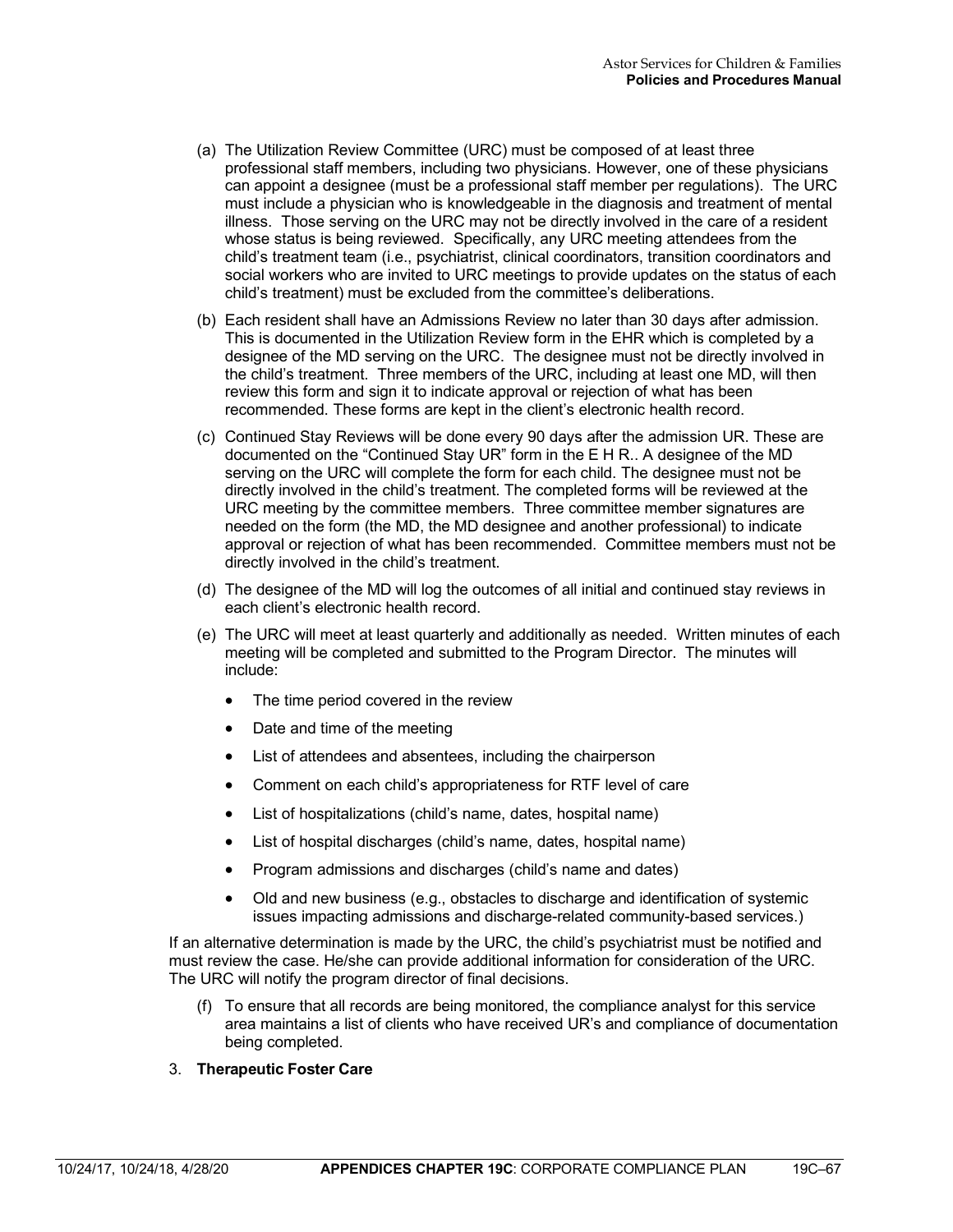(a) The Utilization Review Committee (URC) must be composed of at least three professional staff members, including two physicians. However, one of these physicians can appoint a designee (must be a professional staff member per regulations). The URC must include a physician who is knowledgeable in the diagnosis and treatment of mental illness. Those serving on the URC may not be directly involved in the care of a resident whose status is being reviewed. Specifically, any URC meeting attendees from the child's treatment team (i.e., psychiatrist, clinical coordinators, transition coordinators and social workers who are invited to URC meetings to provide updates on the status of each child's treatment) must be excluded from the committee's deliberations.

(b) Each resident shall have an Admissions Review no later than 30 days after admission. This is documented in the Utilization Review form in the EHR which is completed by a designee of the MD serving on the URC. The designee must not be directly involved in the child's treatment. Three members of the URC, including at least one MD, will then review this form and sign it to indicate approval or rejection of what has been recommended. These forms are kept in the client's electronic health record.

(c) Continued Stay Reviews will be done every 90 days after the admission UR. These are documented on the "Continued Stay UR" form in the E H R.. A designee of the MD serving on the URC will complete the form for each child. The designee must not be directly involved in the child's treatment. The completed forms will be reviewed at the URC meeting by the committee members. Three committee member signatures are needed on the form (the MD, the MD designee and another professional) to indicate approval or rejection of what has been recommended. Committee members must not be directly involved in the child's treatment.

(d) The designee of the MD will log the outcomes of all initial and continued stay reviews in each client's electronic health record.

(e) The URC will meet at least quarterly and additionally as needed. Written minutes of each meeting will be completed and submitted to the Program Director. The minutes will include:

- The time period covered in the review
- Date and time of the meeting
- List of attendees and absentees, including the chairperson
- Comment on each child's appropriateness for RTF level of care
- List of hospitalizations (child's name, dates, hospital name)
- List of hospital discharges (child's name, dates, hospital name)
- Program admissions and discharges (child's name and dates)
- Old and new business (e.g., obstacles to discharge and identification of systemic issues impacting admissions and discharge-related community-based services.)

If an alternative determination is made by the URC, the child's psychiatrist must be notified and must review the case. He/she can provide additional information for consideration of the URC. The URC will notify the program director of final decisions.

(f) To ensure that all records are being monitored, the compliance analyst for this service area maintains a list of clients who have received UR's and compliance of documentation being completed.

3. **Therapeutic Foster Care**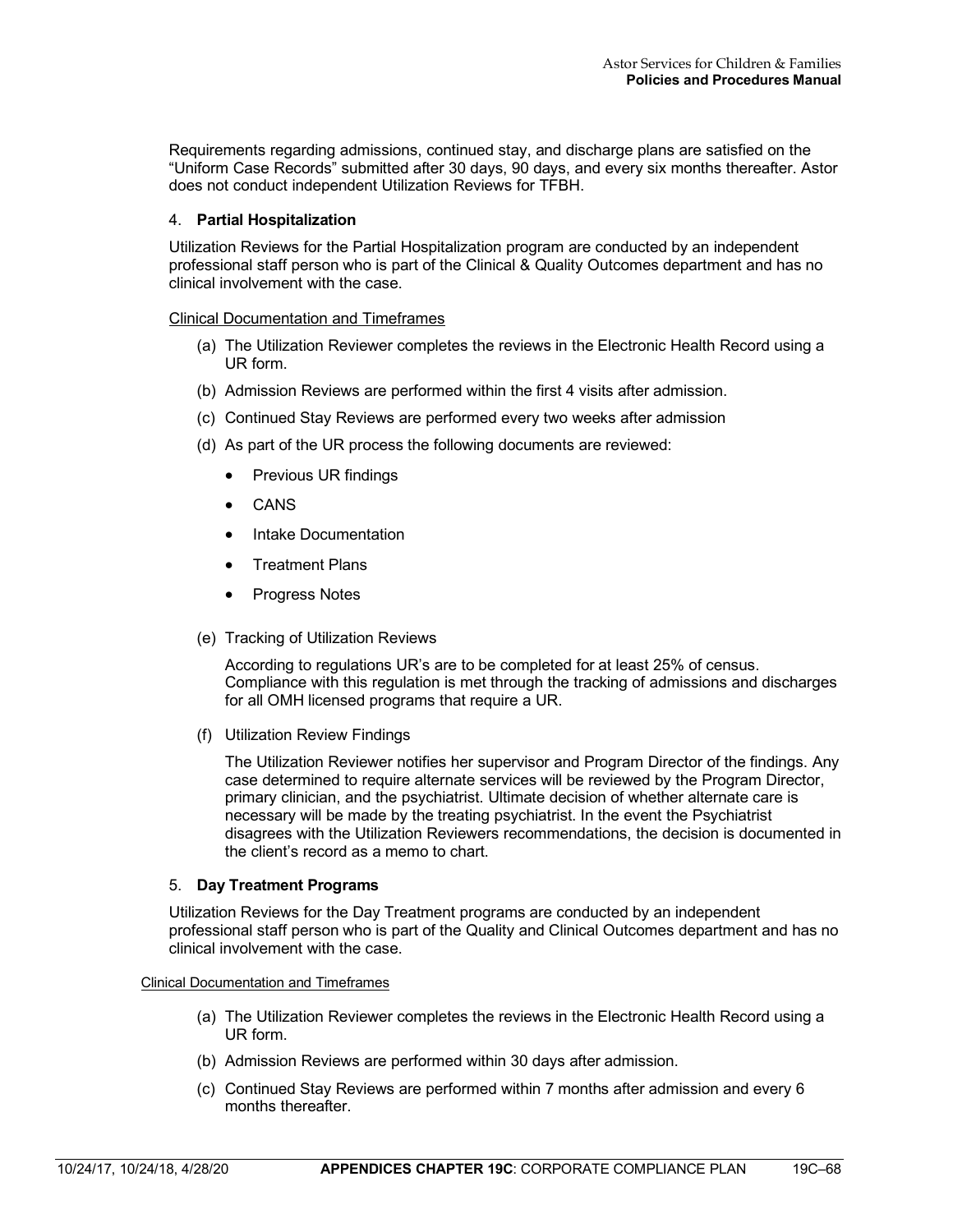Requirements regarding admissions, continued stay, and discharge plans are satisfied on the "Uniform Case Records" submitted after 30 days, 90 days, and every six months thereafter. Astor does not conduct independent Utilization Reviews for TFBH.

4. **Partial Hospitalization**

Utilization Reviews for the Partial Hospitalization program are conducted by an independent professional staff person who is part of the Clinical & Quality Outcomes department and has no clinical involvement with the case.

Clinical Documentation and Timeframes

(a) The Utilization Reviewer completes the reviews in the Electronic Health Record using a UR form.

(b) Admission Reviews are performed within the first 4 visits after admission.

(c) Continued Stay Reviews are performed every two weeks after admission

(d) As part of the UR process the following documents are reviewed:

- Previous UR findings
- CANS
- Intake Documentation
- Treatment Plans
- Progress Notes

(e) Tracking of Utilization Reviews

According to regulations UR's are to be completed for at least 25% of census. Compliance with this regulation is met through the tracking of admissions and discharges for all OMH licensed programs that require a UR.

(f) Utilization Review Findings

The Utilization Reviewer notifies her supervisor and Program Director of the findings. Any case determined to require alternate services will be reviewed by the Program Director, primary clinician, and the psychiatrist. Ultimate decision of whether alternate care is necessary will be made by the treating psychiatrist. In the event the Psychiatrist disagrees with the Utilization Reviewers recommendations, the decision is documented in the client's record as a memo to chart.

5. **Day Treatment Programs**

Utilization Reviews for the Day Treatment programs are conducted by an independent professional staff person who is part of the Quality and Clinical Outcomes department and has no clinical involvement with the case.

Clinical Documentation and Timeframes

(a) The Utilization Reviewer completes the reviews in the Electronic Health Record using a UR form.

(b) Admission Reviews are performed within 30 days after admission.

(c) Continued Stay Reviews are performed within 7 months after admission and every 6 months thereafter.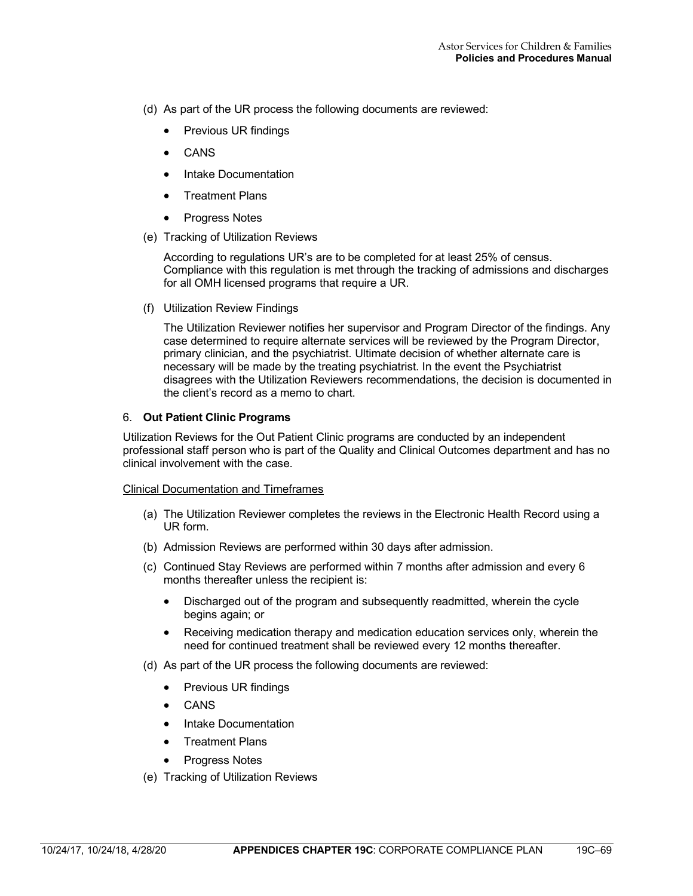(d) As part of the UR process the following documents are reviewed:

- Previous UR findings
- CANS
- Intake Documentation
- Treatment Plans
- Progress Notes

(e) Tracking of Utilization Reviews

According to regulations UR's are to be completed for at least 25% of census. Compliance with this regulation is met through the tracking of admissions and discharges for all OMH licensed programs that require a UR.

(f) Utilization Review Findings

The Utilization Reviewer notifies her supervisor and Program Director of the findings. Any case determined to require alternate services will be reviewed by the Program Director, primary clinician, and the psychiatrist. Ultimate decision of whether alternate care is necessary will be made by the treating psychiatrist. In the event the Psychiatrist disagrees with the Utilization Reviewers recommendations, the decision is documented in the client's record as a memo to chart.

6. **Out Patient Clinic Programs**

Utilization Reviews for the Out Patient Clinic programs are conducted by an independent professional staff person who is part of the Quality and Clinical Outcomes department and has no clinical involvement with the case.

<u>Clinical Documentation and Timeframes</u>

(a) The Utilization Reviewer completes the reviews in the Electronic Health Record using a UR form.

(b) Admission Reviews are performed within 30 days after admission.

(c) Continued Stay Reviews are performed within 7 months after admission and every 6 months thereafter unless the recipient is:

- Discharged out of the program and subsequently readmitted, wherein the cycle begins again; or
- Receiving medication therapy and medication education services only, wherein the need for continued treatment shall be reviewed every 12 months thereafter.

(d) As part of the UR process the following documents are reviewed:

- Previous UR findings
- CANS
- Intake Documentation
- Treatment Plans
- Progress Notes

(e) Tracking of Utilization Reviews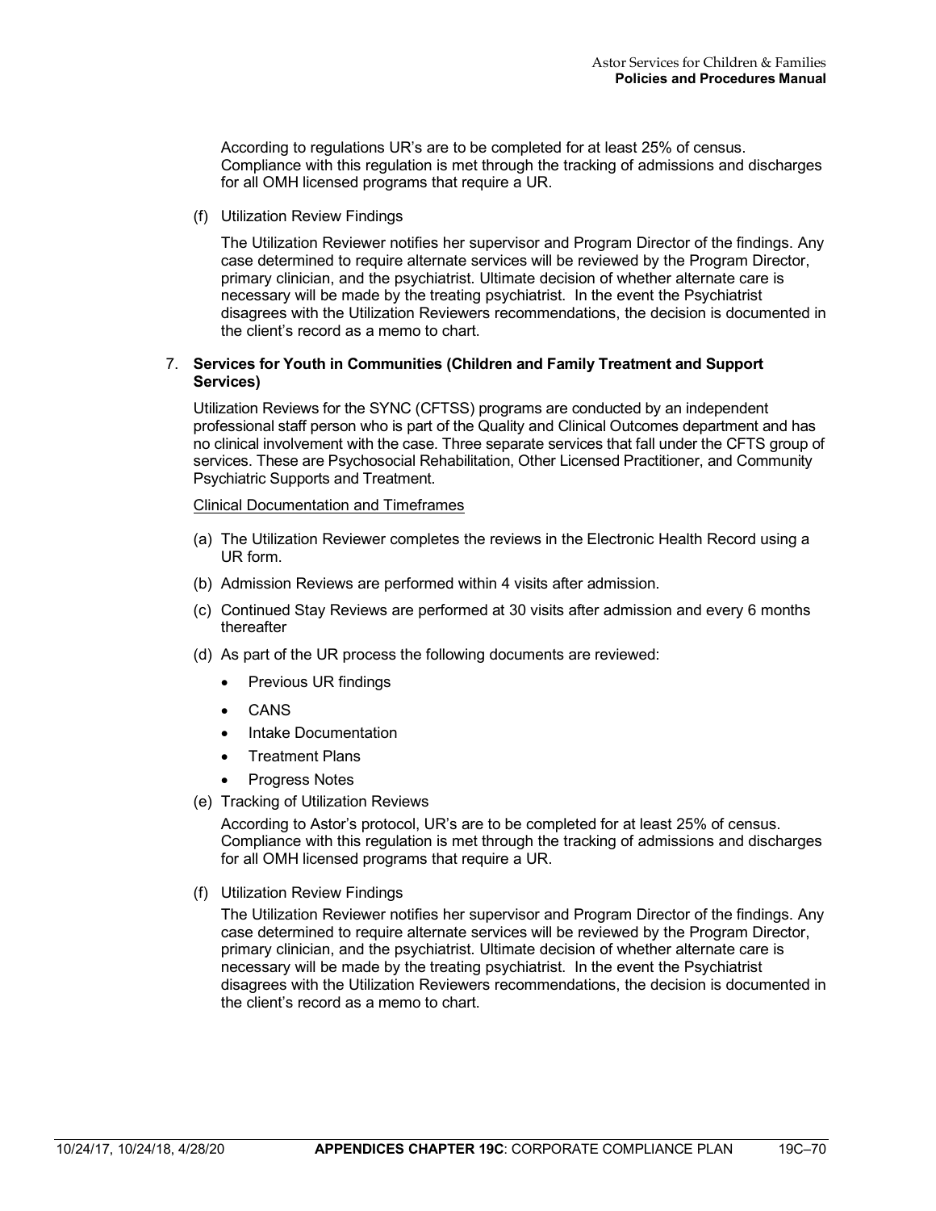According to regulations UR's are to be completed for at least 25% of census. Compliance with this regulation is met through the tracking of admissions and discharges for all OMH licensed programs that require a UR.

(f) Utilization Review Findings

The Utilization Reviewer notifies her supervisor and Program Director of the findings. Any case determined to require alternate services will be reviewed by the Program Director, primary clinician, and the psychiatrist. Ultimate decision of whether alternate care is necessary will be made by the treating psychiatrist. In the event the Psychiatrist disagrees with the Utilization Reviewers recommendations, the decision is documented in the client's record as a memo to chart.

7. **Services for Youth in Communities (Children and Family Treatment and Support Services)**

Utilization Reviews for the SYNC (CFTSS) programs are conducted by an independent professional staff person who is part of the Quality and Clinical Outcomes department and has no clinical involvement with the case. Three separate services that fall under the CFTS group of services. These are Psychosocial Rehabilitation, Other Licensed Practitioner, and Community Psychiatric Supports and Treatment.

<u>Clinical Documentation and Timeframes</u>

(a) The Utilization Reviewer completes the reviews in the Electronic Health Record using a UR form.

(b) Admission Reviews are performed within 4 visits after admission.

(c) Continued Stay Reviews are performed at 30 visits after admission and every 6 months thereafter

(d) As part of the UR process the following documents are reviewed:

- Previous UR findings
- CANS
- Intake Documentation
- Treatment Plans
- Progress Notes

(e) Tracking of Utilization Reviews

According to Astor's protocol, UR's are to be completed for at least 25% of census. Compliance with this regulation is met through the tracking of admissions and discharges for all OMH licensed programs that require a UR.

(f) Utilization Review Findings

The Utilization Reviewer notifies her supervisor and Program Director of the findings. Any case determined to require alternate services will be reviewed by the Program Director, primary clinician, and the psychiatrist. Ultimate decision of whether alternate care is necessary will be made by the treating psychiatrist. In the event the Psychiatrist disagrees with the Utilization Reviewers recommendations, the decision is documented in the client's record as a memo to chart.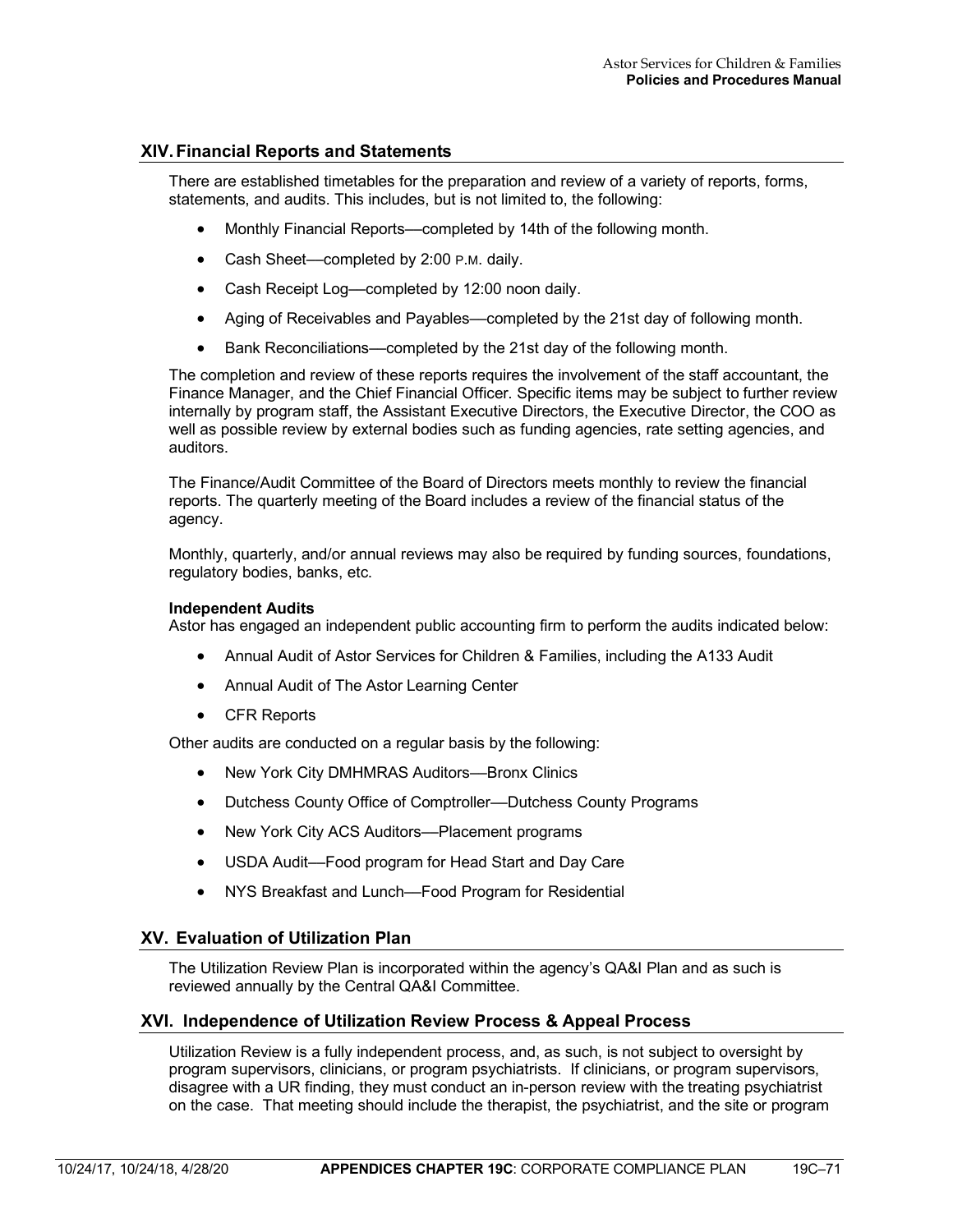## XIV. Financial Reports and Statements

There are established timetables for the preparation and review of a variety of reports, forms, statements, and audits. This includes, but is not limited to, the following:

- Monthly Financial Reports—completed by 14th of the following month.
- Cash Sheet—completed by 2:00 P.M. daily.
- Cash Receipt Log—completed by 12:00 noon daily.
- Aging of Receivables and Payables—completed by the 21st day of following month.
- Bank Reconciliations—completed by the 21st day of the following month.

The completion and review of these reports requires the involvement of the staff accountant, the Finance Manager, and the Chief Financial Officer. Specific items may be subject to further review internally by program staff, the Assistant Executive Directors, the Executive Director, the COO as well as possible review by external bodies such as funding agencies, rate setting agencies, and auditors.

The Finance/Audit Committee of the Board of Directors meets monthly to review the financial reports. The quarterly meeting of the Board includes a review of the financial status of the agency.

Monthly, quarterly, and/or annual reviews may also be required by funding sources, foundations, regulatory bodies, banks, etc.

**Independent Audits**
Astor has engaged an independent public accounting firm to perform the audits indicated below:

- Annual Audit of Astor Services for Children & Families, including the A133 Audit
- Annual Audit of The Astor Learning Center
- CFR Reports

Other audits are conducted on a regular basis by the following:

- New York City DMHMRAS Auditors—Bronx Clinics
- Dutchess County Office of Comptroller—Dutchess County Programs
- New York City ACS Auditors—Placement programs
- USDA Audit—Food program for Head Start and Day Care
- NYS Breakfast and Lunch—Food Program for Residential

## XV. Evaluation of Utilization Plan

The Utilization Review Plan is incorporated within the agency's QA&I Plan and as such is reviewed annually by the Central QA&I Committee.

## XVI. Independence of Utilization Review Process & Appeal Process

Utilization Review is a fully independent process, and, as such, is not subject to oversight by program supervisors, clinicians, or program psychiatrists. If clinicians, or program supervisors, disagree with a UR finding, they must conduct an in-person review with the treating psychiatrist on the case. That meeting should include the therapist, the psychiatrist, and the site or program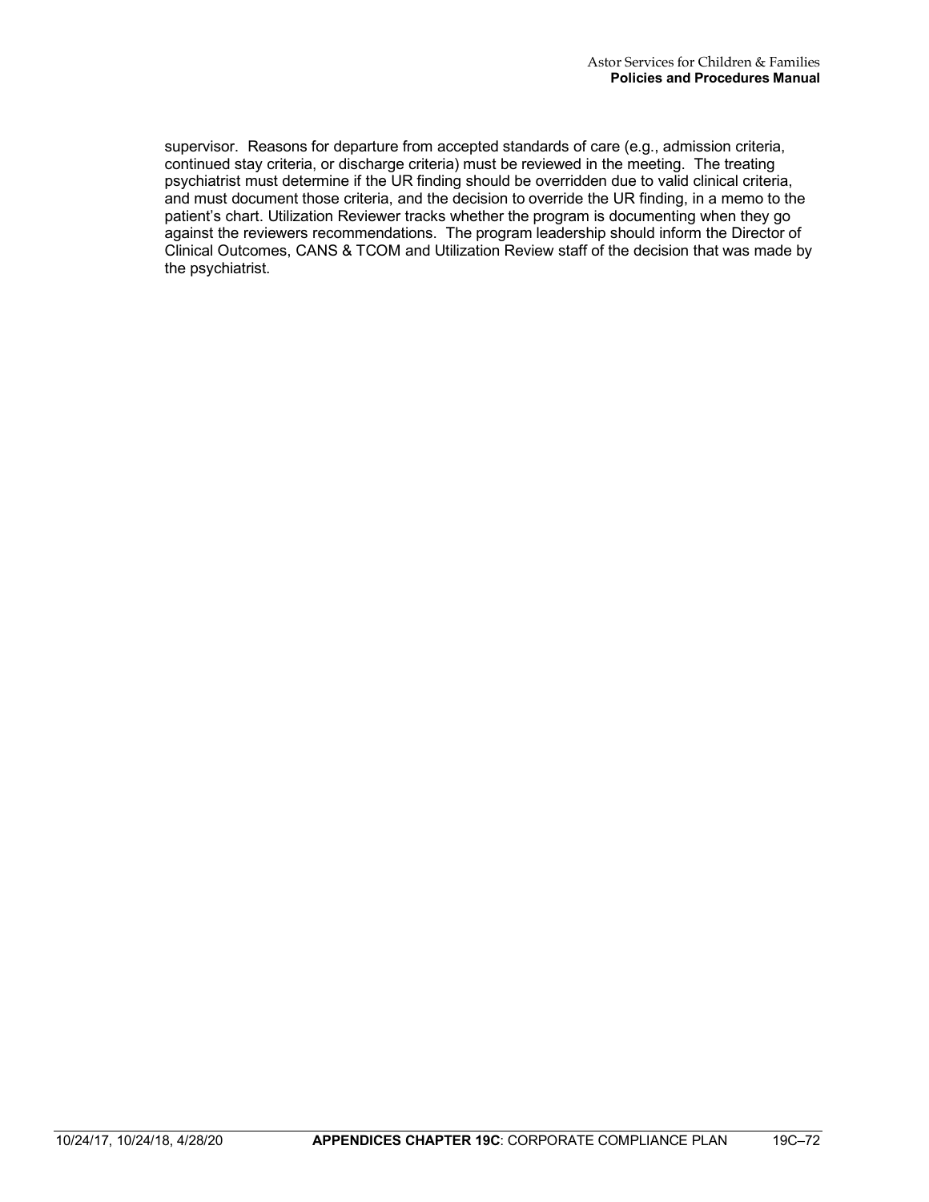supervisor. Reasons for departure from accepted standards of care (e.g., admission criteria, continued stay criteria, or discharge criteria) must be reviewed in the meeting. The treating psychiatrist must determine if the UR finding should be overridden due to valid clinical criteria, and must document those criteria, and the decision to override the UR finding, in a memo to the patient's chart. Utilization Reviewer tracks whether the program is documenting when they go against the reviewers recommendations. The program leadership should inform the Director of Clinical Outcomes, CANS & TCOM and Utilization Review staff of the decision that was made by the psychiatrist.